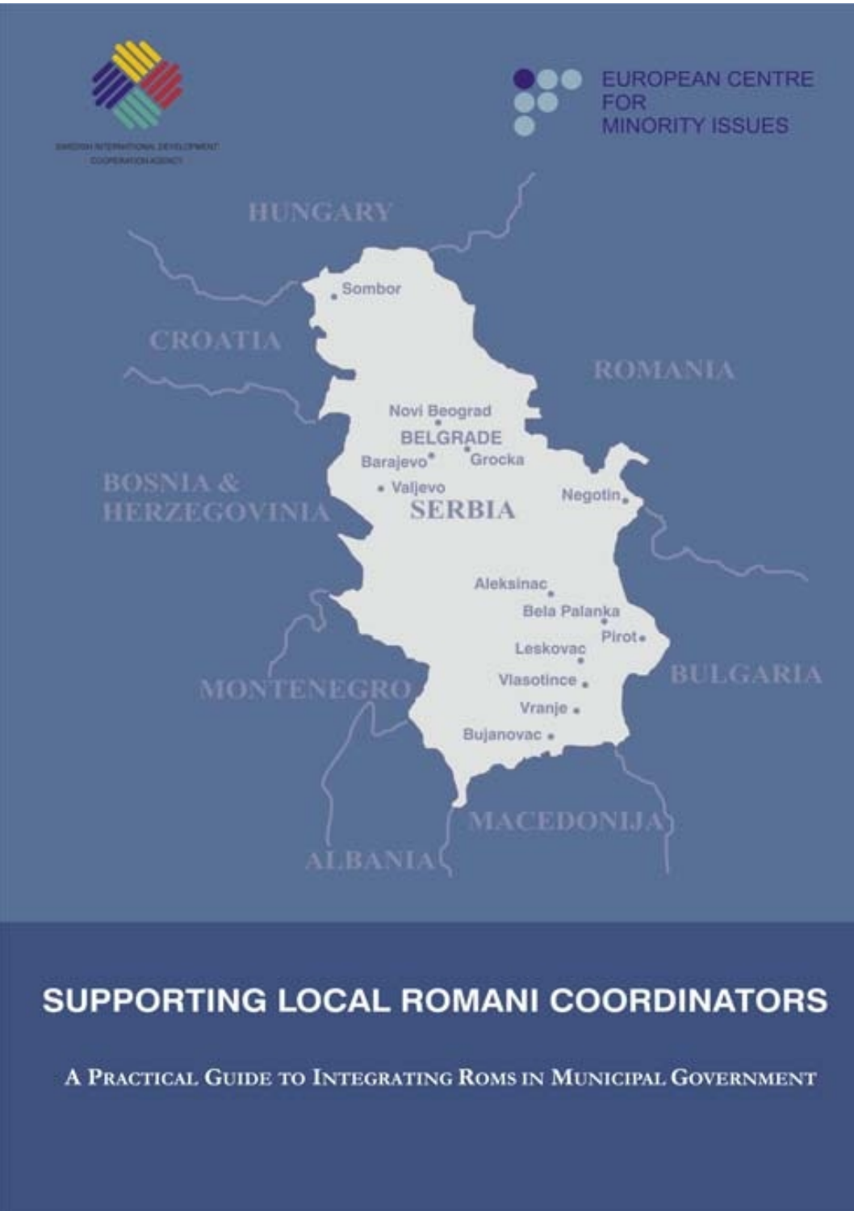SWEDISH INTERNATIONAL DEVELOPMENT COOPERATION AGENCY

EUROPEAN CENTRE FOR MINORITY ISSUES

HUNGARY

Sombor

CROATIA

ROMANIA

Novi Beograd

BELGRADE

Barajevo

Grocka

BOSNIA & HERZEGOVINIA

Valjevo

SERBIA

Negotin

Aleksinac

Bela Palanka

Pirot

Leskovac

BULGARIA

MONTENEGRO

Vlasotince

Vranje

Bujanovac

MACEDONIJA

ALBANIA

# SUPPORTING LOCAL ROMANI COORDINATORS

## A Practical Guide to Integrating Roms in Municipal Government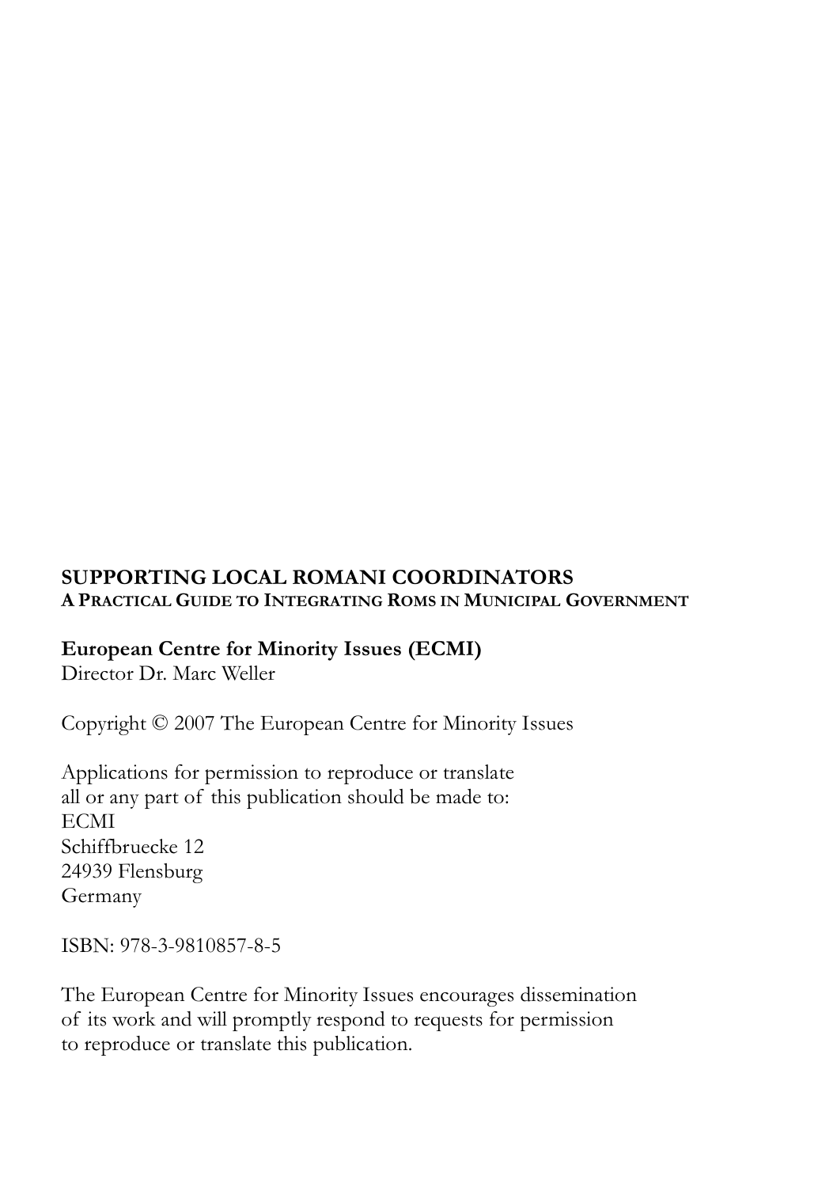**SUPPORTING LOCAL ROMANI COORDINATORS**
**A PRACTICAL GUIDE TO INTEGRATING ROMS IN MUNICIPAL GOVERNMENT**

**European Centre for Minority Issues (ECMI)**
Director Dr. Marc Weller

Copyright © 2007 The European Centre for Minority Issues

Applications for permission to reproduce or translate
all or any part of this publication should be made to:
ECMI
Schiffbruecke 12
24939 Flensburg
Germany

ISBN: 978-3-9810857-8-5

The European Centre for Minority Issues encourages dissemination
of its work and will promptly respond to requests for permission
to reproduce or translate this publication.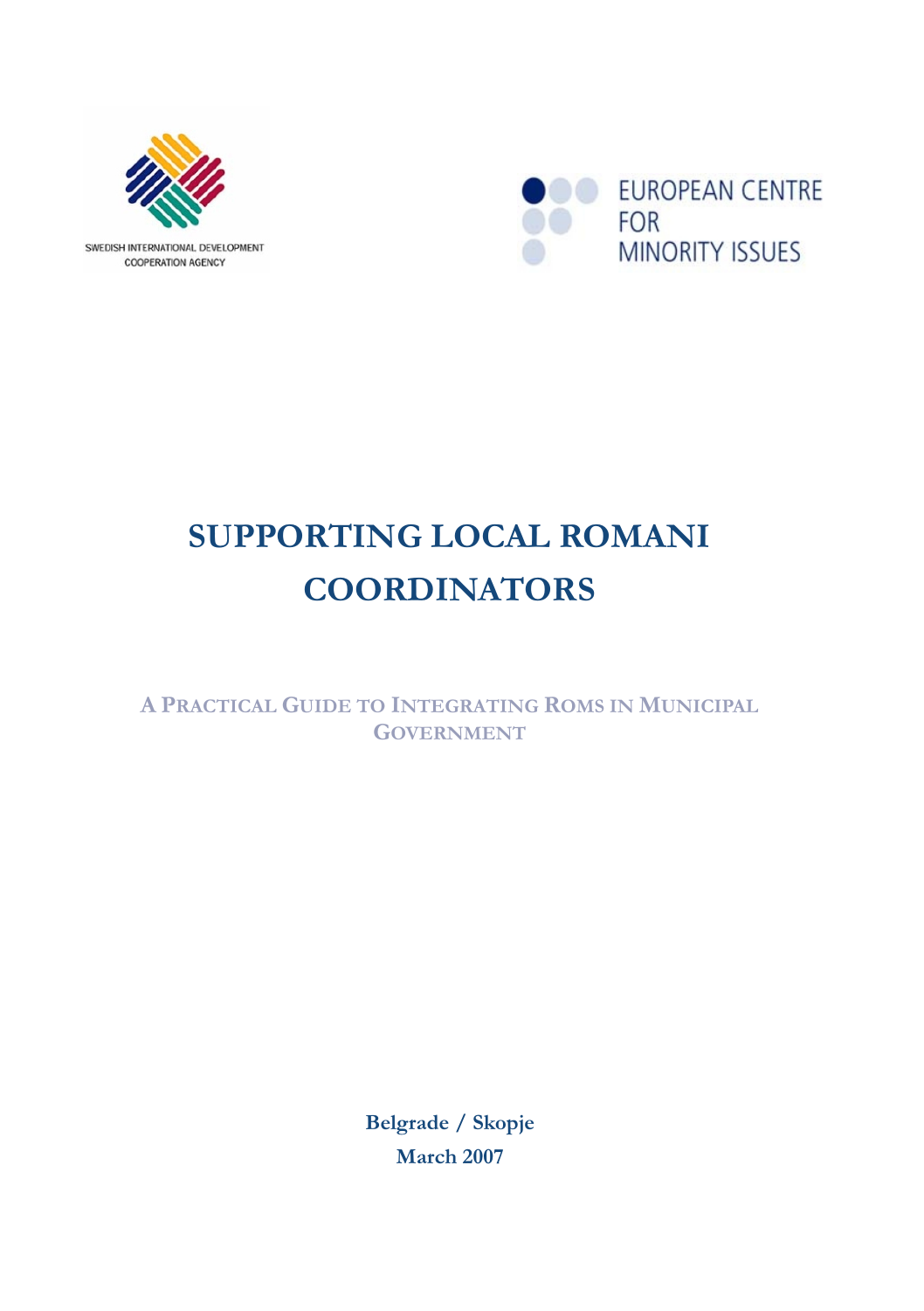SWEDISH INTERNATIONAL DEVELOPMENT COOPERATION AGENCY

EUROPEAN CENTRE FOR MINORITY ISSUES

# SUPPORTING LOCAL ROMANI COORDINATORS

## A Practical Guide to Integrating Roms in Municipal Government

**Belgrade / Skopje**

**March 2007**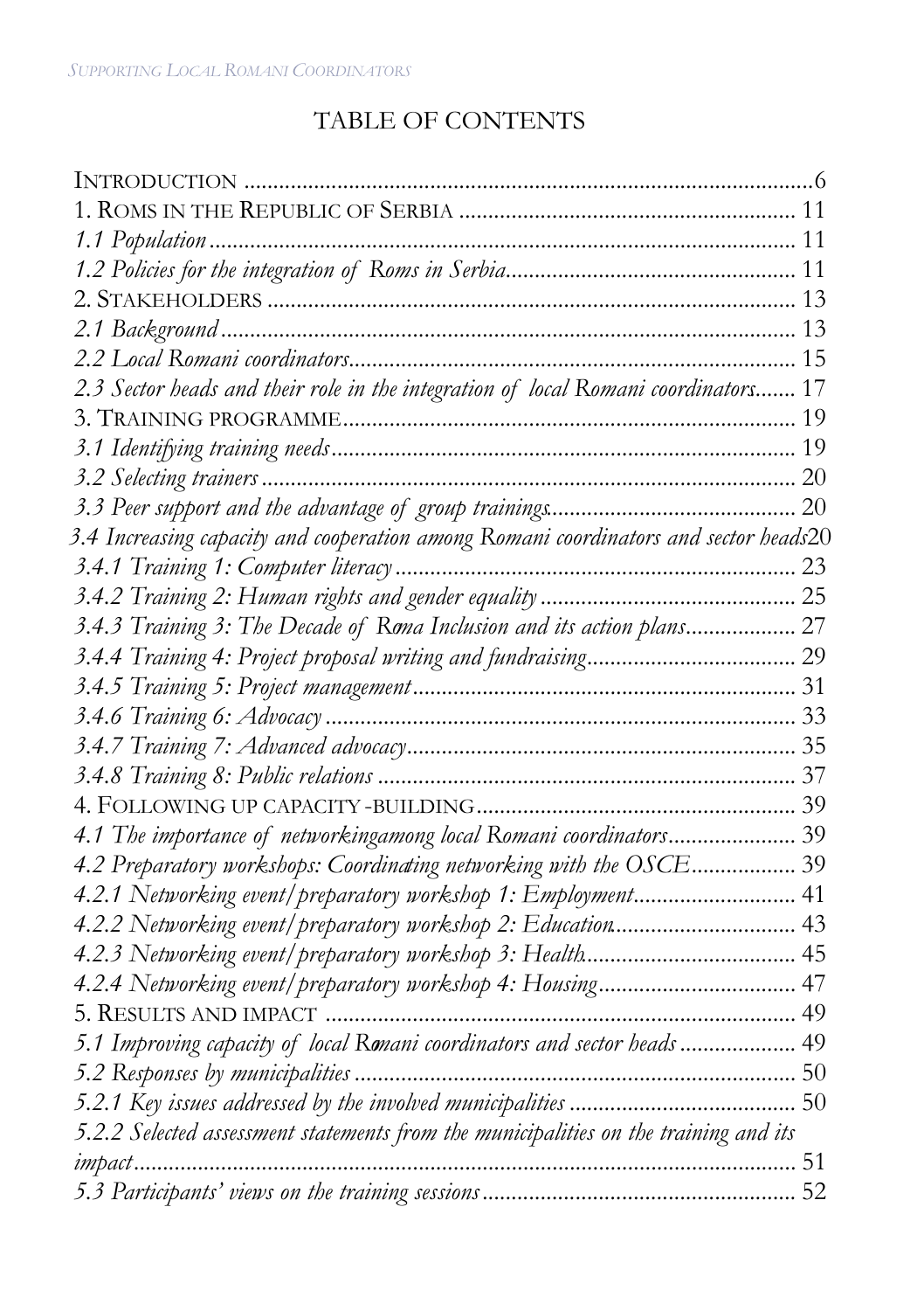# TABLE OF CONTENTS

INTRODUCTION ....................................................................................................6
1. ROMS IN THE REPUBLIC OF SERBIA ......................................................... 11
*1.1 Population* .................................................................................................... 11
*1.2 Policies for the integration of Roms in Serbia* ................................................. 11
2. STAKEHOLDERS .......................................................................................... 13
*2.1 Background* .................................................................................................. 13
*2.2 Local Romani coordinators* ........................................................................... 15
*2.3 Sector heads and their role in the integration of local Romani coordinators* ....... 17
3. TRAINING PROGRAMME ............................................................................. 19
*3.1 Identifying training needs* .............................................................................. 19
*3.2 Selecting trainers* .......................................................................................... 20
*3.3 Peer support and the advantage of group trainings* .......................................... 20
*3.4 Increasing capacity and cooperation among Romani coordinators and sector heads* 20
*3.4.1 Training 1: Computer literacy* ...................................................................... 23
*3.4.2 Training 2: Human rights and gender equality* ............................................ 25
*3.4.3 Training 3: The Decade of Roma Inclusion and its action plans* ................... 27
*3.4.4 Training 4: Project proposal writing and fundraising* .................................... 29
*3.4.5 Training 5: Project management* ................................................................. 31
*3.4.6 Training 6: Advocacy* ................................................................................. 33
*3.4.7 Training 7: Advanced advocacy* .................................................................. 35
*3.4.8 Training 8: Public relations* ........................................................................ 37
4. FOLLOWING UP CAPACITY-BUILDING ...................................................... 39
*4.1 The importance of networking among local Romani coordinators* ...................... 39
*4.2 Preparatory workshops: Coordinating networking with the OSCE* ................... 39
*4.2.1 Networking event/preparatory workshop 1: Employment* ............................ 41
*4.2.2 Networking event/preparatory workshop 2: Education* ................................ 43
*4.2.3 Networking event/preparatory workshop 3: Health* ..................................... 45
*4.2.4 Networking event/preparatory workshop 4: Housing* .................................. 47
5. RESULTS AND IMPACT ................................................................................ 49
*5.1 Improving capacity of local Romani coordinators and sector heads* .................... 49
*5.2 Responses by municipalities* ........................................................................... 50
*5.2.1 Key issues addressed by the involved municipalities* ....................................... 50
*5.2.2 Selected assessment statements from the municipalities on the training and its impact* ..................................................................................................... 51
*5.3 Participants' views on the training sessions* ...................................................... 52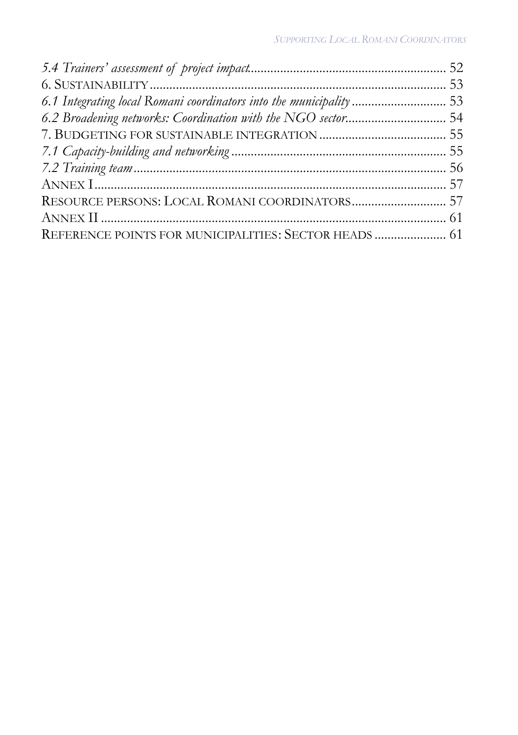*5.4 Trainers' assessment of project impact* ............................................................ 52
6. SUSTAINABILITY ............................................................................................ 53
*6.1 Integrating local Romani coordinators into the municipality* ............................ 53
*6.2 Broadening networks: Coordination with the NGO sector* ............................... 54
7. BUDGETING FOR SUSTAINABLE INTEGRATION ....................................... 55
*7.1 Capacity-building and networking* ................................................................. 55
*7.2 Training team* ............................................................................................... 56
ANNEX I ............................................................................................................ 57
RESOURCE PERSONS: LOCAL ROMANI COORDINATORS ............................. 57
ANNEX II ........................................................................................................... 61
REFERENCE POINTS FOR MUNICIPALITIES: SECTOR HEADS ...................... 61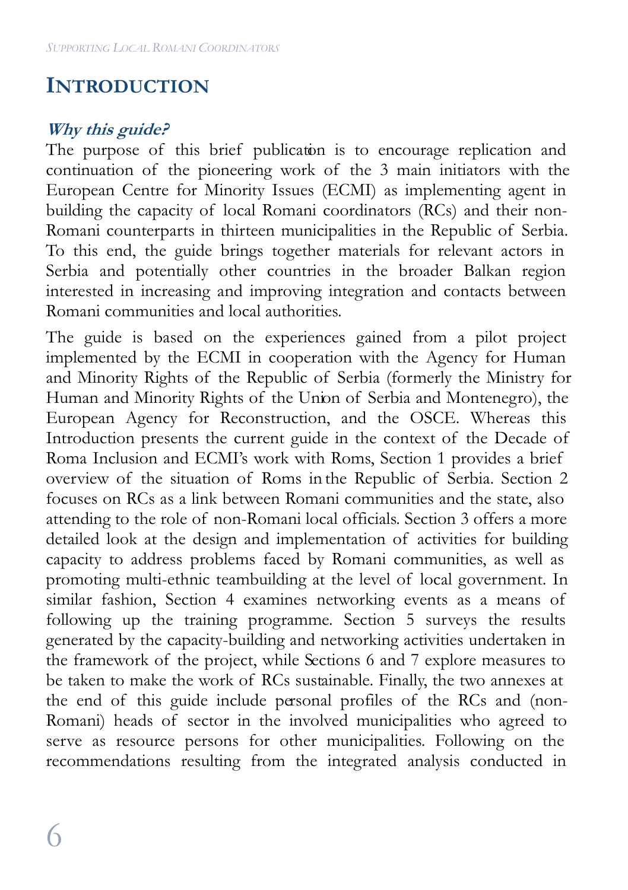# INTRODUCTION

***Why this guide?***

The purpose of this brief publication is to encourage replication and continuation of the pioneering work of the 3 main initiators with the European Centre for Minority Issues (ECMI) as implementing agent in building the capacity of local Romani coordinators (RCs) and their non-Romani counterparts in thirteen municipalities in the Republic of Serbia. To this end, the guide brings together materials for relevant actors in Serbia and potentially other countries in the broader Balkan region interested in increasing and improving integration and contacts between Romani communities and local authorities.

The guide is based on the experiences gained from a pilot project implemented by the ECMI in cooperation with the Agency for Human and Minority Rights of the Republic of Serbia (formerly the Ministry for Human and Minority Rights of the Union of Serbia and Montenegro), the European Agency for Reconstruction, and the OSCE. Whereas this Introduction presents the current guide in the context of the Decade of Roma Inclusion and ECMI's work with Roms, Section 1 provides a brief overview of the situation of Roms in the Republic of Serbia. Section 2 focuses on RCs as a link between Romani communities and the state, also attending to the role of non-Romani local officials. Section 3 offers a more detailed look at the design and implementation of activities for building capacity to address problems faced by Romani communities, as well as promoting multi-ethnic teambuilding at the level of local government. In similar fashion, Section 4 examines networking events as a means of following up the training programme. Section 5 surveys the results generated by the capacity-building and networking activities undertaken in the framework of the project, while Sections 6 and 7 explore measures to be taken to make the work of RCs sustainable. Finally, the two annexes at the end of this guide include personal profiles of the RCs and (non-Romani) heads of sector in the involved municipalities who agreed to serve as resource persons for other municipalities. Following on the recommendations resulting from the integrated analysis conducted in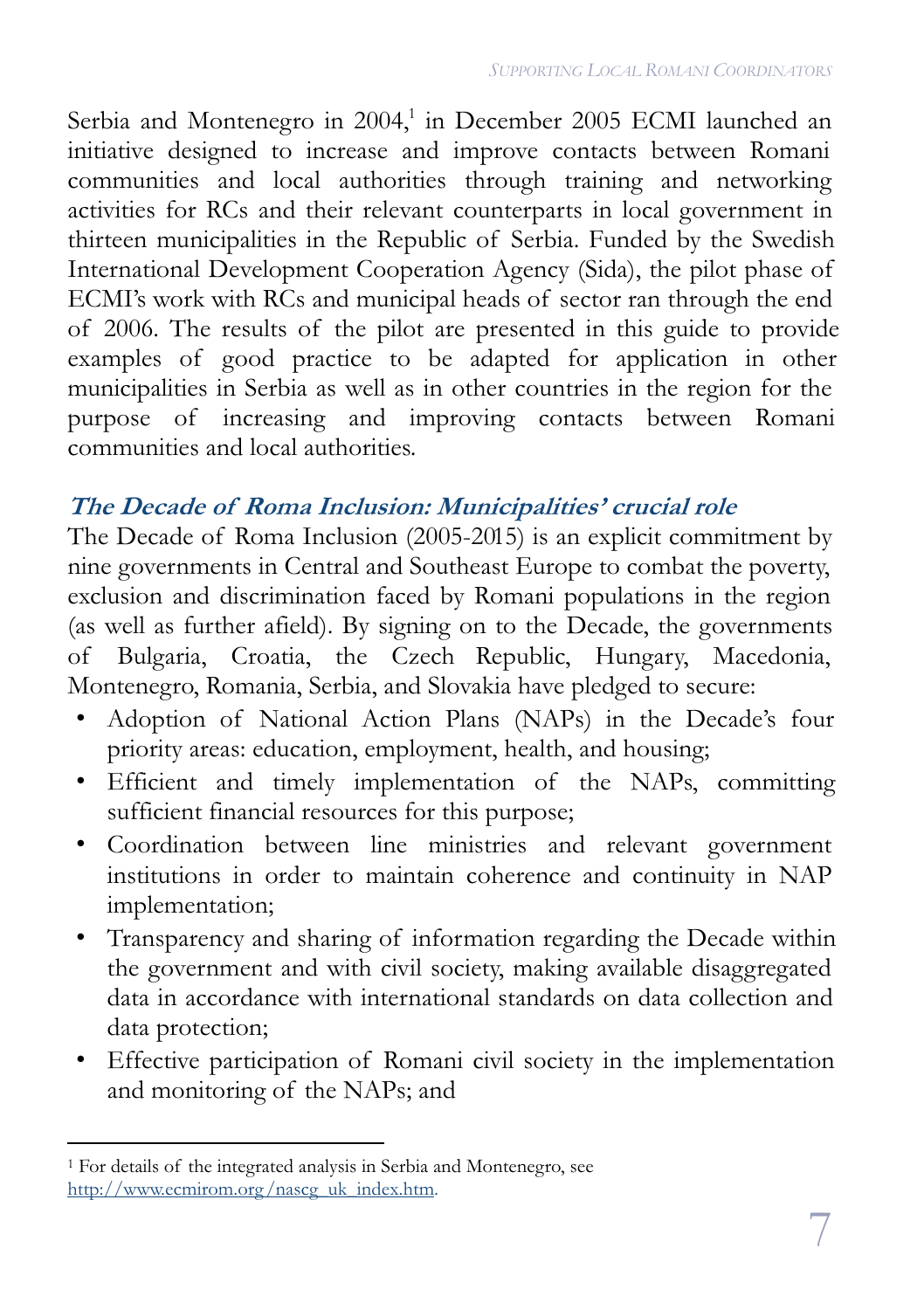Serbia and Montenegro in 2004,[1] in December 2005 ECMI launched an initiative designed to increase and improve contacts between Romani communities and local authorities through training and networking activities for RCs and their relevant counterparts in local government in thirteen municipalities in the Republic of Serbia. Funded by the Swedish International Development Cooperation Agency (Sida), the pilot phase of ECMI's work with RCs and municipal heads of sector ran through the end of 2006. The results of the pilot are presented in this guide to provide examples of good practice to be adapted for application in other municipalities in Serbia as well as in other countries in the region for the purpose of increasing and improving contacts between Romani communities and local authorities.

### *The Decade of Roma Inclusion: Municipalities' crucial role*

The Decade of Roma Inclusion (2005-2015) is an explicit commitment by nine governments in Central and Southeast Europe to combat the poverty, exclusion and discrimination faced by Romani populations in the region (as well as further afield). By signing on to the Decade, the governments of Bulgaria, Croatia, the Czech Republic, Hungary, Macedonia, Montenegro, Romania, Serbia, and Slovakia have pledged to secure:

- Adoption of National Action Plans (NAPs) in the Decade's four priority areas: education, employment, health, and housing;
- Efficient and timely implementation of the NAPs, committing sufficient financial resources for this purpose;
- Coordination between line ministries and relevant government institutions in order to maintain coherence and continuity in NAP implementation;
- Transparency and sharing of information regarding the Decade within the government and with civil society, making available disaggregated data in accordance with international standards on data collection and data protection;
- Effective participation of Romani civil society in the implementation and monitoring of the NAPs; and

[1] For details of the integrated analysis in Serbia and Montenegro, see http://www.ecmirom.org/nascg_uk_index.htm.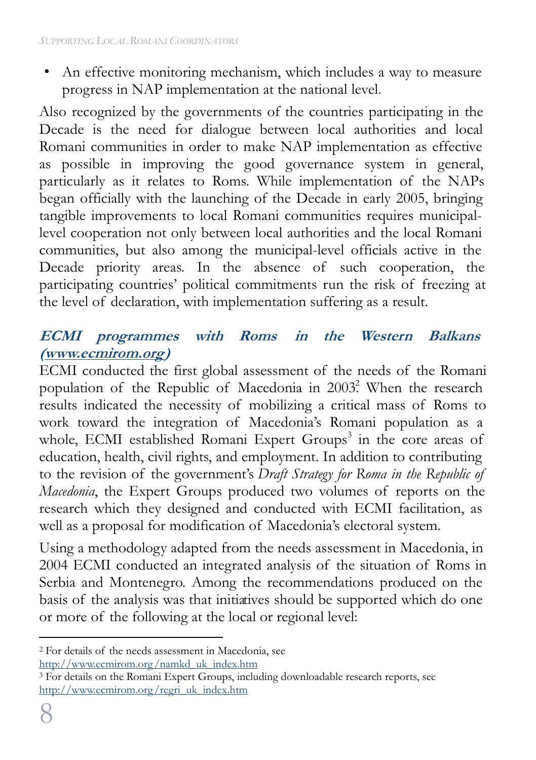- An effective monitoring mechanism, which includes a way to measure progress in NAP implementation at the national level.

Also recognized by the governments of the countries participating in the Decade is the need for dialogue between local authorities and local Romani communities in order to make NAP implementation as effective as possible in improving the good governance system in general, particularly as it relates to Roms. While implementation of the NAPs began officially with the launching of the Decade in early 2005, bringing tangible improvements to local Romani communities requires municipal-level cooperation not only between local authorities and the local Romani communities, but also among the municipal-level officials active in the Decade priority areas. In the absence of such cooperation, the participating countries' political commitments run the risk of freezing at the level of declaration, with implementation suffering as a result.

### ECMI programmes with Roms in the Western Balkans (www.ecmirom.org)

ECMI conducted the first global assessment of the needs of the Romani population of the Republic of Macedonia in 2003.[2] When the research results indicated the necessity of mobilizing a critical mass of Roms to work toward the integration of Macedonia's Romani population as a whole, ECMI established Romani Expert Groups[3] in the core areas of education, health, civil rights, and employment. In addition to contributing to the revision of the government's *Draft Strategy for Roma in the Republic of Macedonia*, the Expert Groups produced two volumes of reports on the research which they designed and conducted with ECMI facilitation, as well as a proposal for modification of Macedonia's electoral system.

Using a methodology adapted from the needs assessment in Macedonia, in 2004 ECMI conducted an integrated analysis of the situation of Roms in Serbia and Montenegro. Among the recommendations produced on the basis of the analysis was that initiatives should be supported which do one or more of the following at the local or regional level:

---

[2] For details of the needs assessment in Macedonia, see http://www.ecmirom.org/namkd_uk_index.htm

[3] For details on the Romani Expert Groups, including downloadable research reports, see http://www.ecmirom.org/regri_uk_index.htm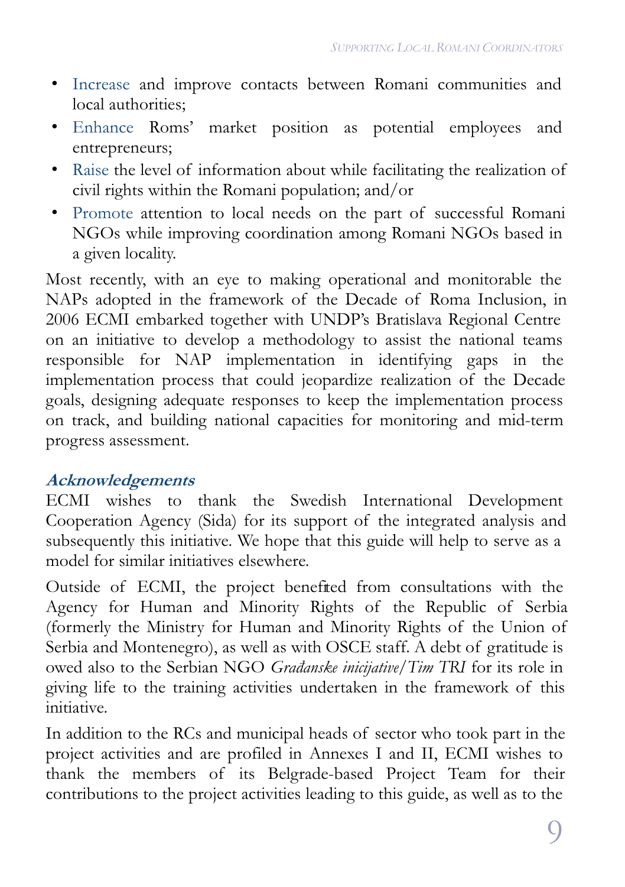- Increase and improve contacts between Romani communities and local authorities;
- Enhance Roms' market position as potential employees and entrepreneurs;
- Raise the level of information about while facilitating the realization of civil rights within the Romani population; and/or
- Promote attention to local needs on the part of successful Romani NGOs while improving coordination among Romani NGOs based in a given locality.

Most recently, with an eye to making operational and monitorable the NAPs adopted in the framework of the Decade of Roma Inclusion, in 2006 ECMI embarked together with UNDP's Bratislava Regional Centre on an initiative to develop a methodology to assist the national teams responsible for NAP implementation in identifying gaps in the implementation process that could jeopardize realization of the Decade goals, designing adequate responses to keep the implementation process on track, and building national capacities for monitoring and mid-term progress assessment.

### *Acknowledgements*

ECMI wishes to thank the Swedish International Development Cooperation Agency (Sida) for its support of the integrated analysis and subsequently this initiative. We hope that this guide will help to serve as a model for similar initiatives elsewhere.

Outside of ECMI, the project benefited from consultations with the Agency for Human and Minority Rights of the Republic of Serbia (formerly the Ministry for Human and Minority Rights of the Union of Serbia and Montenegro), as well as with OSCE staff. A debt of gratitude is owed also to the Serbian NGO *Građanske inicijative/Tim TRI* for its role in giving life to the training activities undertaken in the framework of this initiative.

In addition to the RCs and municipal heads of sector who took part in the project activities and are profiled in Annexes I and II, ECMI wishes to thank the members of its Belgrade-based Project Team for their contributions to the project activities leading to this guide, as well as to the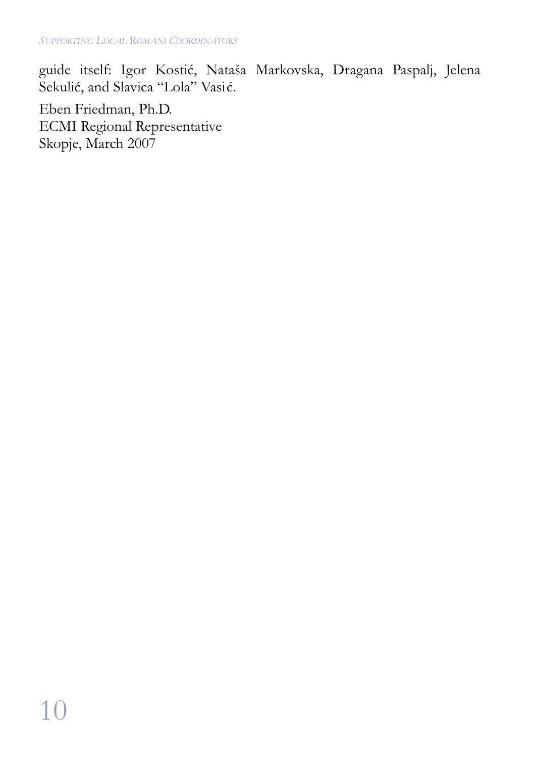guide itself: Igor Kostić, Nataša Markovska, Dragana Paspalj, Jelena Sekulić, and Slavica "Lola" Vasić.

Eben Friedman, Ph.D.
ECMI Regional Representative
Skopje, March 2007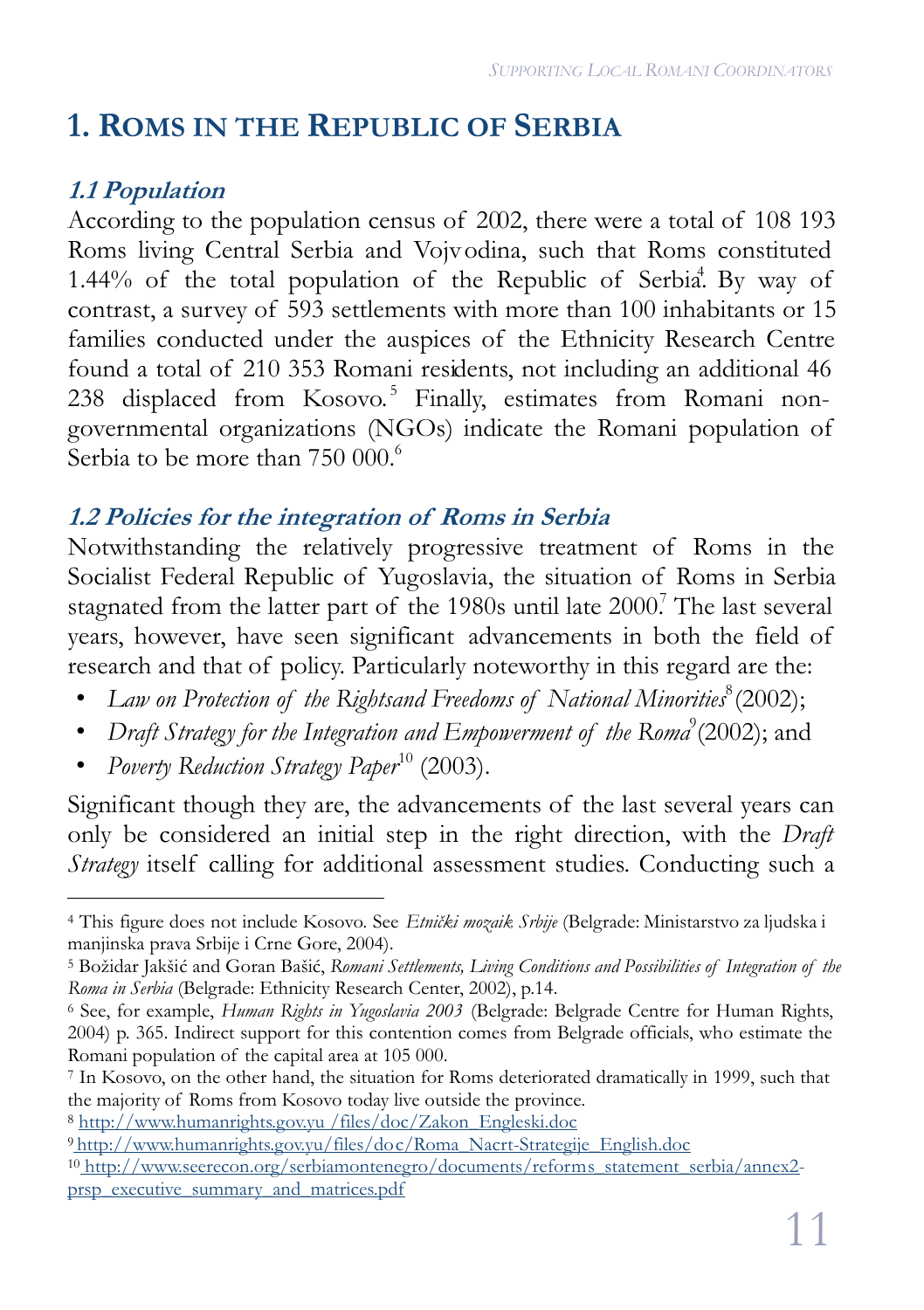# 1. Roms in the Republic of Serbia

## *1.1 Population*

According to the population census of 2002, there were a total of 108 193 Roms living Central Serbia and Vojvodina, such that Roms constituted 1.44% of the total population of the Republic of Serbia[4]. By way of contrast, a survey of 593 settlements with more than 100 inhabitants or 15 families conducted under the auspices of the Ethnicity Research Centre found a total of 210 353 Romani residents, not including an additional 46 238 displaced from Kosovo.[5] Finally, estimates from Romani non-governmental organizations (NGOs) indicate the Romani population of Serbia to be more than 750 000.[6]

## *1.2 Policies for the integration of Roms in Serbia*

Notwithstanding the relatively progressive treatment of Roms in the Socialist Federal Republic of Yugoslavia, the situation of Roms in Serbia stagnated from the latter part of the 1980s until late 2000[7]. The last several years, however, have seen significant advancements in both the field of research and that of policy. Particularly noteworthy in this regard are the:

- *Law on Protection of the Rightsand Freedoms of National Minorities*[8] (2002);
- *Draft Strategy for the Integration and Empowerment of the Roma*[9] (2002); and
- *Poverty Reduction Strategy Paper*[10] (2003).

Significant though they are, the advancements of the last several years can only be considered an initial step in the right direction, with the *Draft Strategy* itself calling for additional assessment studies. Conducting such a

---

[4] This figure does not include Kosovo. See *Etnički mozaik Srbije* (Belgrade: Ministarstvo za ljudska i manjinska prava Srbije i Crne Gore, 2004).

[5] Božidar Jakšić and Goran Bašić, *Romani Settlements, Living Conditions and Possibilities of Integration of the Roma in Serbia* (Belgrade: Ethnicity Research Center, 2002), p.14.

[6] See, for example, *Human Rights in Yugoslavia 2003* (Belgrade: Belgrade Centre for Human Rights, 2004) p. 365. Indirect support for this contention comes from Belgrade officials, who estimate the Romani population of the capital area at 105 000.

[7] In Kosovo, on the other hand, the situation for Roms deteriorated dramatically in 1999, such that the majority of Roms from Kosovo today live outside the province.

[8] http://www.humanrights.gov.yu /files/doc/Zakon_Engleski.doc

[9] http://www.humanrights.gov.yu/files/doc/Roma_Nacrt-Strategije_English.doc

[10] http://www.seerecon.org/serbiamontenegro/documents/reforms_statement_serbia/annex2-prsp_executive_summary_and_matrices.pdf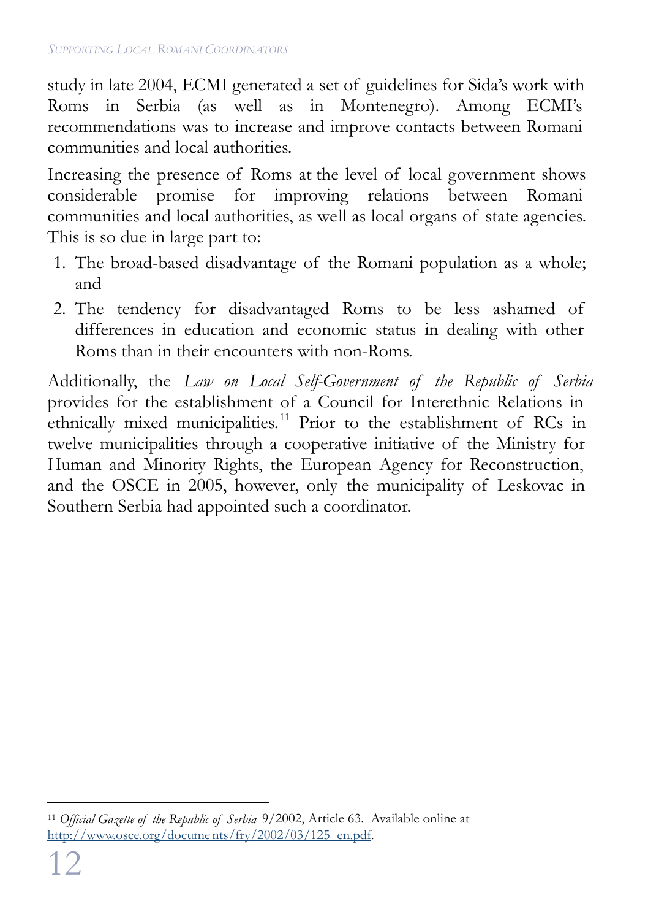study in late 2004, ECMI generated a set of guidelines for Sida's work with Roms in Serbia (as well as in Montenegro). Among ECMI's recommendations was to increase and improve contacts between Romani communities and local authorities.

Increasing the presence of Roms at the level of local government shows considerable promise for improving relations between Romani communities and local authorities, as well as local organs of state agencies. This is so due in large part to:

1. The broad-based disadvantage of the Romani population as a whole; and
2. The tendency for disadvantaged Roms to be less ashamed of differences in education and economic status in dealing with other Roms than in their encounters with non-Roms.

Additionally, the *Law on Local Self-Government of the Republic of Serbia* provides for the establishment of a Council for Interethnic Relations in ethnically mixed municipalities.[11] Prior to the establishment of RCs in twelve municipalities through a cooperative initiative of the Ministry for Human and Minority Rights, the European Agency for Reconstruction, and the OSCE in 2005, however, only the municipality of Leskovac in Southern Serbia had appointed such a coordinator.

---

[11] *Official Gazette of the Republic of Serbia* 9/2002, Article 63. Available online at http://www.osce.org/documents/fry/2002/03/125_en.pdf.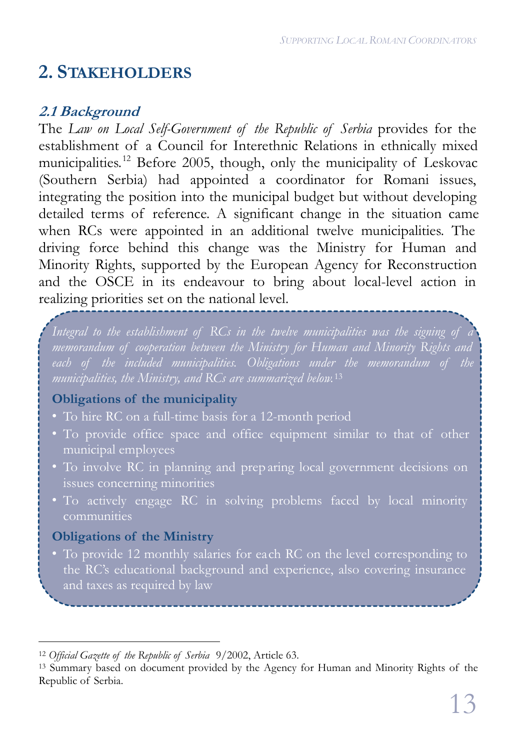## 2. Stakeholders

### *2.1 Background*

The *Law on Local Self-Government of the Republic of Serbia* provides for the establishment of a Council for Interethnic Relations in ethnically mixed municipalities.[12] Before 2005, though, only the municipality of Leskovac (Southern Serbia) had appointed a coordinator for Romani issues, integrating the position into the municipal budget but without developing detailed terms of reference. A significant change in the situation came when RCs were appointed in an additional twelve municipalities. The driving force behind this change was the Ministry for Human and Minority Rights, supported by the European Agency for Reconstruction and the OSCE in its endeavour to bring about local-level action in realizing priorities set on the national level.

*Integral to the establishment of RCs in the twelve municipalities was the signing of a memorandum of cooperation between the Ministry for Human and Minority Rights and each of the included municipalities. Obligations under the memorandum of the municipalities, the Ministry, and RCs are summarized below.*[13]

**Obligations of the municipality**

- To hire RC on a full-time basis for a 12-month period
- To provide office space and office equipment similar to that of other municipal employees
- To involve RC in planning and preparing local government decisions on issues concerning minorities
- To actively engage RC in solving problems faced by local minority communities

**Obligations of the Ministry**

- To provide 12 monthly salaries for each RC on the level corresponding to the RC's educational background and experience, also covering insurance and taxes as required by law

---

[12] *Official Gazette of the Republic of Serbia* 9/2002, Article 63.

[13] Summary based on document provided by the Agency for Human and Minority Rights of the Republic of Serbia.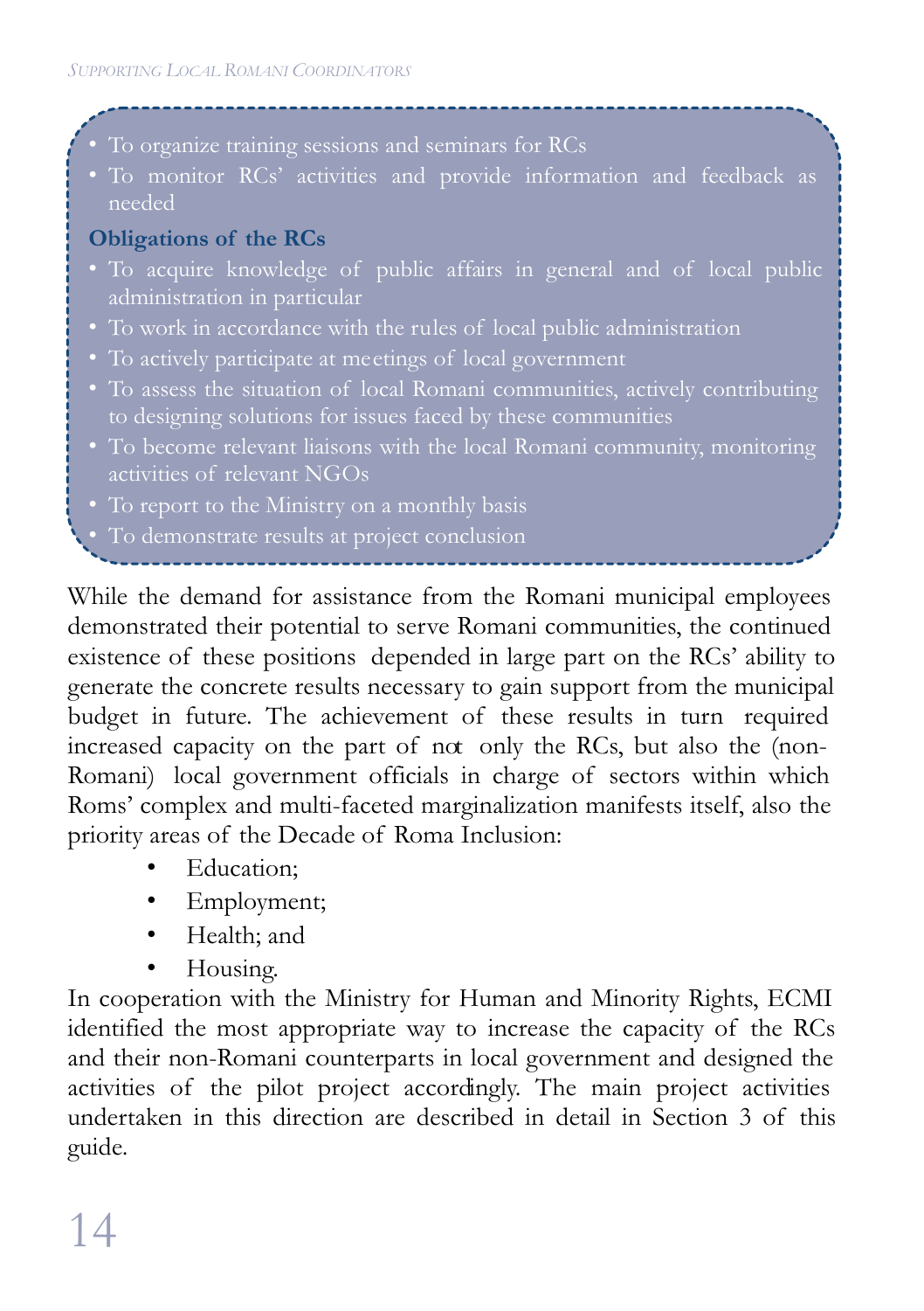- To organize training sessions and seminars for RCs
- To monitor RCs' activities and provide information and feedback as needed

**Obligations of the RCs**

- To acquire knowledge of public affairs in general and of local public administration in particular
- To work in accordance with the rules of local public administration
- To actively participate at meetings of local government
- To assess the situation of local Romani communities, actively contributing to designing solutions for issues faced by these communities
- To become relevant liaisons with the local Romani community, monitoring activities of relevant NGOs
- To report to the Ministry on a monthly basis
- To demonstrate results at project conclusion

While the demand for assistance from the Romani municipal employees demonstrated their potential to serve Romani communities, the continued existence of these positions depended in large part on the RCs' ability to generate the concrete results necessary to gain support from the municipal budget in future. The achievement of these results in turn required increased capacity on the part of not only the RCs, but also the (non-Romani) local government officials in charge of sectors within which Roms' complex and multi-faceted marginalization manifests itself, also the priority areas of the Decade of Roma Inclusion:

- Education;
- Employment;
- Health; and
- Housing.

In cooperation with the Ministry for Human and Minority Rights, ECMI identified the most appropriate way to increase the capacity of the RCs and their non-Romani counterparts in local government and designed the activities of the pilot project accordingly. The main project activities undertaken in this direction are described in detail in Section 3 of this guide.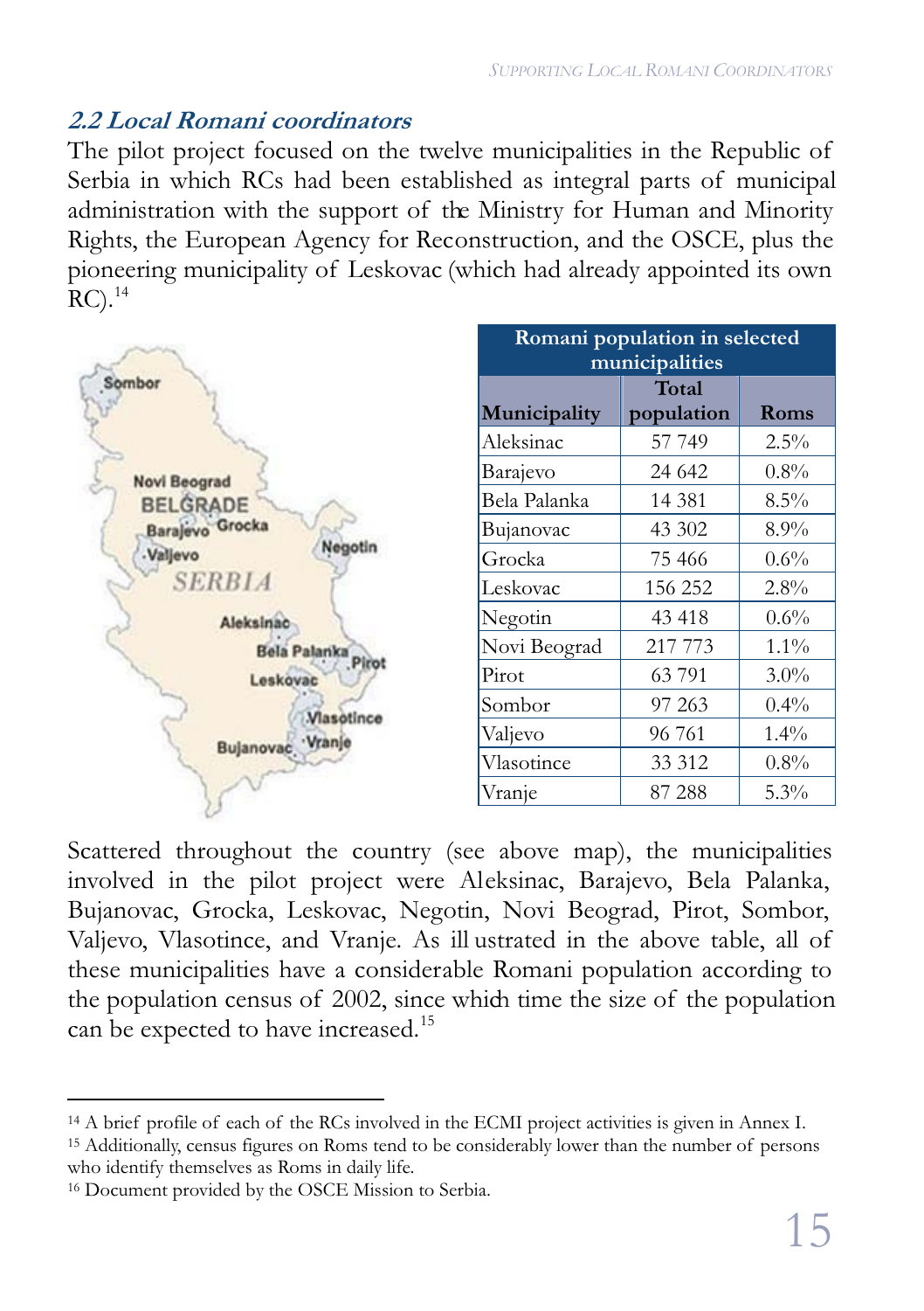## 2.2 Local Romani coordinators

The pilot project focused on the twelve municipalities in the Republic of Serbia in which RCs had been established as integral parts of municipal administration with the support of the Ministry for Human and Minority Rights, the European Agency for Reconstruction, and the OSCE, plus the pioneering municipality of Leskovac (which had already appointed its own RC).[14]

| Romani population in selected municipalities | | |
|---|---|---|
| Municipality | Total population | Roms |
| Aleksinac | 57 749 | 2.5% |
| Barajevo | 24 642 | 0.8% |
| Bela Palanka | 14 381 | 8.5% |
| Bujanovac | 43 302 | 8.9% |
| Grocka | 75 466 | 0.6% |
| Leskovac | 156 252 | 2.8% |
| Negotin | 43 418 | 0.6% |
| Novi Beograd | 217 773 | 1.1% |
| Pirot | 63 791 | 3.0% |
| Sombor | 97 263 | 0.4% |
| Valjevo | 96 761 | 1.4% |
| Vlasotince | 33 312 | 0.8% |
| Vranje | 87 288 | 5.3% |

Scattered throughout the country (see above map), the municipalities involved in the pilot project were Aleksinac, Barajevo, Bela Palanka, Bujanovac, Grocka, Leskovac, Negotin, Novi Beograd, Pirot, Sombor, Valjevo, Vlasotince, and Vranje. As illustrated in the above table, all of these municipalities have a considerable Romani population according to the population census of 2002, since which time the size of the population can be expected to have increased.[15]

---

[14] A brief profile of each of the RCs involved in the ECMI project activities is given in Annex I.

[15] Additionally, census figures on Roms tend to be considerably lower than the number of persons who identify themselves as Roms in daily life.

[16] Document provided by the OSCE Mission to Serbia.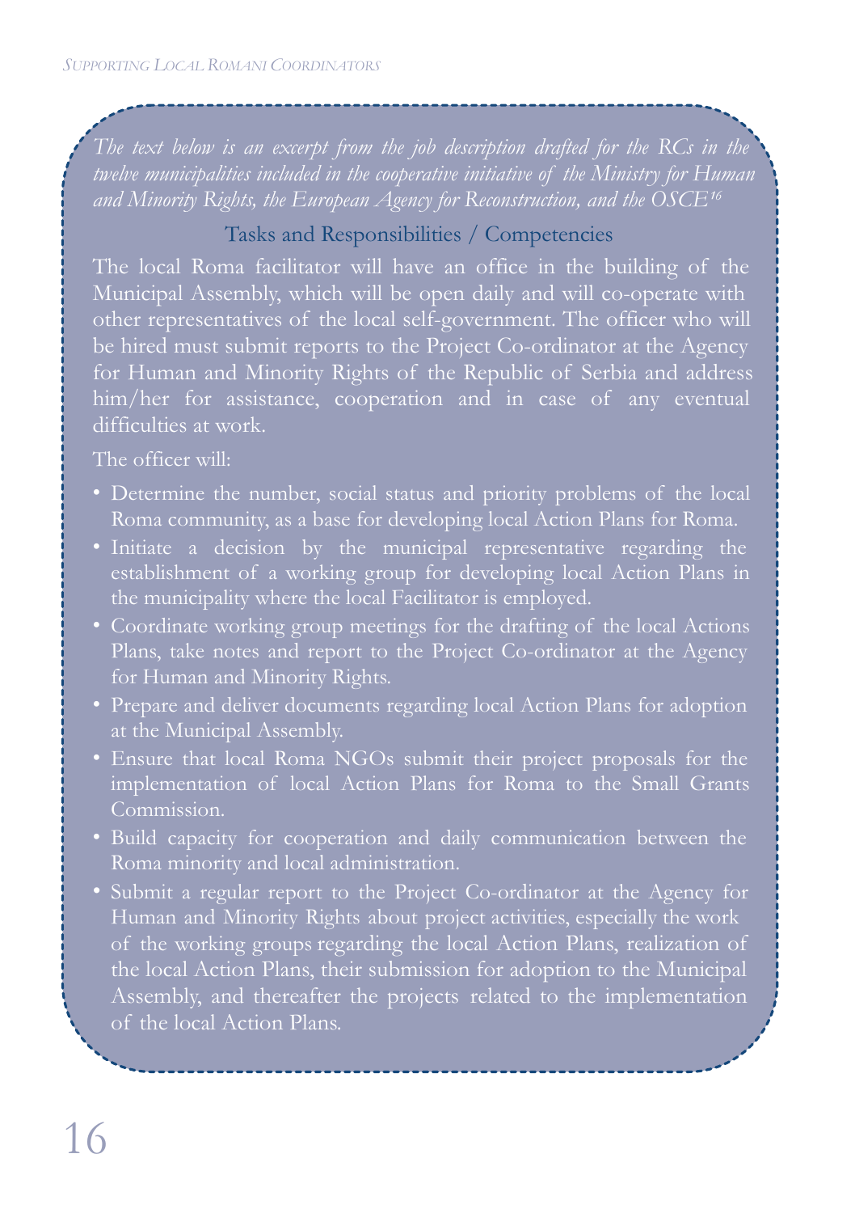*The text below is an excerpt from the job description drafted for the RCs in the twelve municipalities included in the cooperative initiative of the Ministry for Human and Minority Rights, the European Agency for Reconstruction, and the OSCE*[16]

### Tasks and Responsibilities / Competencies

The local Roma facilitator will have an office in the building of the Municipal Assembly, which will be open daily and will co-operate with other representatives of the local self-government. The officer who will be hired must submit reports to the Project Co-ordinator at the Agency for Human and Minority Rights of the Republic of Serbia and address him/her for assistance, cooperation and in case of any eventual difficulties at work.

The officer will:

- Determine the number, social status and priority problems of the local Roma community, as a base for developing local Action Plans for Roma.
- Initiate a decision by the municipal representative regarding the establishment of a working group for developing local Action Plans in the municipality where the local Facilitator is employed.
- Coordinate working group meetings for the drafting of the local Actions Plans, take notes and report to the Project Co-ordinator at the Agency for Human and Minority Rights.
- Prepare and deliver documents regarding local Action Plans for adoption at the Municipal Assembly.
- Ensure that local Roma NGOs submit their project proposals for the implementation of local Action Plans for Roma to the Small Grants Commission.
- Build capacity for cooperation and daily communication between the Roma minority and local administration.
- Submit a regular report to the Project Co-ordinator at the Agency for Human and Minority Rights about project activities, especially the work of the working groups regarding the local Action Plans, realization of the local Action Plans, their submission for adoption to the Municipal Assembly, and thereafter the projects related to the implementation of the local Action Plans.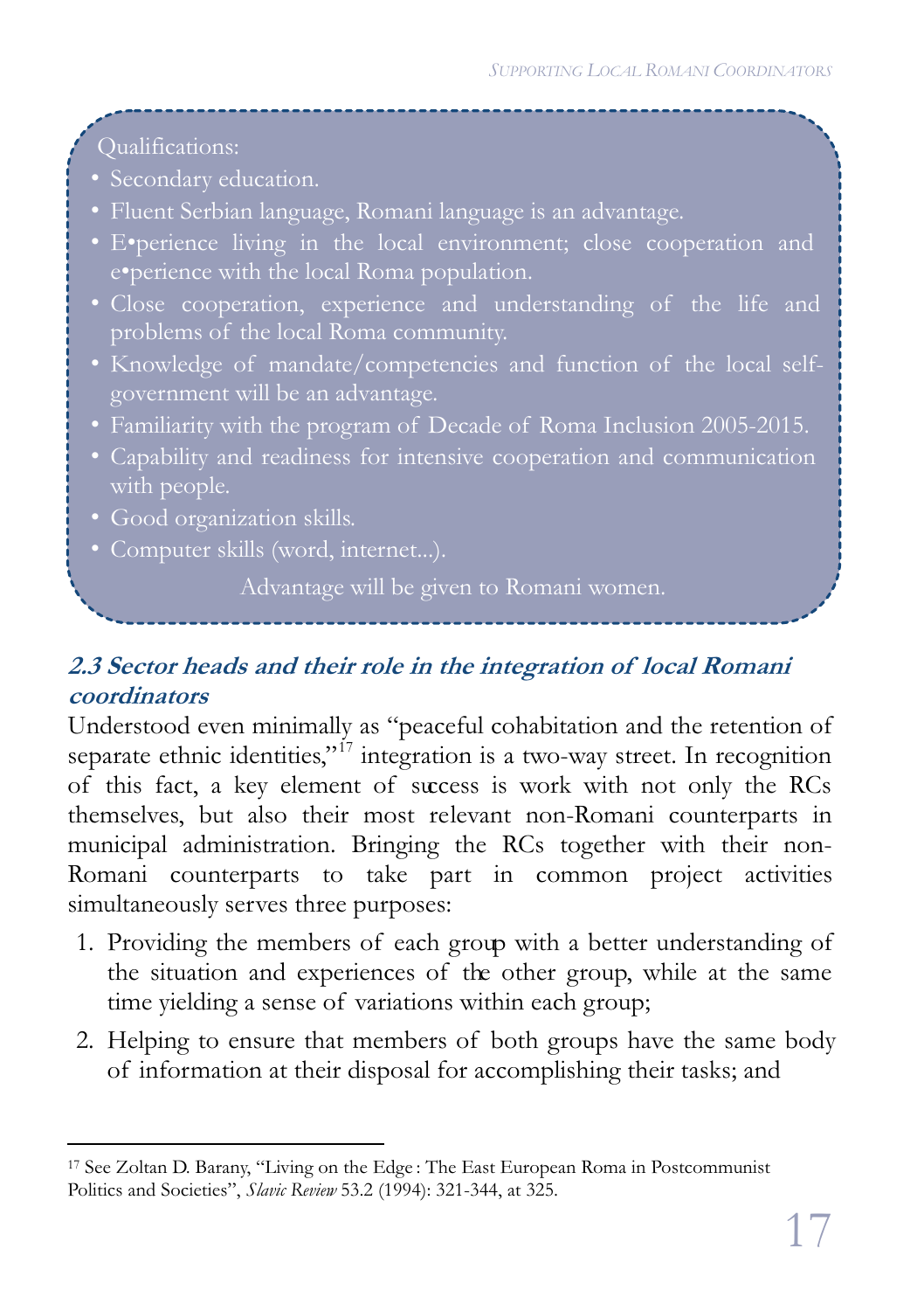Qualifications:

- Secondary education.
- Fluent Serbian language, Romani language is an advantage.
- E•perience living in the local environment; close cooperation and e•perience with the local Roma population.
- Close cooperation, experience and understanding of the life and problems of the local Roma community.
- Knowledge of mandate/competencies and function of the local self-government will be an advantage.
- Familiarity with the program of Decade of Roma Inclusion 2005-2015.
- Capability and readiness for intensive cooperation and communication with people.
- Good organization skills.
- Computer skills (word, internet...).

Advantage will be given to Romani women.

### *2.3 Sector heads and their role in the integration of local Romani coordinators*

Understood even minimally as "peaceful cohabitation and the retention of separate ethnic identities,"[17] integration is a two-way street. In recognition of this fact, a key element of success is work with not only the RCs themselves, but also their most relevant non-Romani counterparts in municipal administration. Bringing the RCs together with their non-Romani counterparts to take part in common project activities simultaneously serves three purposes:

1. Providing the members of each group with a better understanding of the situation and experiences of the other group, while at the same time yielding a sense of variations within each group;
2. Helping to ensure that members of both groups have the same body of information at their disposal for accomplishing their tasks; and

---

[17] See Zoltan D. Barany, "Living on the Edge: The East European Roma in Postcommunist Politics and Societies", *Slavic Review* 53.2 (1994): 321-344, at 325.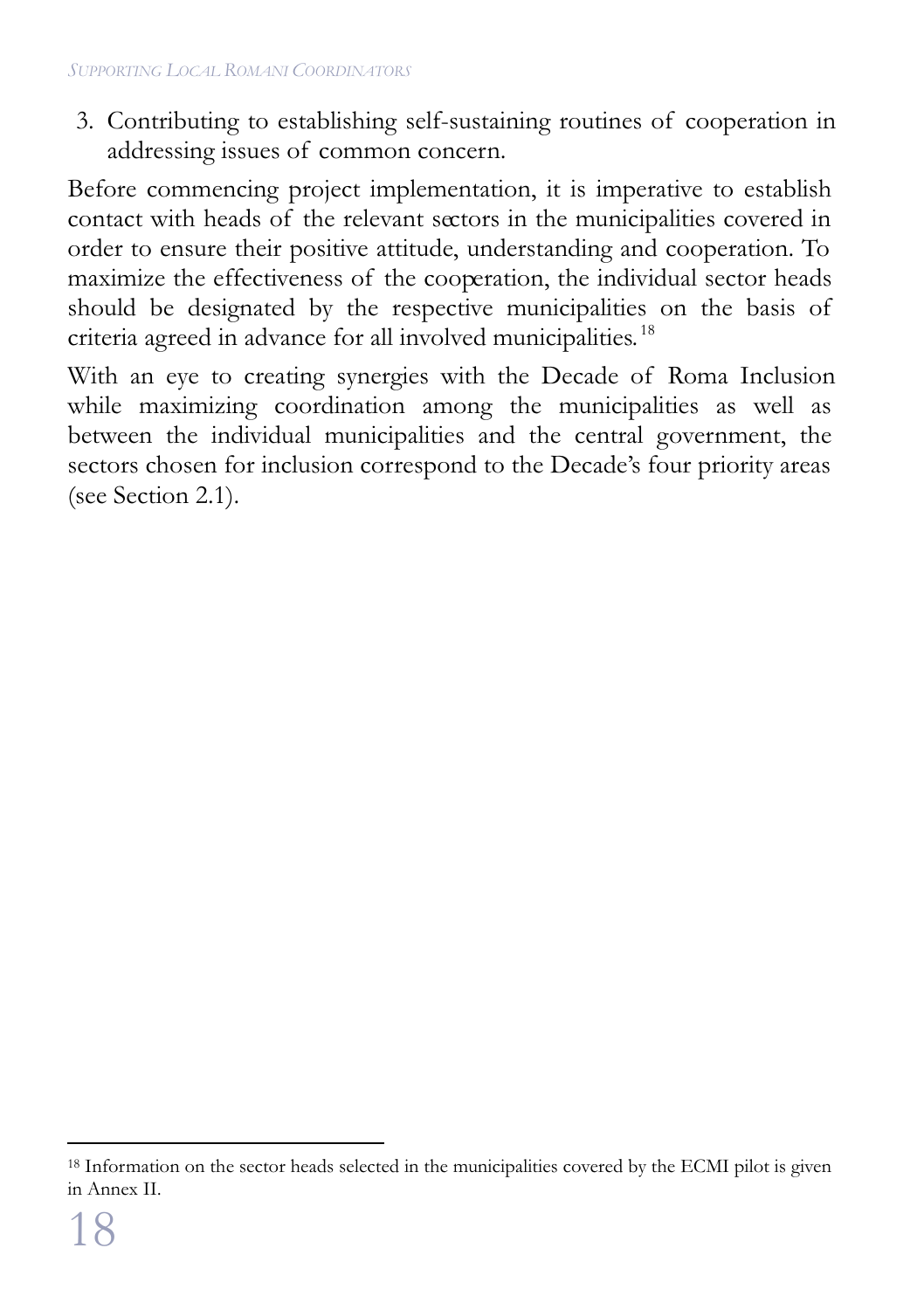3. Contributing to establishing self-sustaining routines of cooperation in addressing issues of common concern.

Before commencing project implementation, it is imperative to establish contact with heads of the relevant sectors in the municipalities covered in order to ensure their positive attitude, understanding and cooperation. To maximize the effectiveness of the cooperation, the individual sector heads should be designated by the respective municipalities on the basis of criteria agreed in advance for all involved municipalities.[18]

With an eye to creating synergies with the Decade of Roma Inclusion while maximizing coordination among the municipalities as well as between the individual municipalities and the central government, the sectors chosen for inclusion correspond to the Decade's four priority areas (see Section 2.1).

---

[18] Information on the sector heads selected in the municipalities covered by the ECMI pilot is given in Annex II.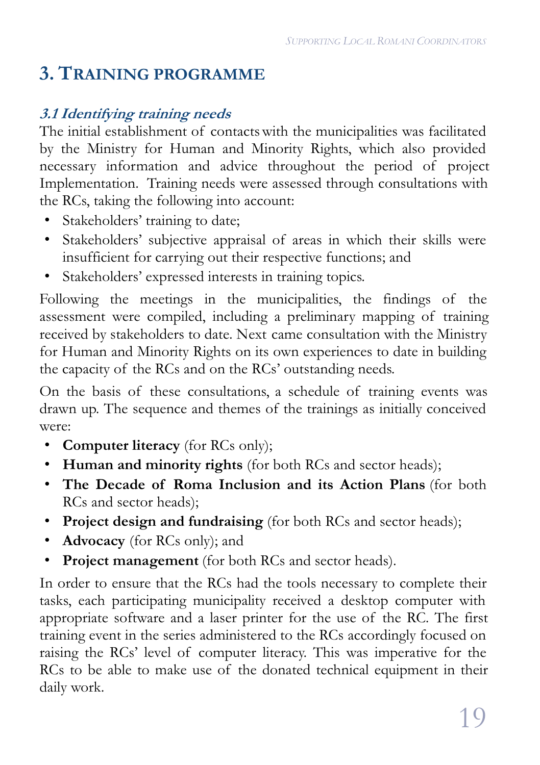## 3. Training programme

### *3.1 Identifying training needs*

The initial establishment of contacts with the municipalities was facilitated by the Ministry for Human and Minority Rights, which also provided necessary information and advice throughout the period of project Implementation. Training needs were assessed through consultations with the RCs, taking the following into account:

- Stakeholders' training to date;
- Stakeholders' subjective appraisal of areas in which their skills were insufficient for carrying out their respective functions; and
- Stakeholders' expressed interests in training topics.

Following the meetings in the municipalities, the findings of the assessment were compiled, including a preliminary mapping of training received by stakeholders to date. Next came consultation with the Ministry for Human and Minority Rights on its own experiences to date in building the capacity of the RCs and on the RCs' outstanding needs.

On the basis of these consultations, a schedule of training events was drawn up. The sequence and themes of the trainings as initially conceived were:

- **Computer literacy** (for RCs only);
- **Human and minority rights** (for both RCs and sector heads);
- **The Decade of Roma Inclusion and its Action Plans** (for both RCs and sector heads);
- **Project design and fundraising** (for both RCs and sector heads);
- **Advocacy** (for RCs only); and
- **Project management** (for both RCs and sector heads).

In order to ensure that the RCs had the tools necessary to complete their tasks, each participating municipality received a desktop computer with appropriate software and a laser printer for the use of the RC. The first training event in the series administered to the RCs accordingly focused on raising the RCs' level of computer literacy. This was imperative for the RCs to be able to make use of the donated technical equipment in their daily work.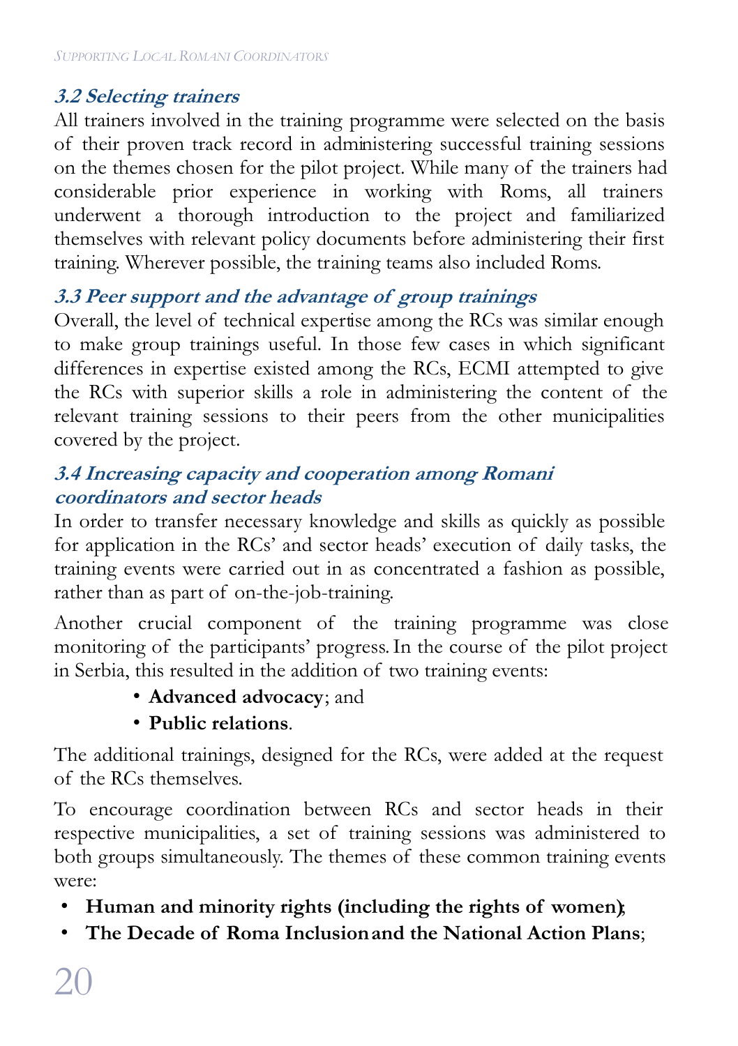### *3.2 Selecting trainers*

All trainers involved in the training programme were selected on the basis of their proven track record in administering successful training sessions on the themes chosen for the pilot project. While many of the trainers had considerable prior experience in working with Roms, all trainers underwent a thorough introduction to the project and familiarized themselves with relevant policy documents before administering their first training. Wherever possible, the training teams also included Roms.

### *3.3 Peer support and the advantage of group trainings*

Overall, the level of technical expertise among the RCs was similar enough to make group trainings useful. In those few cases in which significant differences in expertise existed among the RCs, ECMI attempted to give the RCs with superior skills a role in administering the content of the relevant training sessions to their peers from the other municipalities covered by the project.

### *3.4 Increasing capacity and cooperation among Romani coordinators and sector heads*

In order to transfer necessary knowledge and skills as quickly as possible for application in the RCs' and sector heads' execution of daily tasks, the training events were carried out in as concentrated a fashion as possible, rather than as part of on-the-job-training.

Another crucial component of the training programme was close monitoring of the participants' progress. In the course of the pilot project in Serbia, this resulted in the addition of two training events:

- **Advanced advocacy**; and
- **Public relations**.

The additional trainings, designed for the RCs, were added at the request of the RCs themselves.

To encourage coordination between RCs and sector heads in their respective municipalities, a set of training sessions was administered to both groups simultaneously. The themes of these common training events were:

- **Human and minority rights (including the rights of women)**;
- **The Decade of Roma Inclusion and the National Action Plans**;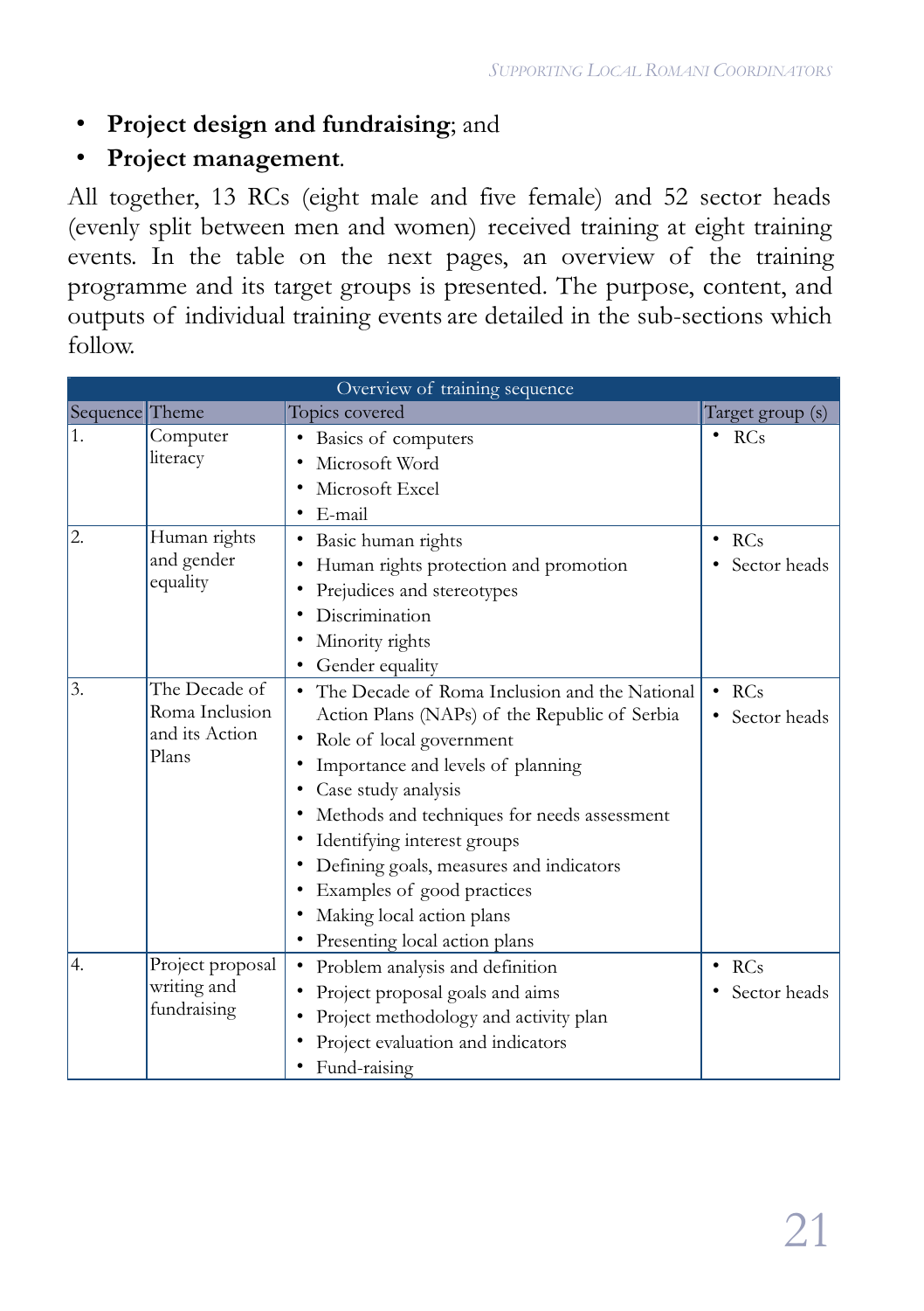- **Project design and fundraising**; and
- **Project management**.

All together, 13 RCs (eight male and five female) and 52 sector heads (evenly split between men and women) received training at eight training events. In the table on the next pages, an overview of the training programme and its target groups is presented. The purpose, content, and outputs of individual training events are detailed in the sub-sections which follow.

| Overview of training sequence | | | |
|---|---|---|---|
| Sequence | Theme | Topics covered | Target group (s) |
| 1. | Computer literacy | • Basics of computers<br>• Microsoft Word<br>• Microsoft Excel<br>• E-mail | • RCs |
| 2. | Human rights and gender equality | • Basic human rights<br>• Human rights protection and promotion<br>• Prejudices and stereotypes<br>• Discrimination<br>• Minority rights<br>• Gender equality | • RCs<br>• Sector heads |
| 3. | The Decade of Roma Inclusion and its Action Plans | • The Decade of Roma Inclusion and the National Action Plans (NAPs) of the Republic of Serbia<br>• Role of local government<br>• Importance and levels of planning<br>• Case study analysis<br>• Methods and techniques for needs assessment<br>• Identifying interest groups<br>• Defining goals, measures and indicators<br>• Examples of good practices<br>• Making local action plans<br>• Presenting local action plans | • RCs<br>• Sector heads |
| 4. | Project proposal writing and fundraising | • Problem analysis and definition<br>• Project proposal goals and aims<br>• Project methodology and activity plan<br>• Project evaluation and indicators<br>• Fund-raising | • RCs<br>• Sector heads |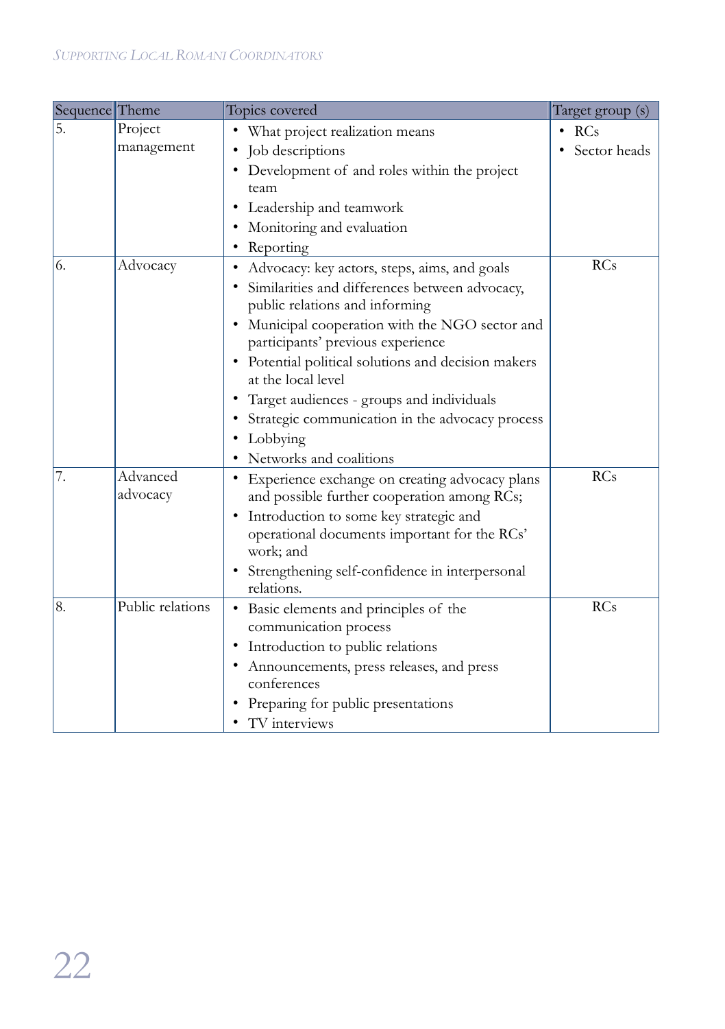| Sequence | Theme | Topics covered | Target group (s) |
|---|---|---|---|
| 5. | Project management | • What project realization means<br>• Job descriptions<br>• Development of and roles within the project team<br>• Leadership and teamwork<br>• Monitoring and evaluation<br>• Reporting | • RCs<br>• Sector heads |
| 6. | Advocacy | • Advocacy: key actors, steps, aims, and goals<br>• Similarities and differences between advocacy, public relations and informing<br>• Municipal cooperation with the NGO sector and participants' previous experience<br>• Potential political solutions and decision makers at the local level<br>• Target audiences - groups and individuals<br>• Strategic communication in the advocacy process<br>• Lobbying<br>• Networks and coalitions | RCs |
| 7. | Advanced advocacy | • Experience exchange on creating advocacy plans and possible further cooperation among RCs;<br>• Introduction to some key strategic and operational documents important for the RCs' work; and<br>• Strengthening self-confidence in interpersonal relations. | RCs |
| 8. | Public relations | • Basic elements and principles of the communication process<br>• Introduction to public relations<br>• Announcements, press releases, and press conferences<br>• Preparing for public presentations<br>• TV interviews | RCs |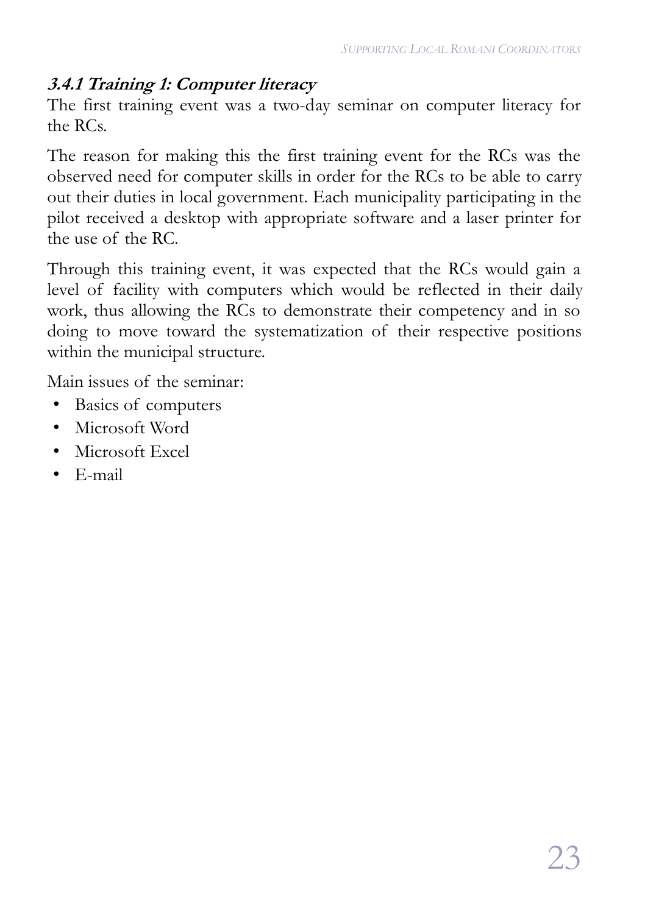### 3.4.1 Training 1: Computer literacy

The first training event was a two-day seminar on computer literacy for the RCs.

The reason for making this the first training event for the RCs was the observed need for computer skills in order for the RCs to be able to carry out their duties in local government. Each municipality participating in the pilot received a desktop with appropriate software and a laser printer for the use of the RC.

Through this training event, it was expected that the RCs would gain a level of facility with computers which would be reflected in their daily work, thus allowing the RCs to demonstrate their competency and in so doing to move toward the systematization of their respective positions within the municipal structure.

Main issues of the seminar:

- Basics of computers
- Microsoft Word
- Microsoft Excel
- E-mail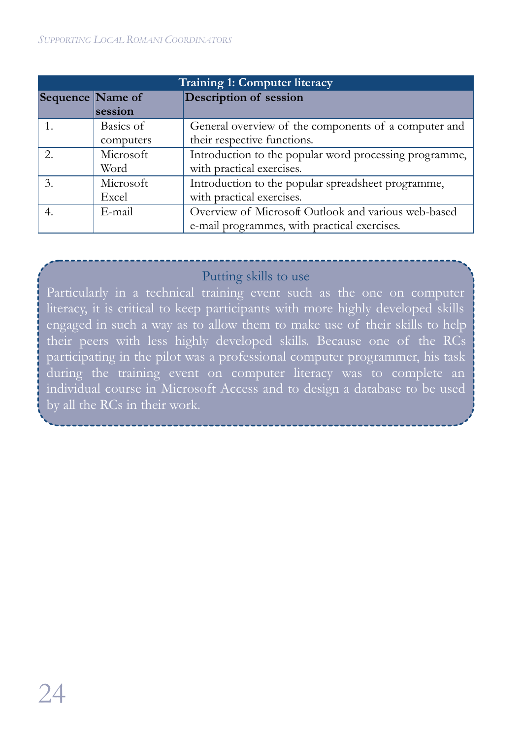| Training 1: Computer literacy | | |
|---|---|---|
| **Sequence** | **Name of session** | **Description of session** |
| 1. | Basics of computers | General overview of the components of a computer and their respective functions. |
| 2. | Microsoft Word | Introduction to the popular word processing programme, with practical exercises. |
| 3. | Microsoft Excel | Introduction to the popular spreadsheet programme, with practical exercises. |
| 4. | E-mail | Overview of Microsoft Outlook and various web-based e-mail programmes, with practical exercises. |

### Putting skills to use

Particularly in a technical training event such as the one on computer literacy, it is critical to keep participants with more highly developed skills engaged in such a way as to allow them to make use of their skills to help their peers with less highly developed skills. Because one of the RCs participating in the pilot was a professional computer programmer, his task during the training event on computer literacy was to complete an individual course in Microsoft Access and to design a database to be used by all the RCs in their work.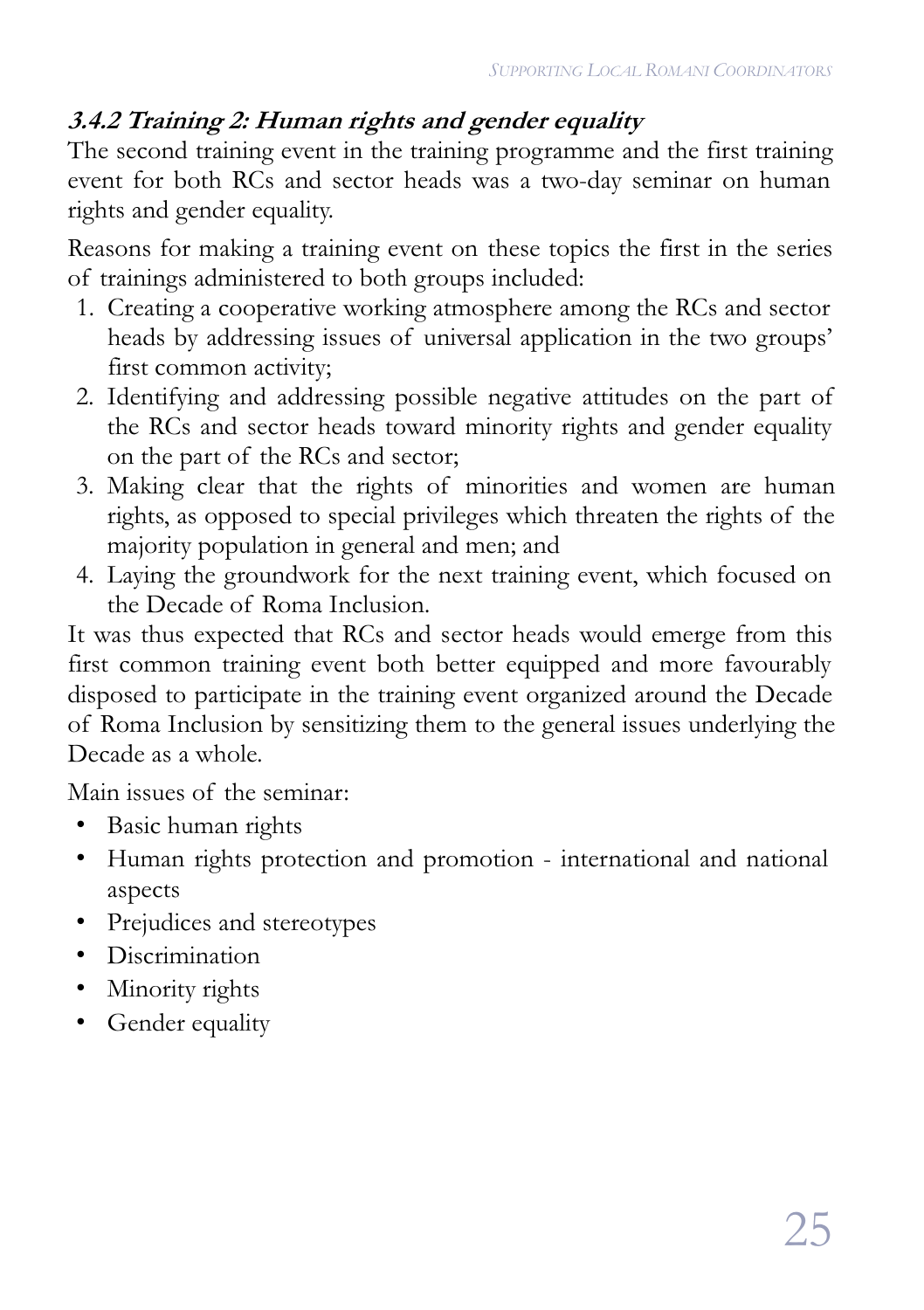### *3.4.2 Training 2: Human rights and gender equality*

The second training event in the training programme and the first training event for both RCs and sector heads was a two-day seminar on human rights and gender equality.

Reasons for making a training event on these topics the first in the series of trainings administered to both groups included:

1. Creating a cooperative working atmosphere among the RCs and sector heads by addressing issues of universal application in the two groups' first common activity;
2. Identifying and addressing possible negative attitudes on the part of the RCs and sector heads toward minority rights and gender equality on the part of the RCs and sector;
3. Making clear that the rights of minorities and women are human rights, as opposed to special privileges which threaten the rights of the majority population in general and men; and
4. Laying the groundwork for the next training event, which focused on the Decade of Roma Inclusion.

It was thus expected that RCs and sector heads would emerge from this first common training event both better equipped and more favourably disposed to participate in the training event organized around the Decade of Roma Inclusion by sensitizing them to the general issues underlying the Decade as a whole.

Main issues of the seminar:

- Basic human rights
- Human rights protection and promotion - international and national aspects
- Prejudices and stereotypes
- Discrimination
- Minority rights
- Gender equality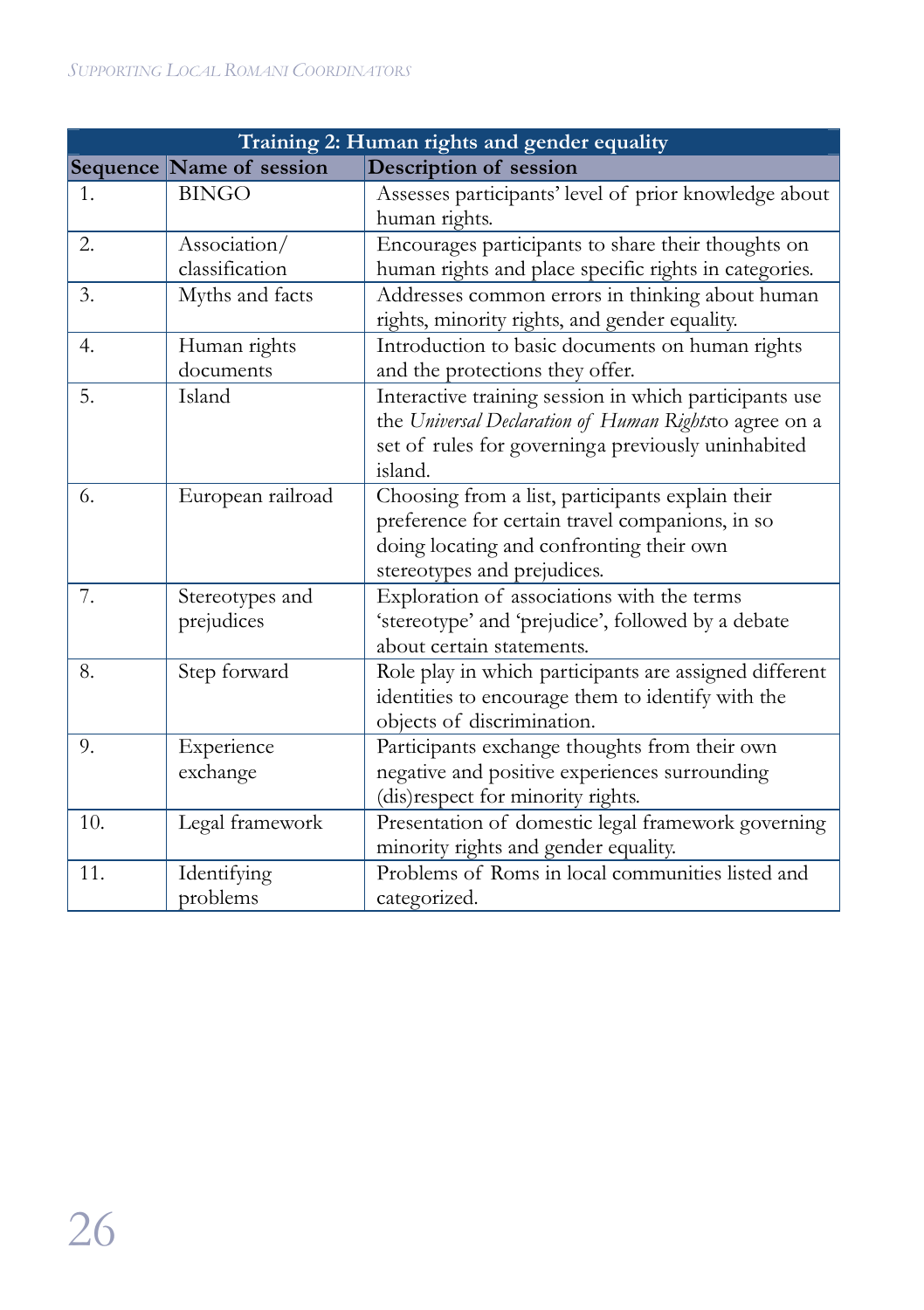| Training 2: Human rights and gender equality | | |
|---|---|---|
| **Sequence** | **Name of session** | **Description of session** |
| 1. | BINGO | Assesses participants' level of prior knowledge about human rights. |
| 2. | Association/ classification | Encourages participants to share their thoughts on human rights and place specific rights in categories. |
| 3. | Myths and facts | Addresses common errors in thinking about human rights, minority rights, and gender equality. |
| 4. | Human rights documents | Introduction to basic documents on human rights and the protections they offer. |
| 5. | Island | Interactive training session in which participants use the *Universal Declaration of Human Rights*to agree on a set of rules for governinga previously uninhabited island. |
| 6. | European railroad | Choosing from a list, participants explain their preference for certain travel companions, in so doing locating and confronting their own stereotypes and prejudices. |
| 7. | Stereotypes and prejudices | Exploration of associations with the terms 'stereotype' and 'prejudice', followed by a debate about certain statements. |
| 8. | Step forward | Role play in which participants are assigned different identities to encourage them to identify with the objects of discrimination. |
| 9. | Experience exchange | Participants exchange thoughts from their own negative and positive experiences surrounding (dis)respect for minority rights. |
| 10. | Legal framework | Presentation of domestic legal framework governing minority rights and gender equality. |
| 11. | Identifying problems | Problems of Roms in local communities listed and categorized. |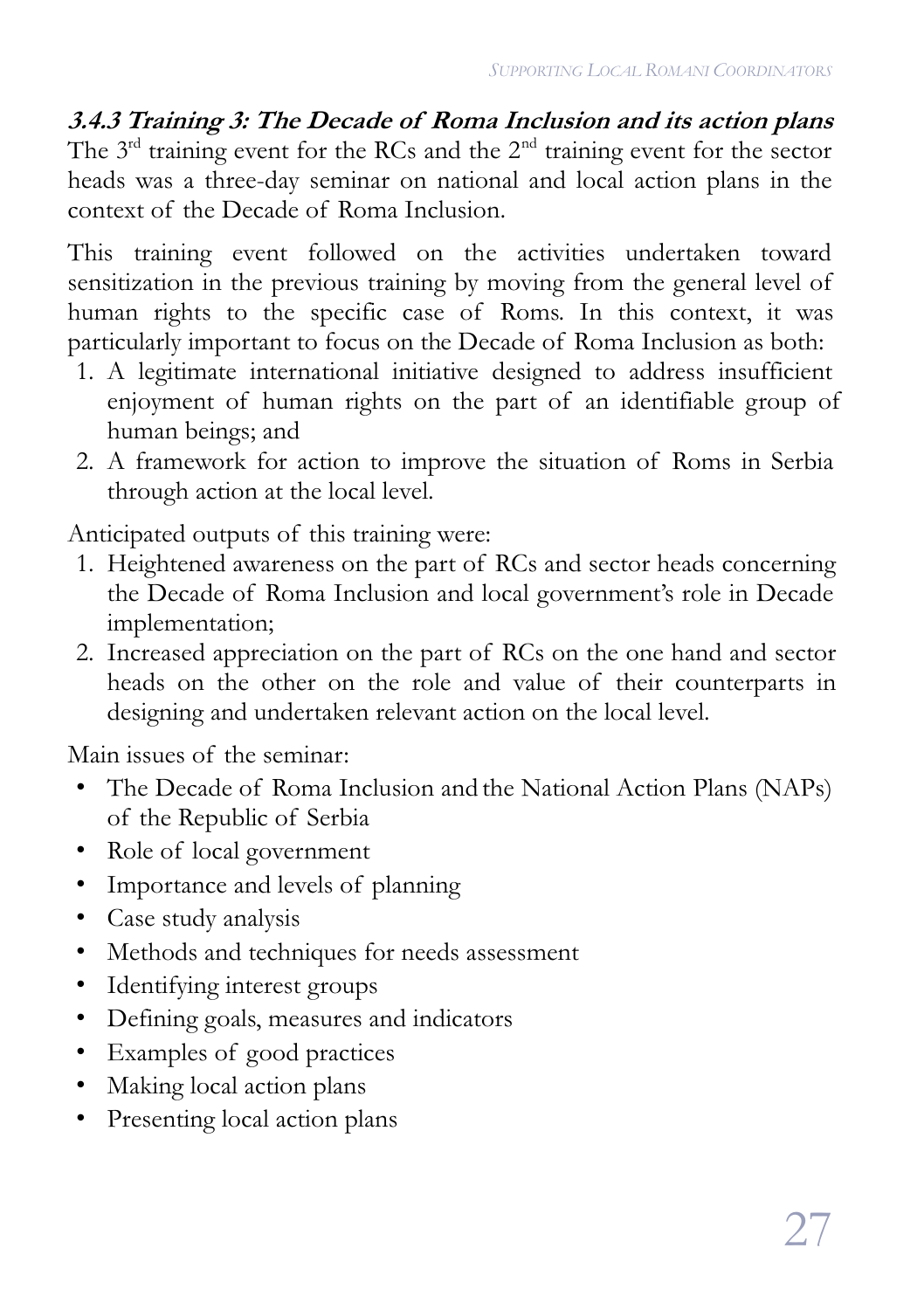### **3.4.3 Training 3: The Decade of Roma Inclusion and its action plans**

The 3rd training event for the RCs and the 2nd training event for the sector heads was a three-day seminar on national and local action plans in the context of the Decade of Roma Inclusion.

This training event followed on the activities undertaken toward sensitization in the previous training by moving from the general level of human rights to the specific case of Roms. In this context, it was particularly important to focus on the Decade of Roma Inclusion as both:

1. A legitimate international initiative designed to address insufficient enjoyment of human rights on the part of an identifiable group of human beings; and
2. A framework for action to improve the situation of Roms in Serbia through action at the local level.

Anticipated outputs of this training were:

1. Heightened awareness on the part of RCs and sector heads concerning the Decade of Roma Inclusion and local government's role in Decade implementation;
2. Increased appreciation on the part of RCs on the one hand and sector heads on the other on the role and value of their counterparts in designing and undertaken relevant action on the local level.

Main issues of the seminar:

- The Decade of Roma Inclusion and the National Action Plans (NAPs) of the Republic of Serbia
- Role of local government
- Importance and levels of planning
- Case study analysis
- Methods and techniques for needs assessment
- Identifying interest groups
- Defining goals, measures and indicators
- Examples of good practices
- Making local action plans
- Presenting local action plans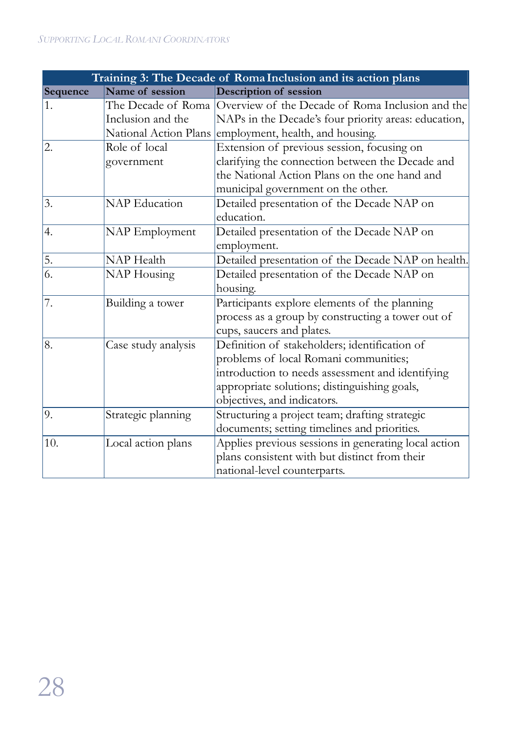| Training 3: The Decade of Roma Inclusion and its action plans | | |
|---|---|---|
| **Sequence** | **Name of session** | **Description of session** |
| 1. | The Decade of Roma Inclusion and the National Action Plans | Overview of the Decade of Roma Inclusion and the NAPs in the Decade's four priority areas: education, employment, health, and housing. |
| 2. | Role of local government | Extension of previous session, focusing on clarifying the connection between the Decade and the National Action Plans on the one hand and municipal government on the other. |
| 3. | NAP Education | Detailed presentation of the Decade NAP on education. |
| 4. | NAP Employment | Detailed presentation of the Decade NAP on employment. |
| 5. | NAP Health | Detailed presentation of the Decade NAP on health. |
| 6. | NAP Housing | Detailed presentation of the Decade NAP on housing. |
| 7. | Building a tower | Participants explore elements of the planning process as a group by constructing a tower out of cups, saucers and plates. |
| 8. | Case study analysis | Definition of stakeholders; identification of problems of local Romani communities; introduction to needs assessment and identifying appropriate solutions; distinguishing goals, objectives, and indicators. |
| 9. | Strategic planning | Structuring a project team; drafting strategic documents; setting timelines and priorities. |
| 10. | Local action plans | Applies previous sessions in generating local action plans consistent with but distinct from their national-level counterparts. |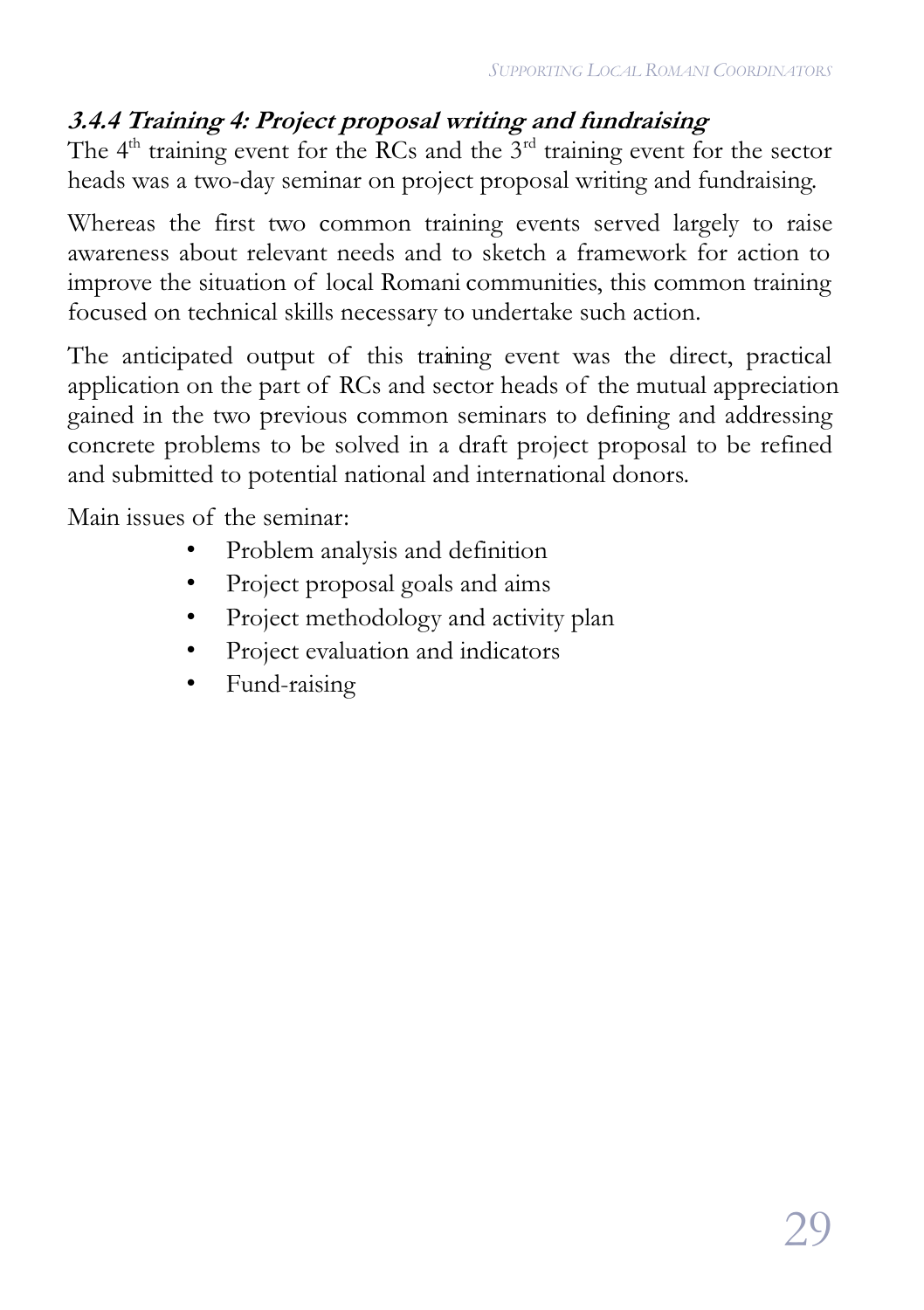### *3.4.4 Training 4: Project proposal writing and fundraising*

The 4th training event for the RCs and the 3rd training event for the sector heads was a two-day seminar on project proposal writing and fundraising.

Whereas the first two common training events served largely to raise awareness about relevant needs and to sketch a framework for action to improve the situation of local Romani communities, this common training focused on technical skills necessary to undertake such action.

The anticipated output of this training event was the direct, practical application on the part of RCs and sector heads of the mutual appreciation gained in the two previous common seminars to defining and addressing concrete problems to be solved in a draft project proposal to be refined and submitted to potential national and international donors.

Main issues of the seminar:

- Problem analysis and definition
- Project proposal goals and aims
- Project methodology and activity plan
- Project evaluation and indicators
- Fund-raising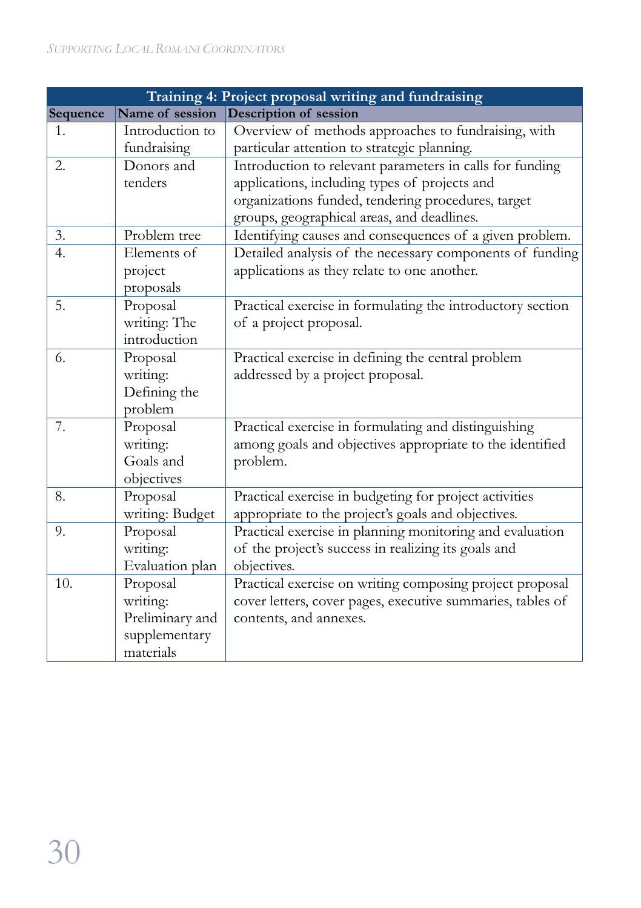| Training 4: Project proposal writing and fundraising | | |
|---|---|---|
| **Sequence** | **Name of session** | **Description of session** |
| 1. | Introduction to fundraising | Overview of methods approaches to fundraising, with particular attention to strategic planning. |
| 2. | Donors and tenders | Introduction to relevant parameters in calls for funding applications, including types of projects and organizations funded, tendering procedures, target groups, geographical areas, and deadlines. |
| 3. | Problem tree | Identifying causes and consequences of a given problem. |
| 4. | Elements of project proposals | Detailed analysis of the necessary components of funding applications as they relate to one another. |
| 5. | Proposal writing: The introduction | Practical exercise in formulating the introductory section of a project proposal. |
| 6. | Proposal writing: Defining the problem | Practical exercise in defining the central problem addressed by a project proposal. |
| 7. | Proposal writing: Goals and objectives | Practical exercise in formulating and distinguishing among goals and objectives appropriate to the identified problem. |
| 8. | Proposal writing: Budget | Practical exercise in budgeting for project activities appropriate to the project's goals and objectives. |
| 9. | Proposal writing: Evaluation plan | Practical exercise in planning monitoring and evaluation of the project's success in realizing its goals and objectives. |
| 10. | Proposal writing: Preliminary and supplementary materials | Practical exercise on writing composing project proposal cover letters, cover pages, executive summaries, tables of contents, and annexes. |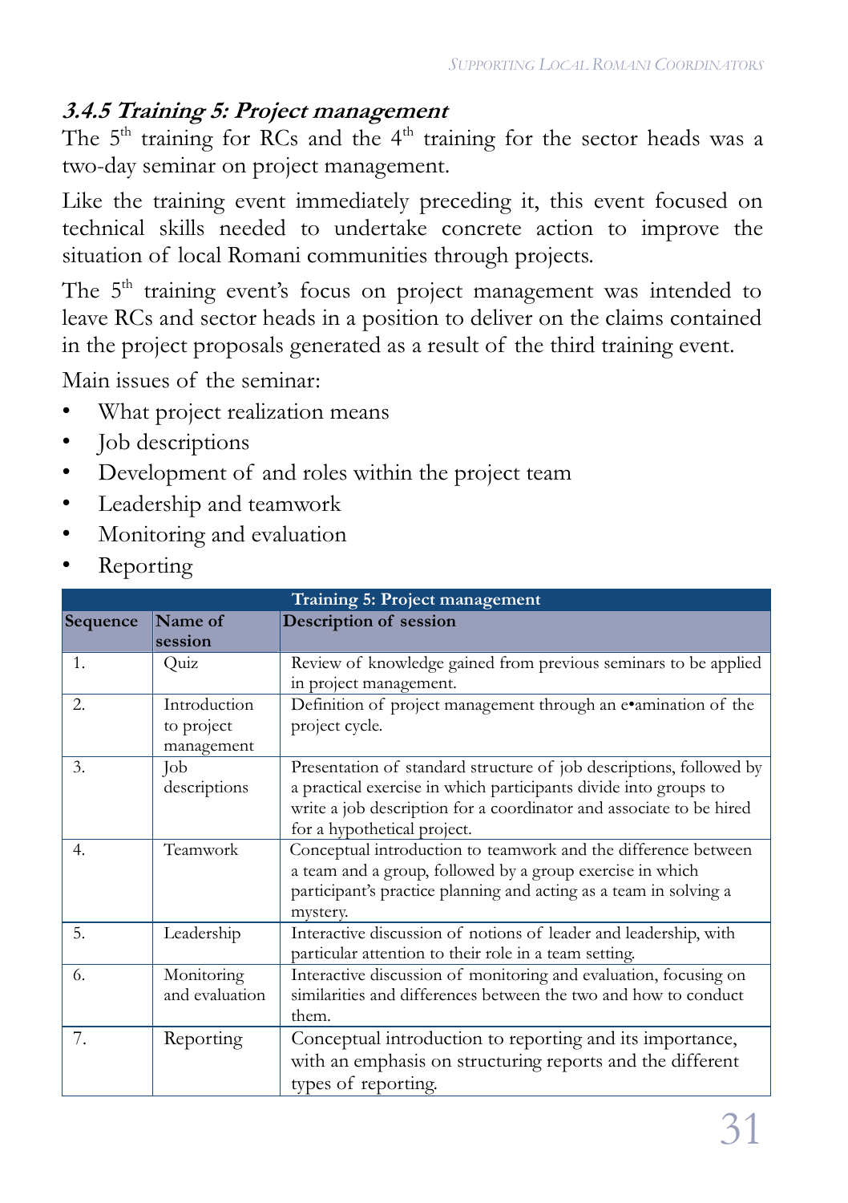### *3.4.5 Training 5: Project management*

The 5th training for RCs and the 4th training for the sector heads was a two-day seminar on project management.

Like the training event immediately preceding it, this event focused on technical skills needed to undertake concrete action to improve the situation of local Romani communities through projects.

The 5th training event's focus on project management was intended to leave RCs and sector heads in a position to deliver on the claims contained in the project proposals generated as a result of the third training event.

Main issues of the seminar:

- What project realization means
- Job descriptions
- Development of and roles within the project team
- Leadership and teamwork
- Monitoring and evaluation
- Reporting

| Training 5: Project management | | |
|---|---|---|
| **Sequence** | **Name of session** | **Description of session** |
| 1. | Quiz | Review of knowledge gained from previous seminars to be applied in project management. |
| 2. | Introduction to project management | Definition of project management through an e•amination of the project cycle. |
| 3. | Job descriptions | Presentation of standard structure of job descriptions, followed by a practical exercise in which participants divide into groups to write a job description for a coordinator and associate to be hired for a hypothetical project. |
| 4. | Teamwork | Conceptual introduction to teamwork and the difference between a team and a group, followed by a group exercise in which participant's practice planning and acting as a team in solving a mystery. |
| 5. | Leadership | Interactive discussion of notions of leader and leadership, with particular attention to their role in a team setting. |
| 6. | Monitoring and evaluation | Interactive discussion of monitoring and evaluation, focusing on similarities and differences between the two and how to conduct them. |
| 7. | Reporting | Conceptual introduction to reporting and its importance, with an emphasis on structuring reports and the different types of reporting. |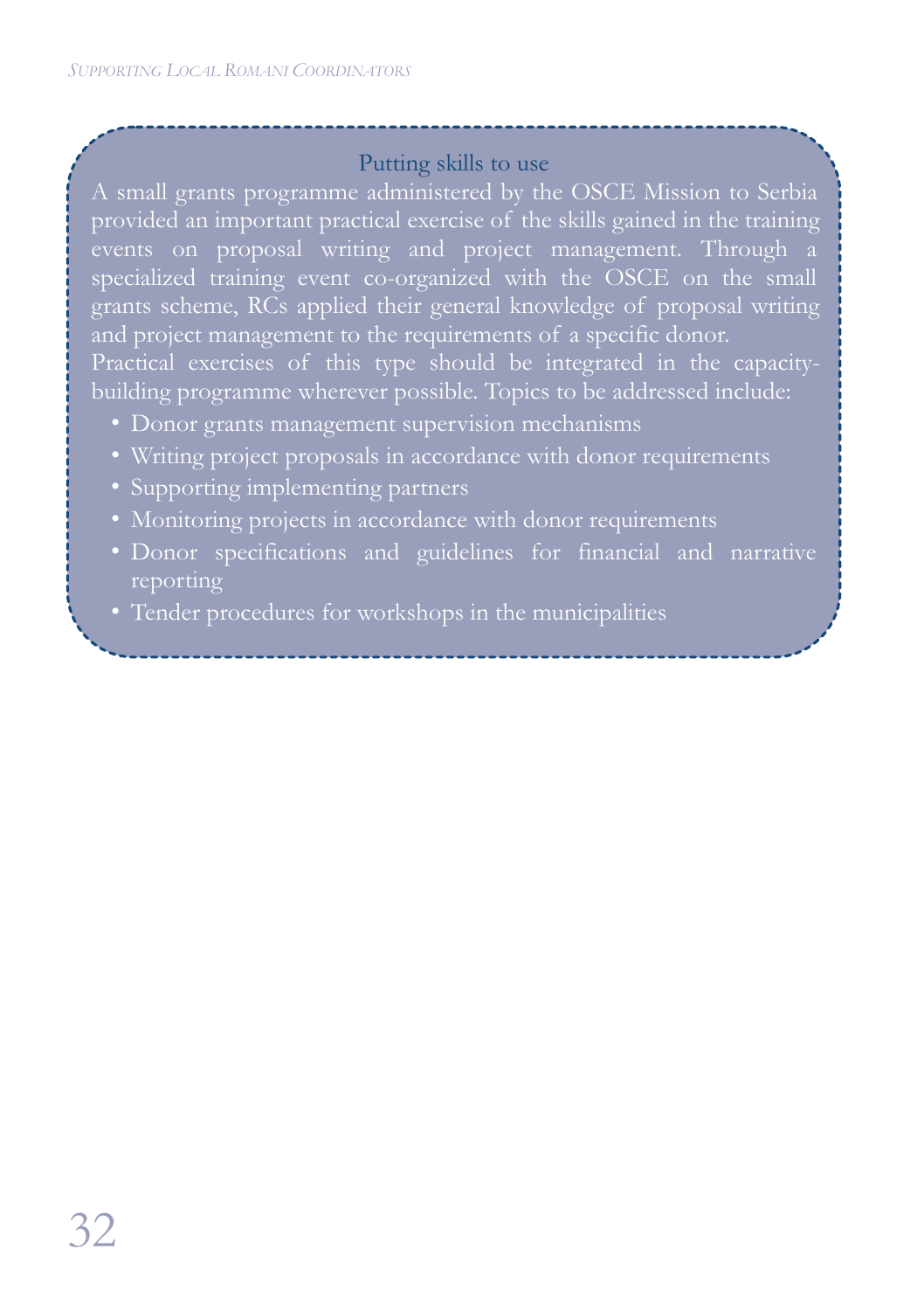### Putting skills to use

A small grants programme administered by the OSCE Mission to Serbia provided an important practical exercise of the skills gained in the training events on proposal writing and project management. Through a specialized training event co-organized with the OSCE on the small grants scheme, RCs applied their general knowledge of proposal writing and project management to the requirements of a specific donor.

Practical exercises of this type should be integrated in the capacity-building programme wherever possible. Topics to be addressed include:

- Donor grants management supervision mechanisms
- Writing project proposals in accordance with donor requirements
- Supporting implementing partners
- Monitoring projects in accordance with donor requirements
- Donor specifications and guidelines for financial and narrative reporting
- Tender procedures for workshops in the municipalities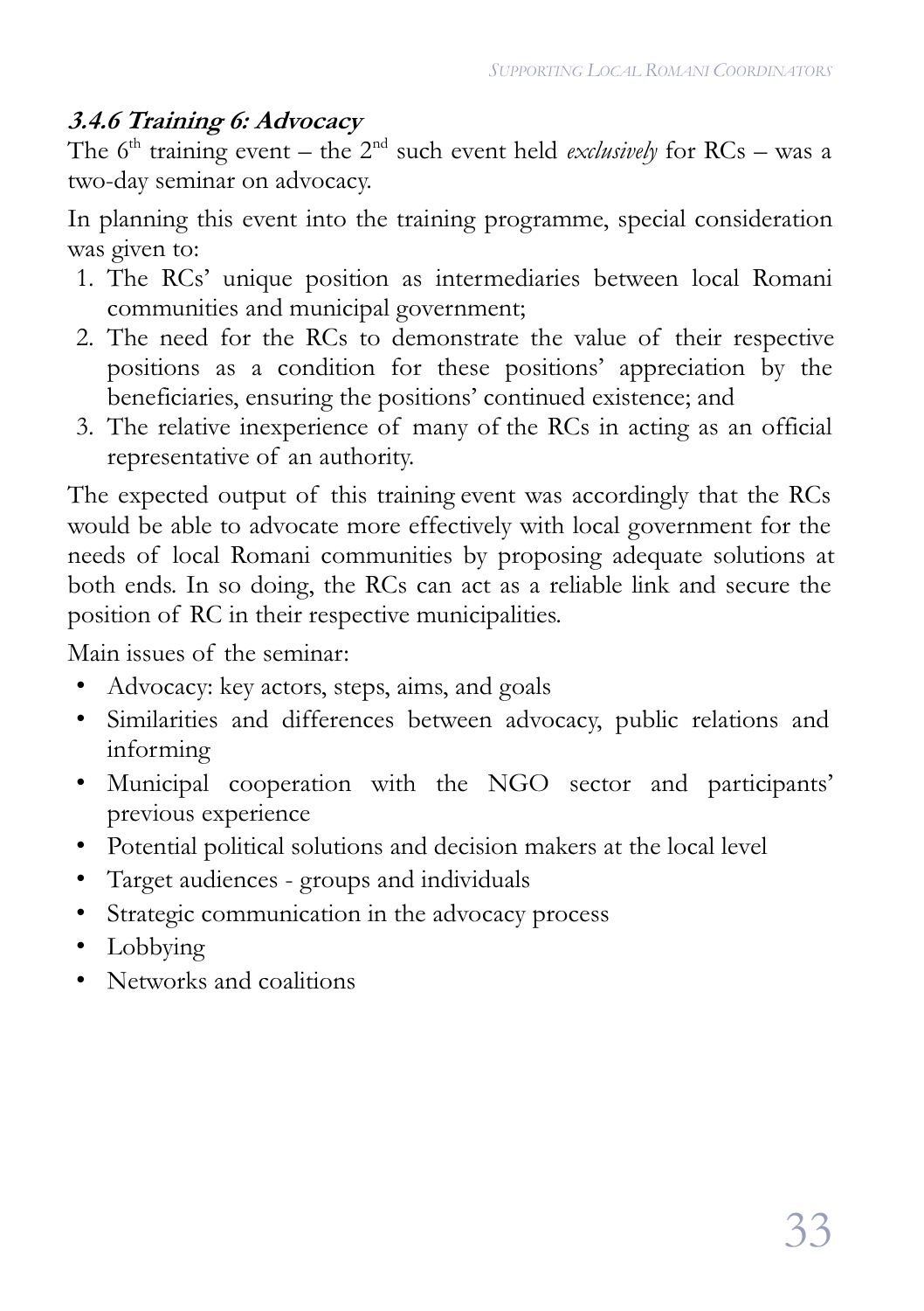### ***3.4.6 Training 6: Advocacy***

The 6th training event – the 2nd such event held *exclusively* for RCs – was a two-day seminar on advocacy.

In planning this event into the training programme, special consideration was given to:

1. The RCs' unique position as intermediaries between local Romani communities and municipal government;
2. The need for the RCs to demonstrate the value of their respective positions as a condition for these positions' appreciation by the beneficiaries, ensuring the positions' continued existence; and
3. The relative inexperience of many of the RCs in acting as an official representative of an authority.

The expected output of this training event was accordingly that the RCs would be able to advocate more effectively with local government for the needs of local Romani communities by proposing adequate solutions at both ends. In so doing, the RCs can act as a reliable link and secure the position of RC in their respective municipalities.

Main issues of the seminar:

- Advocacy: key actors, steps, aims, and goals
- Similarities and differences between advocacy, public relations and informing
- Municipal cooperation with the NGO sector and participants' previous experience
- Potential political solutions and decision makers at the local level
- Target audiences - groups and individuals
- Strategic communication in the advocacy process
- Lobbying
- Networks and coalitions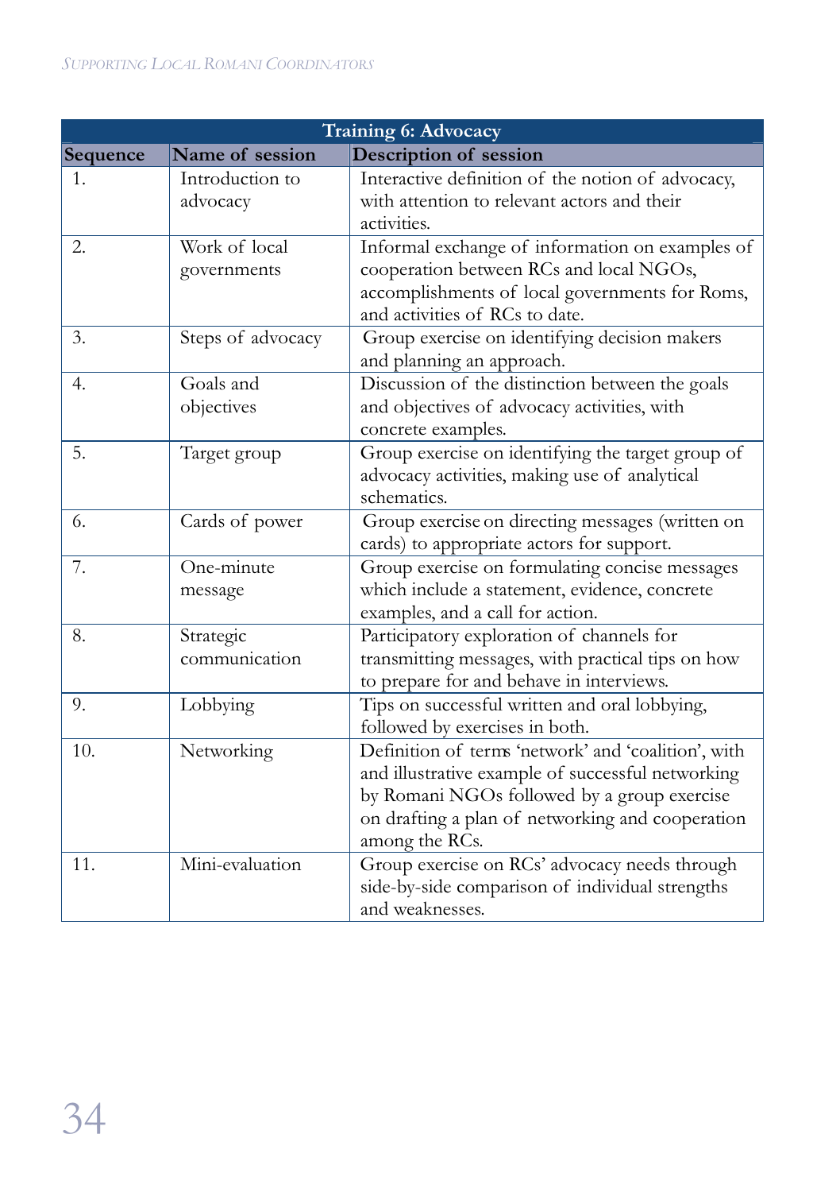| Training 6: Advocacy | | |
|---|---|---|
| **Sequence** | **Name of session** | **Description of session** |
| 1. | Introduction to advocacy | Interactive definition of the notion of advocacy, with attention to relevant actors and their activities. |
| 2. | Work of local governments | Informal exchange of information on examples of cooperation between RCs and local NGOs, accomplishments of local governments for Roms, and activities of RCs to date. |
| 3. | Steps of advocacy | Group exercise on identifying decision makers and planning an approach. |
| 4. | Goals and objectives | Discussion of the distinction between the goals and objectives of advocacy activities, with concrete examples. |
| 5. | Target group | Group exercise on identifying the target group of advocacy activities, making use of analytical schematics. |
| 6. | Cards of power | Group exercise on directing messages (written on cards) to appropriate actors for support. |
| 7. | One-minute message | Group exercise on formulating concise messages which include a statement, evidence, concrete examples, and a call for action. |
| 8. | Strategic communication | Participatory exploration of channels for transmitting messages, with practical tips on how to prepare for and behave in interviews. |
| 9. | Lobbying | Tips on successful written and oral lobbying, followed by exercises in both. |
| 10. | Networking | Definition of terms 'network' and 'coalition', with and illustrative example of successful networking by Romani NGOs followed by a group exercise on drafting a plan of networking and cooperation among the RCs. |
| 11. | Mini-evaluation | Group exercise on RCs' advocacy needs through side-by-side comparison of individual strengths and weaknesses. |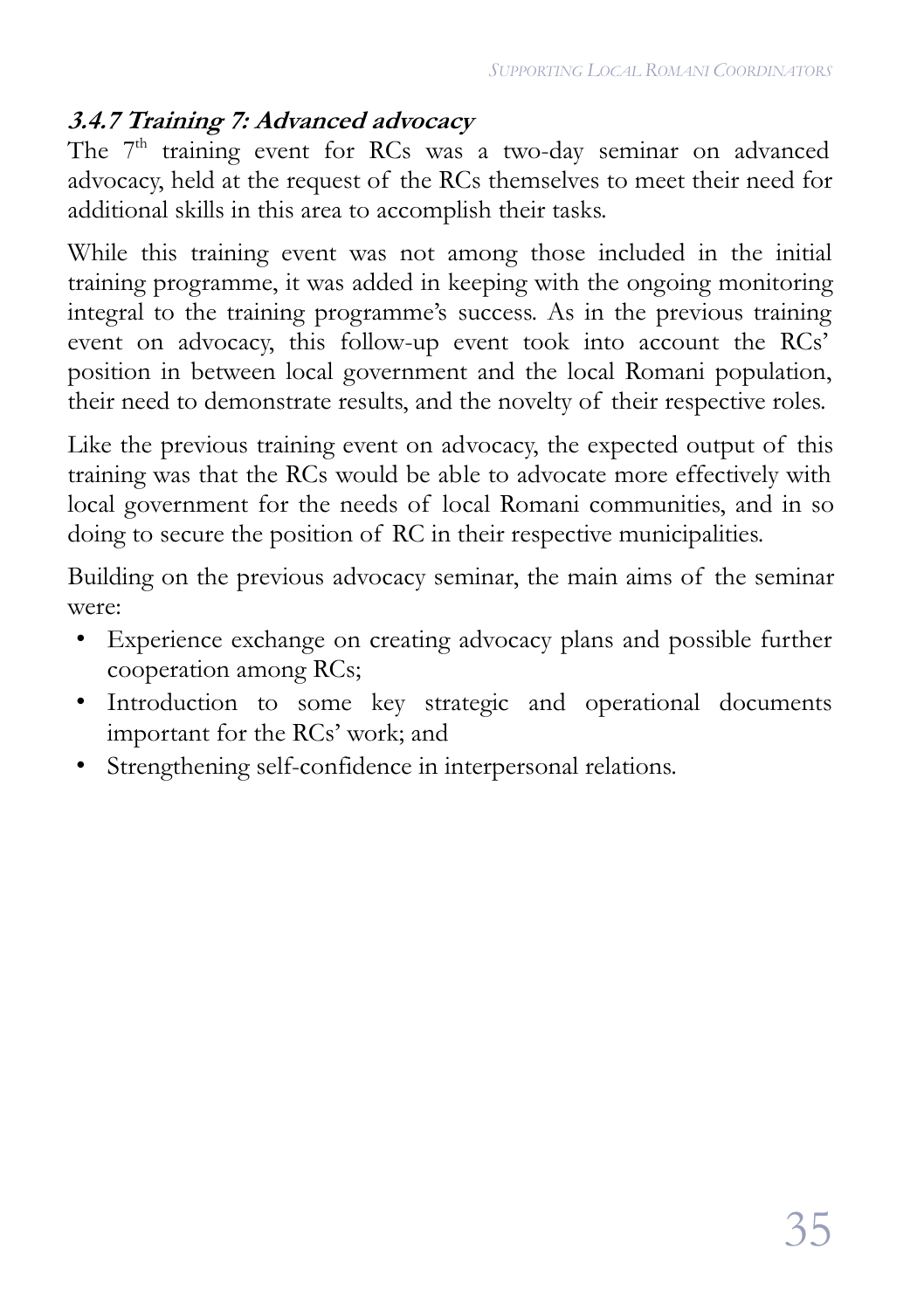### *3.4.7 Training 7: Advanced advocacy*

The 7th training event for RCs was a two-day seminar on advanced advocacy, held at the request of the RCs themselves to meet their need for additional skills in this area to accomplish their tasks.

While this training event was not among those included in the initial training programme, it was added in keeping with the ongoing monitoring integral to the training programme's success. As in the previous training event on advocacy, this follow-up event took into account the RCs' position in between local government and the local Romani population, their need to demonstrate results, and the novelty of their respective roles.

Like the previous training event on advocacy, the expected output of this training was that the RCs would be able to advocate more effectively with local government for the needs of local Romani communities, and in so doing to secure the position of RC in their respective municipalities.

Building on the previous advocacy seminar, the main aims of the seminar were:

- Experience exchange on creating advocacy plans and possible further cooperation among RCs;
- Introduction to some key strategic and operational documents important for the RCs' work; and
- Strengthening self-confidence in interpersonal relations.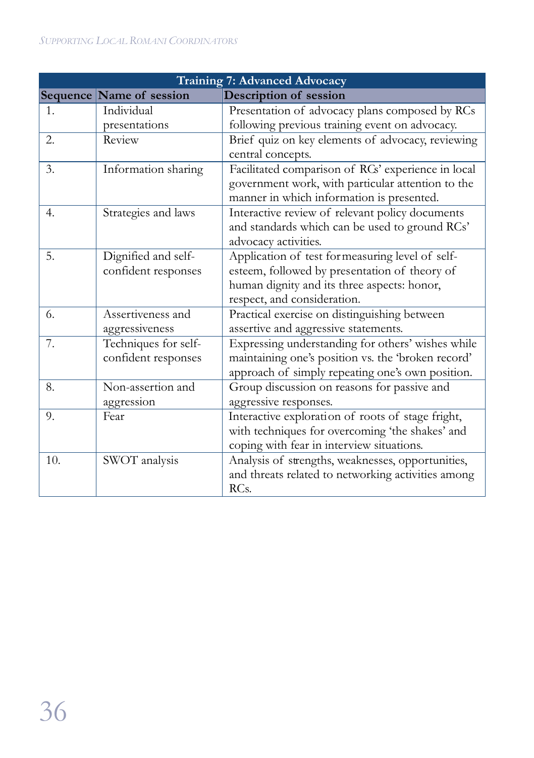| Training 7: Advanced Advocacy | | |
|---|---|---|
| **Sequence** | **Name of session** | **Description of session** |
| 1. | Individual presentations | Presentation of advocacy plans composed by RCs following previous training event on advocacy. |
| 2. | Review | Brief quiz on key elements of advocacy, reviewing central concepts. |
| 3. | Information sharing | Facilitated comparison of RCs' experience in local government work, with particular attention to the manner in which information is presented. |
| 4. | Strategies and laws | Interactive review of relevant policy documents and standards which can be used to ground RCs' advocacy activities. |
| 5. | Dignified and self-confident responses | Application of test for measuring level of self-esteem, followed by presentation of theory of human dignity and its three aspects: honor, respect, and consideration. |
| 6. | Assertiveness and aggressiveness | Practical exercise on distinguishing between assertive and aggressive statements. |
| 7. | Techniques for self-confident responses | Expressing understanding for others' wishes while maintaining one's position vs. the 'broken record' approach of simply repeating one's own position. |
| 8. | Non-assertion and aggression | Group discussion on reasons for passive and aggressive responses. |
| 9. | Fear | Interactive exploration of roots of stage fright, with techniques for overcoming 'the shakes' and coping with fear in interview situations. |
| 10. | SWOT analysis | Analysis of strengths, weaknesses, opportunities, and threats related to networking activities among RCs. |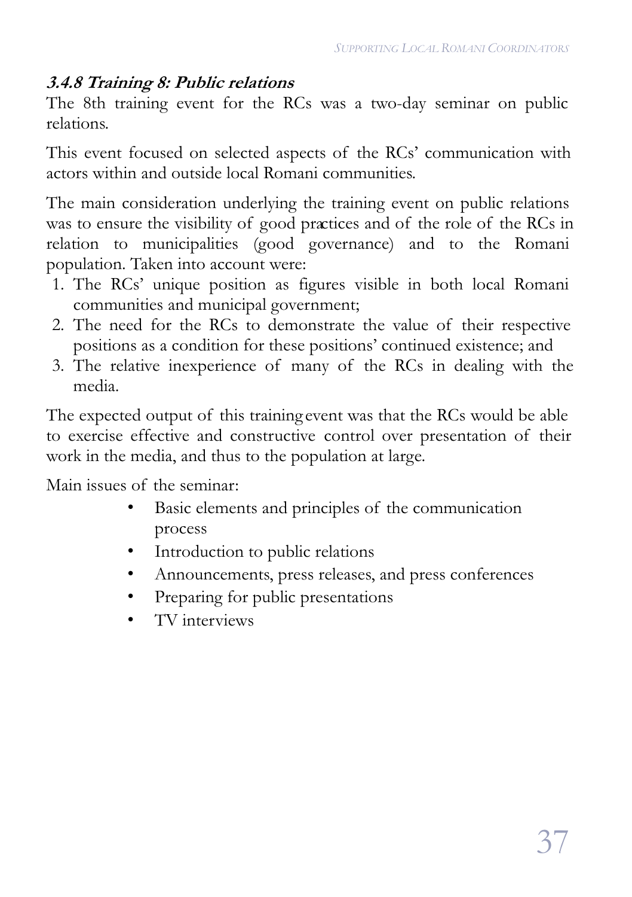### 3.4.8 Training 8: Public relations

The 8th training event for the RCs was a two-day seminar on public relations.

This event focused on selected aspects of the RCs' communication with actors within and outside local Romani communities.

The main consideration underlying the training event on public relations was to ensure the visibility of good practices and of the role of the RCs in relation to municipalities (good governance) and to the Romani population. Taken into account were:

1. The RCs' unique position as figures visible in both local Romani communities and municipal government;
2. The need for the RCs to demonstrate the value of their respective positions as a condition for these positions' continued existence; and
3. The relative inexperience of many of the RCs in dealing with the media.

The expected output of this training event was that the RCs would be able to exercise effective and constructive control over presentation of their work in the media, and thus to the population at large.

Main issues of the seminar:

- Basic elements and principles of the communication process
- Introduction to public relations
- Announcements, press releases, and press conferences
- Preparing for public presentations
- TV interviews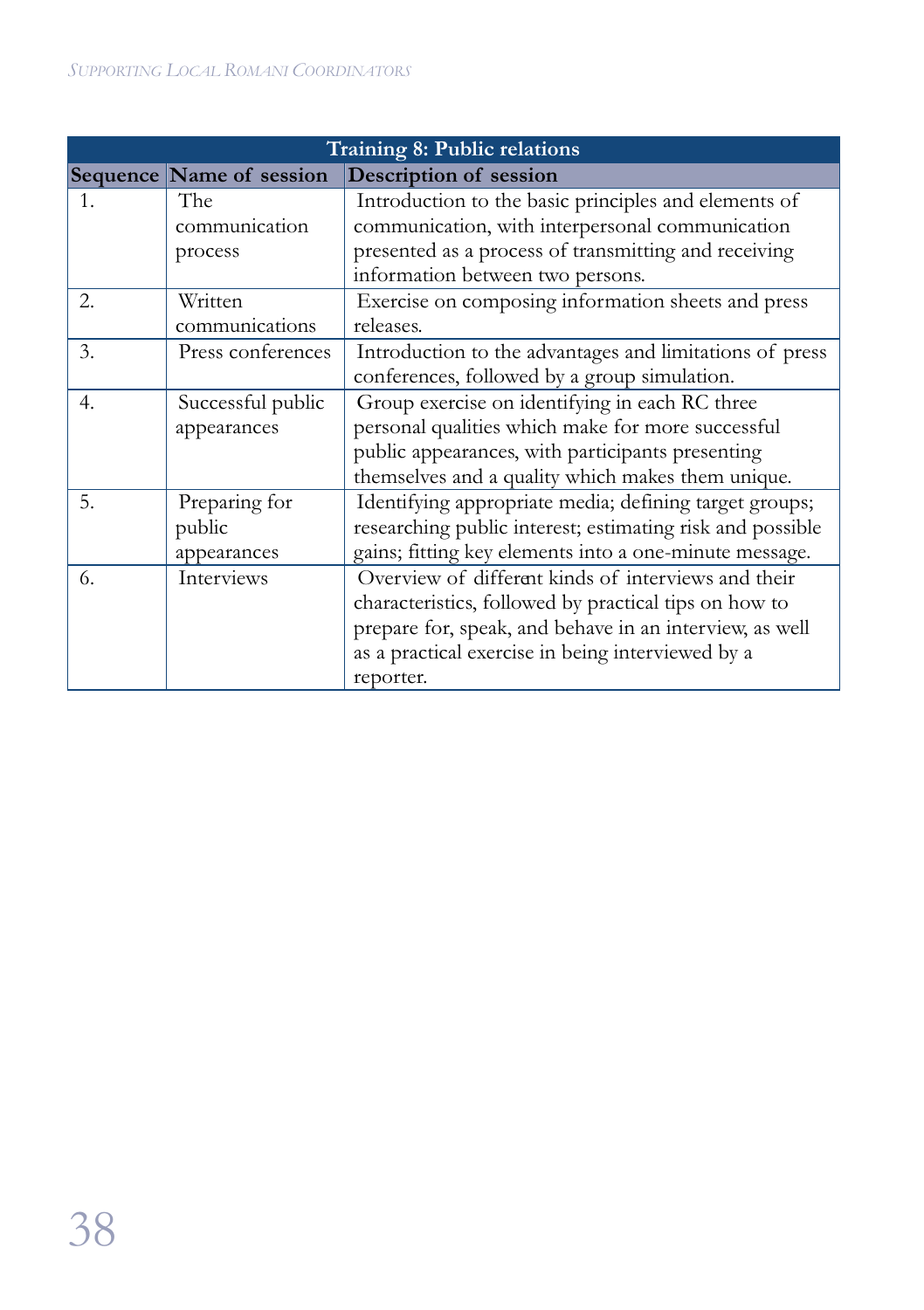| Training 8: Public relations | | |
|---|---|---|
| **Sequence** | **Name of session** | **Description of session** |
| 1. | The communication process | Introduction to the basic principles and elements of communication, with interpersonal communication presented as a process of transmitting and receiving information between two persons. |
| 2. | Written communications | Exercise on composing information sheets and press releases. |
| 3. | Press conferences | Introduction to the advantages and limitations of press conferences, followed by a group simulation. |
| 4. | Successful public appearances | Group exercise on identifying in each RC three personal qualities which make for more successful public appearances, with participants presenting themselves and a quality which makes them unique. |
| 5. | Preparing for public appearances | Identifying appropriate media; defining target groups; researching public interest; estimating risk and possible gains; fitting key elements into a one-minute message. |
| 6. | Interviews | Overview of different kinds of interviews and their characteristics, followed by practical tips on how to prepare for, speak, and behave in an interview, as well as a practical exercise in being interviewed by a reporter. |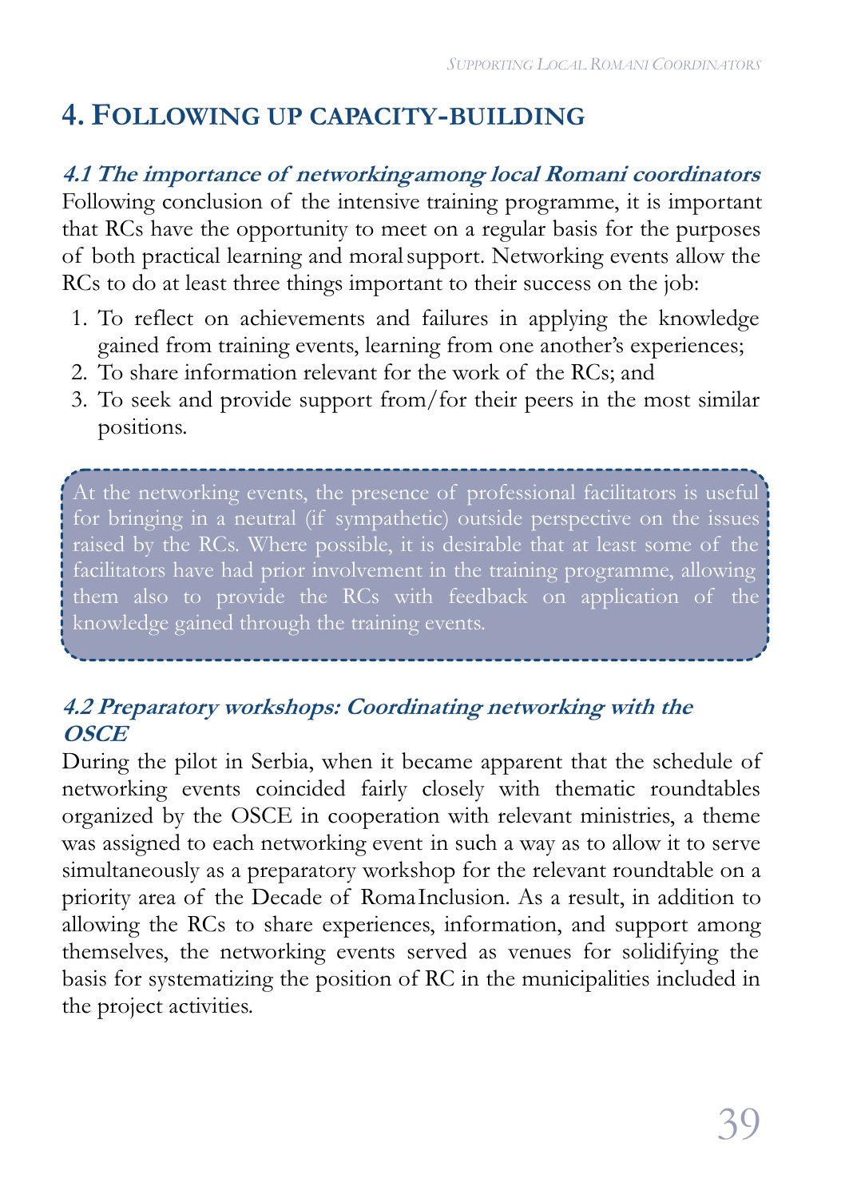## 4. Following up capacity-building

### *4.1 The importance of networking among local Romani coordinators*

Following conclusion of the intensive training programme, it is important that RCs have the opportunity to meet on a regular basis for the purposes of both practical learning and moral support. Networking events allow the RCs to do at least three things important to their success on the job:

1. To reflect on achievements and failures in applying the knowledge gained from training events, learning from one another's experiences;
2. To share information relevant for the work of the RCs; and
3. To seek and provide support from/for their peers in the most similar positions.

> At the networking events, the presence of professional facilitators is useful for bringing in a neutral (if sympathetic) outside perspective on the issues raised by the RCs. Where possible, it is desirable that at least some of the facilitators have had prior involvement in the training programme, allowing them also to provide the RCs with feedback on application of the knowledge gained through the training events.

### *4.2 Preparatory workshops: Coordinating networking with the OSCE*

During the pilot in Serbia, when it became apparent that the schedule of networking events coincided fairly closely with thematic roundtables organized by the OSCE in cooperation with relevant ministries, a theme was assigned to each networking event in such a way as to allow it to serve simultaneously as a preparatory workshop for the relevant roundtable on a priority area of the Decade of Roma Inclusion. As a result, in addition to allowing the RCs to share experiences, information, and support among themselves, the networking events served as venues for solidifying the basis for systematizing the position of RC in the municipalities included in the project activities.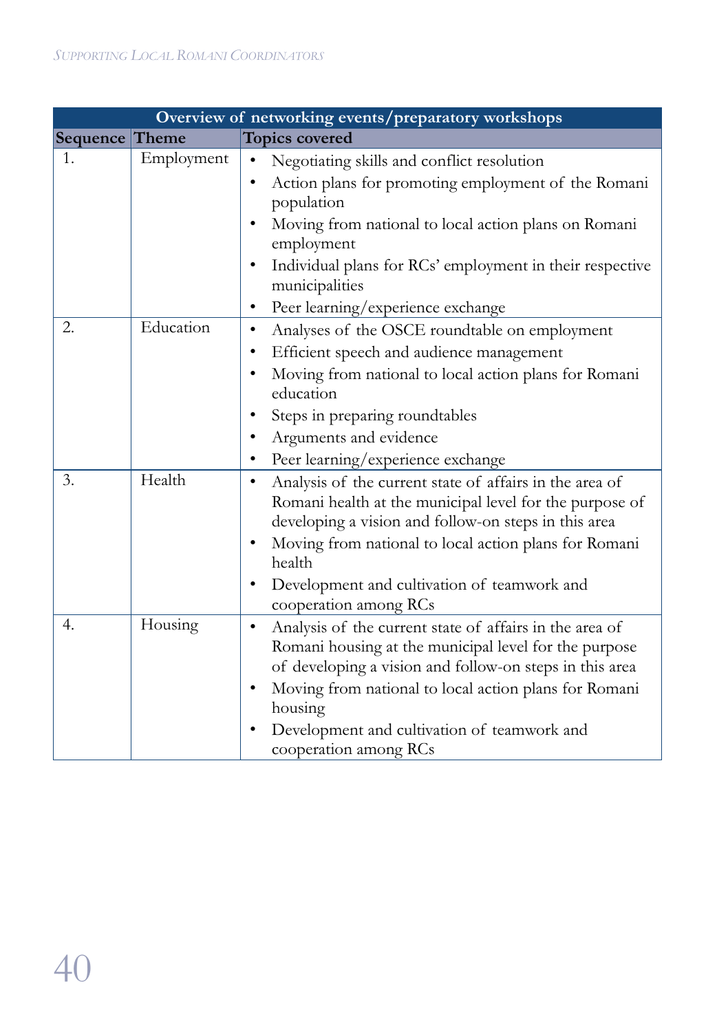| Overview of networking events/preparatory workshops | | |
|---|---|---|
| **Sequence** | **Theme** | **Topics covered** |
| 1. | Employment | • Negotiating skills and conflict resolution<br>• Action plans for promoting employment of the Romani population<br>• Moving from national to local action plans on Romani employment<br>• Individual plans for RCs' employment in their respective municipalities<br>• Peer learning/experience exchange |
| 2. | Education | • Analyses of the OSCE roundtable on employment<br>• Efficient speech and audience management<br>• Moving from national to local action plans for Romani education<br>• Steps in preparing roundtables<br>• Arguments and evidence<br>• Peer learning/experience exchange |
| 3. | Health | • Analysis of the current state of affairs in the area of Romani health at the municipal level for the purpose of developing a vision and follow-on steps in this area<br>• Moving from national to local action plans for Romani health<br>• Development and cultivation of teamwork and cooperation among RCs |
| 4. | Housing | • Analysis of the current state of affairs in the area of Romani housing at the municipal level for the purpose of developing a vision and follow-on steps in this area<br>• Moving from national to local action plans for Romani housing<br>• Development and cultivation of teamwork and cooperation among RCs |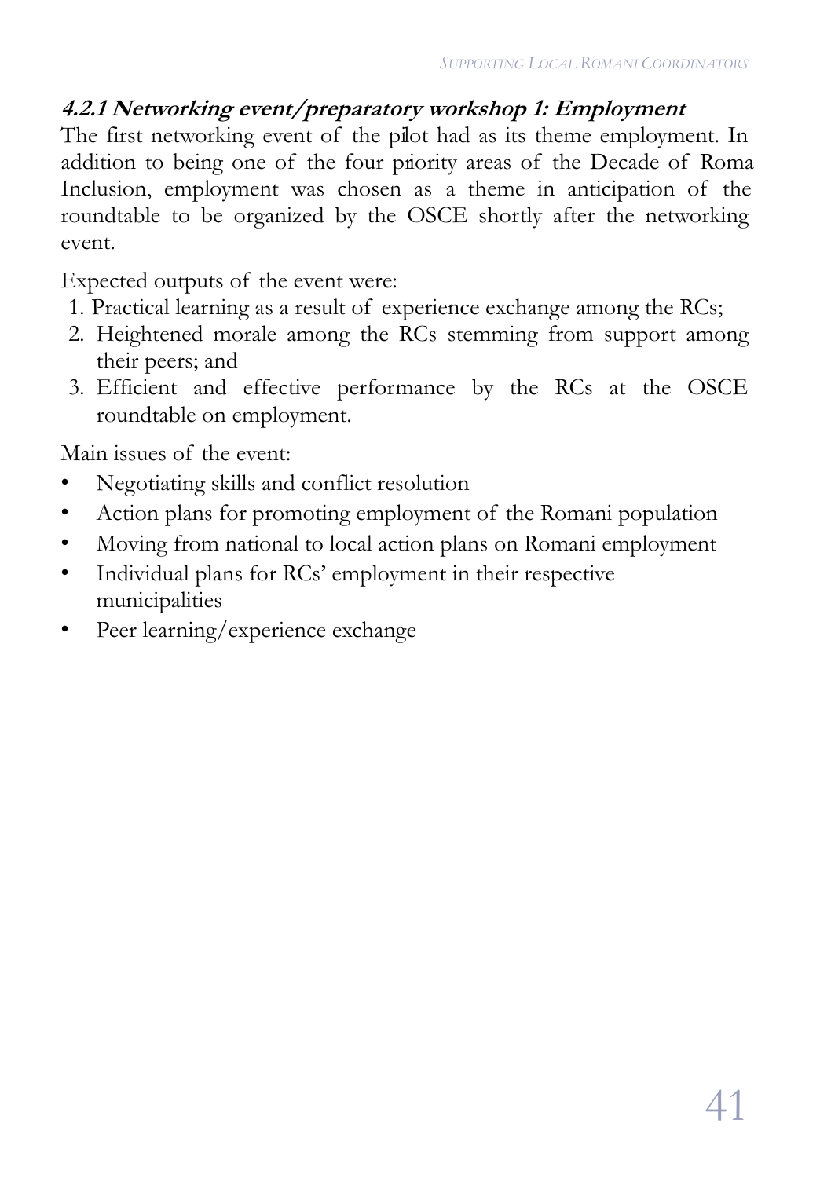#### *4.2.1 Networking event/preparatory workshop 1: Employment*

The first networking event of the pilot had as its theme employment. In addition to being one of the four priority areas of the Decade of Roma Inclusion, employment was chosen as a theme in anticipation of the roundtable to be organized by the OSCE shortly after the networking event.

Expected outputs of the event were:

1. Practical learning as a result of experience exchange among the RCs;
2. Heightened morale among the RCs stemming from support among their peers; and
3. Efficient and effective performance by the RCs at the OSCE roundtable on employment.

Main issues of the event:

- Negotiating skills and conflict resolution
- Action plans for promoting employment of the Romani population
- Moving from national to local action plans on Romani employment
- Individual plans for RCs' employment in their respective municipalities
- Peer learning/experience exchange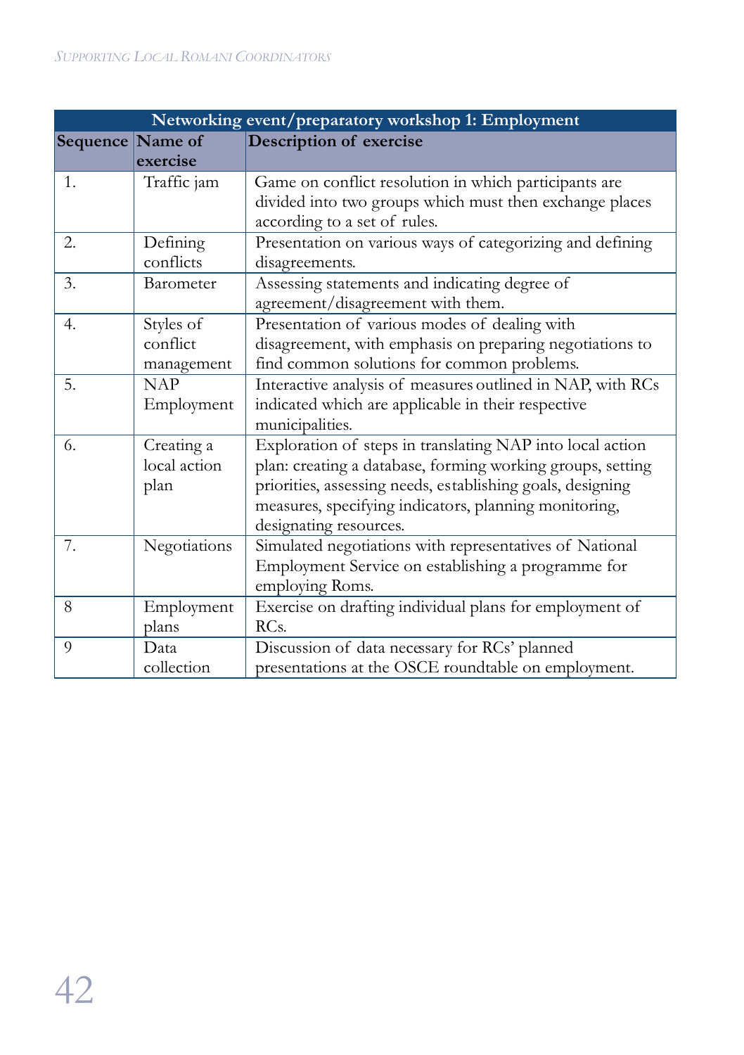| Networking event/preparatory workshop 1: Employment | | |
|---|---|---|
| **Sequence** | **Name of exercise** | **Description of exercise** |
| 1. | Traffic jam | Game on conflict resolution in which participants are divided into two groups which must then exchange places according to a set of rules. |
| 2. | Defining conflicts | Presentation on various ways of categorizing and defining disagreements. |
| 3. | Barometer | Assessing statements and indicating degree of agreement/disagreement with them. |
| 4. | Styles of conflict management | Presentation of various modes of dealing with disagreement, with emphasis on preparing negotiations to find common solutions for common problems. |
| 5. | NAP Employment | Interactive analysis of measures outlined in NAP, with RCs indicated which are applicable in their respective municipalities. |
| 6. | Creating a local action plan | Exploration of steps in translating NAP into local action plan: creating a database, forming working groups, setting priorities, assessing needs, establishing goals, designing measures, specifying indicators, planning monitoring, designating resources. |
| 7. | Negotiations | Simulated negotiations with representatives of National Employment Service on establishing a programme for employing Roms. |
| 8 | Employment plans | Exercise on drafting individual plans for employment of RCs. |
| 9 | Data collection | Discussion of data necessary for RCs' planned presentations at the OSCE roundtable on employment. |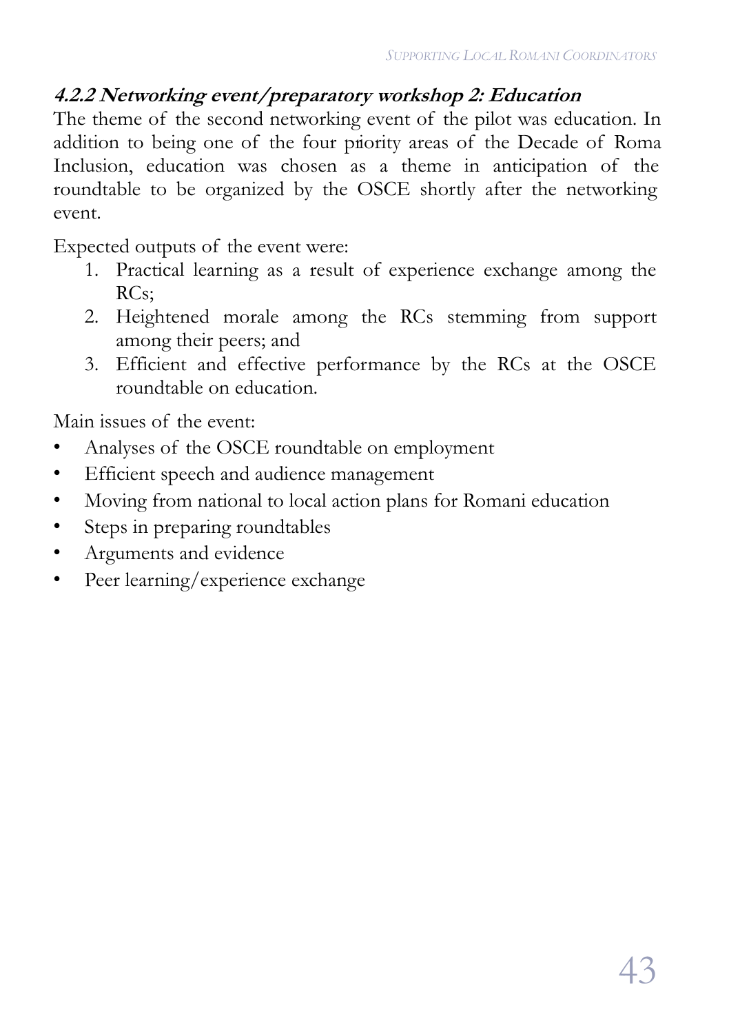#### *4.2.2 Networking event/preparatory workshop 2: Education*

The theme of the second networking event of the pilot was education. In addition to being one of the four priority areas of the Decade of Roma Inclusion, education was chosen as a theme in anticipation of the roundtable to be organized by the OSCE shortly after the networking event.

Expected outputs of the event were:

1. Practical learning as a result of experience exchange among the RCs;
2. Heightened morale among the RCs stemming from support among their peers; and
3. Efficient and effective performance by the RCs at the OSCE roundtable on education.

Main issues of the event:

- Analyses of the OSCE roundtable on employment
- Efficient speech and audience management
- Moving from national to local action plans for Romani education
- Steps in preparing roundtables
- Arguments and evidence
- Peer learning/experience exchange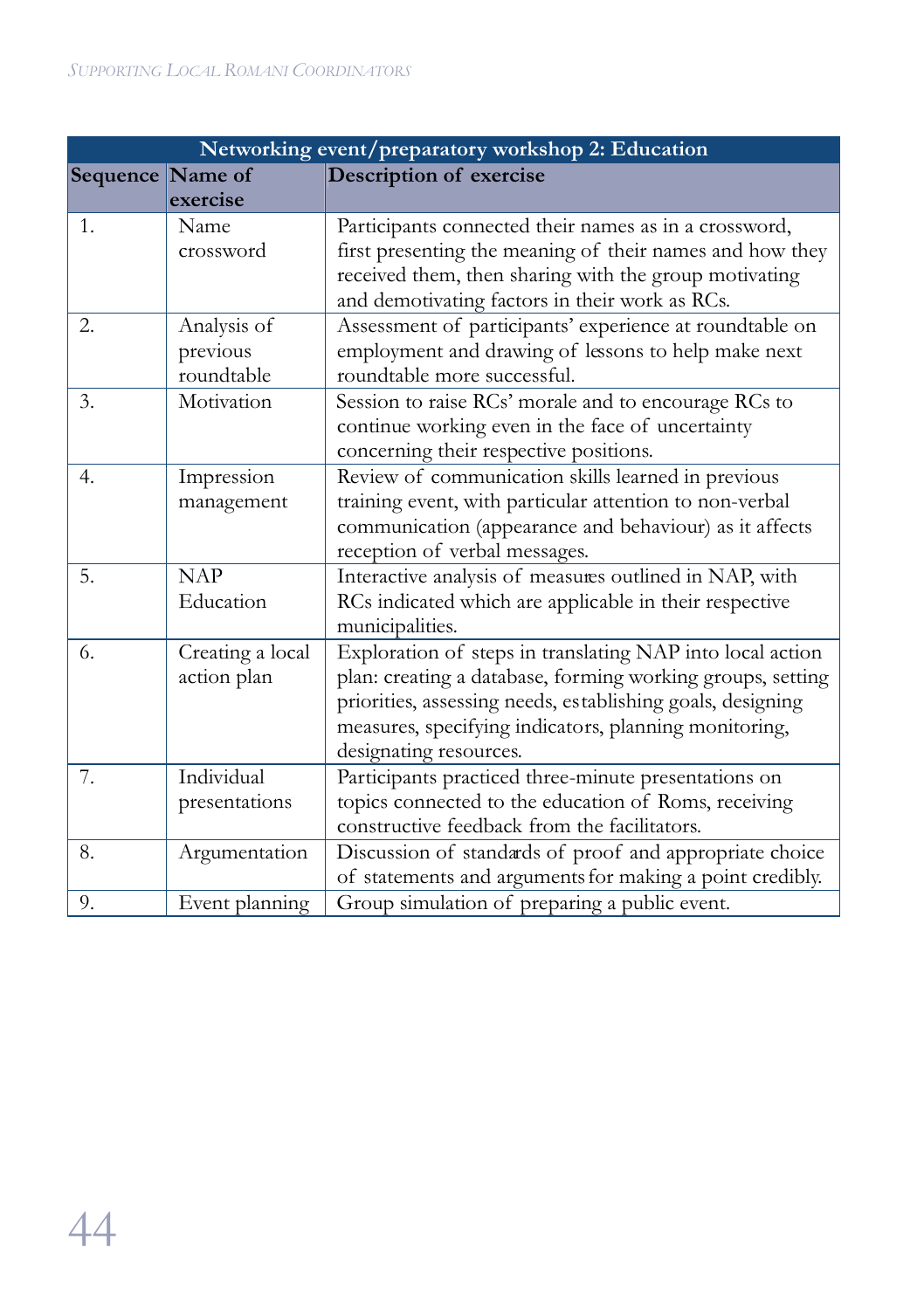| Networking event/preparatory workshop 2: Education | | |
|---|---|---|
| **Sequence** | **Name of exercise** | **Description of exercise** |
| 1. | Name crossword | Participants connected their names as in a crossword, first presenting the meaning of their names and how they received them, then sharing with the group motivating and demotivating factors in their work as RCs. |
| 2. | Analysis of previous roundtable | Assessment of participants' experience at roundtable on employment and drawing of lessons to help make next roundtable more successful. |
| 3. | Motivation | Session to raise RCs' morale and to encourage RCs to continue working even in the face of uncertainty concerning their respective positions. |
| 4. | Impression management | Review of communication skills learned in previous training event, with particular attention to non-verbal communication (appearance and behaviour) as it affects reception of verbal messages. |
| 5. | NAP Education | Interactive analysis of measures outlined in NAP, with RCs indicated which are applicable in their respective municipalities. |
| 6. | Creating a local action plan | Exploration of steps in translating NAP into local action plan: creating a database, forming working groups, setting priorities, assessing needs, establishing goals, designing measures, specifying indicators, planning monitoring, designating resources. |
| 7. | Individual presentations | Participants practiced three-minute presentations on topics connected to the education of Roms, receiving constructive feedback from the facilitators. |
| 8. | Argumentation | Discussion of standards of proof and appropriate choice of statements and arguments for making a point credibly. |
| 9. | Event planning | Group simulation of preparing a public event. |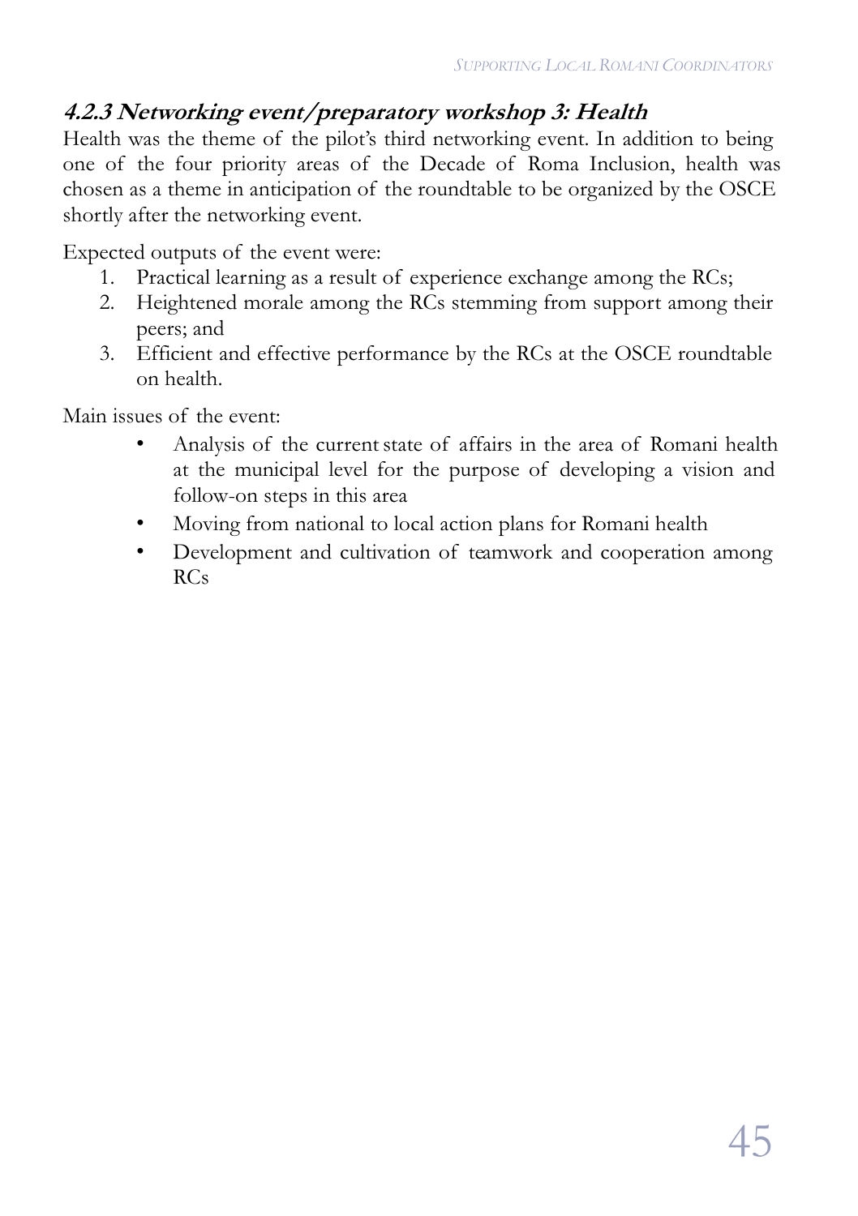### *4.2.3 Networking event/preparatory workshop 3: Health*

Health was the theme of the pilot's third networking event. In addition to being one of the four priority areas of the Decade of Roma Inclusion, health was chosen as a theme in anticipation of the roundtable to be organized by the OSCE shortly after the networking event.

Expected outputs of the event were:

1. Practical learning as a result of experience exchange among the RCs;
2. Heightened morale among the RCs stemming from support among their peers; and
3. Efficient and effective performance by the RCs at the OSCE roundtable on health.

Main issues of the event:

- Analysis of the current state of affairs in the area of Romani health at the municipal level for the purpose of developing a vision and follow-on steps in this area
- Moving from national to local action plans for Romani health
- Development and cultivation of teamwork and cooperation among RCs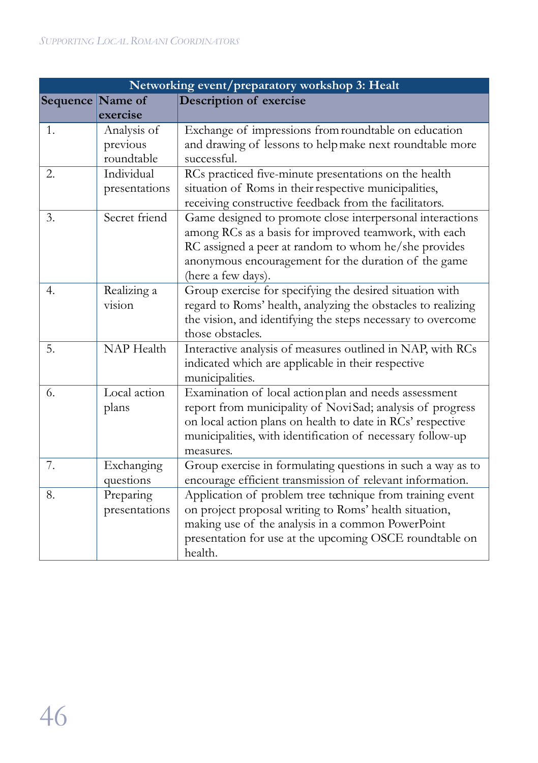| Networking event/preparatory workshop 3: Healt | | |
|---|---|---|
| **Sequence** | **Name of exercise** | **Description of exercise** |
| 1. | Analysis of previous roundtable | Exchange of impressions from roundtable on education and drawing of lessons to help make next roundtable more successful. |
| 2. | Individual presentations | RCs practiced five-minute presentations on the health situation of Roms in their respective municipalities, receiving constructive feedback from the facilitators. |
| 3. | Secret friend | Game designed to promote close interpersonal interactions among RCs as a basis for improved teamwork, with each RC assigned a peer at random to whom he/she provides anonymous encouragement for the duration of the game (here a few days). |
| 4. | Realizing a vision | Group exercise for specifying the desired situation with regard to Roms' health, analyzing the obstacles to realizing the vision, and identifying the steps necessary to overcome those obstacles. |
| 5. | NAP Health | Interactive analysis of measures outlined in NAP, with RCs indicated which are applicable in their respective municipalities. |
| 6. | Local action plans | Examination of local action plan and needs assessment report from municipality of Novi Sad; analysis of progress on local action plans on health to date in RCs' respective municipalities, with identification of necessary follow-up measures. |
| 7. | Exchanging questions | Group exercise in formulating questions in such a way as to encourage efficient transmission of relevant information. |
| 8. | Preparing presentations | Application of problem tree technique from training event on project proposal writing to Roms' health situation, making use of the analysis in a common PowerPoint presentation for use at the upcoming OSCE roundtable on health. |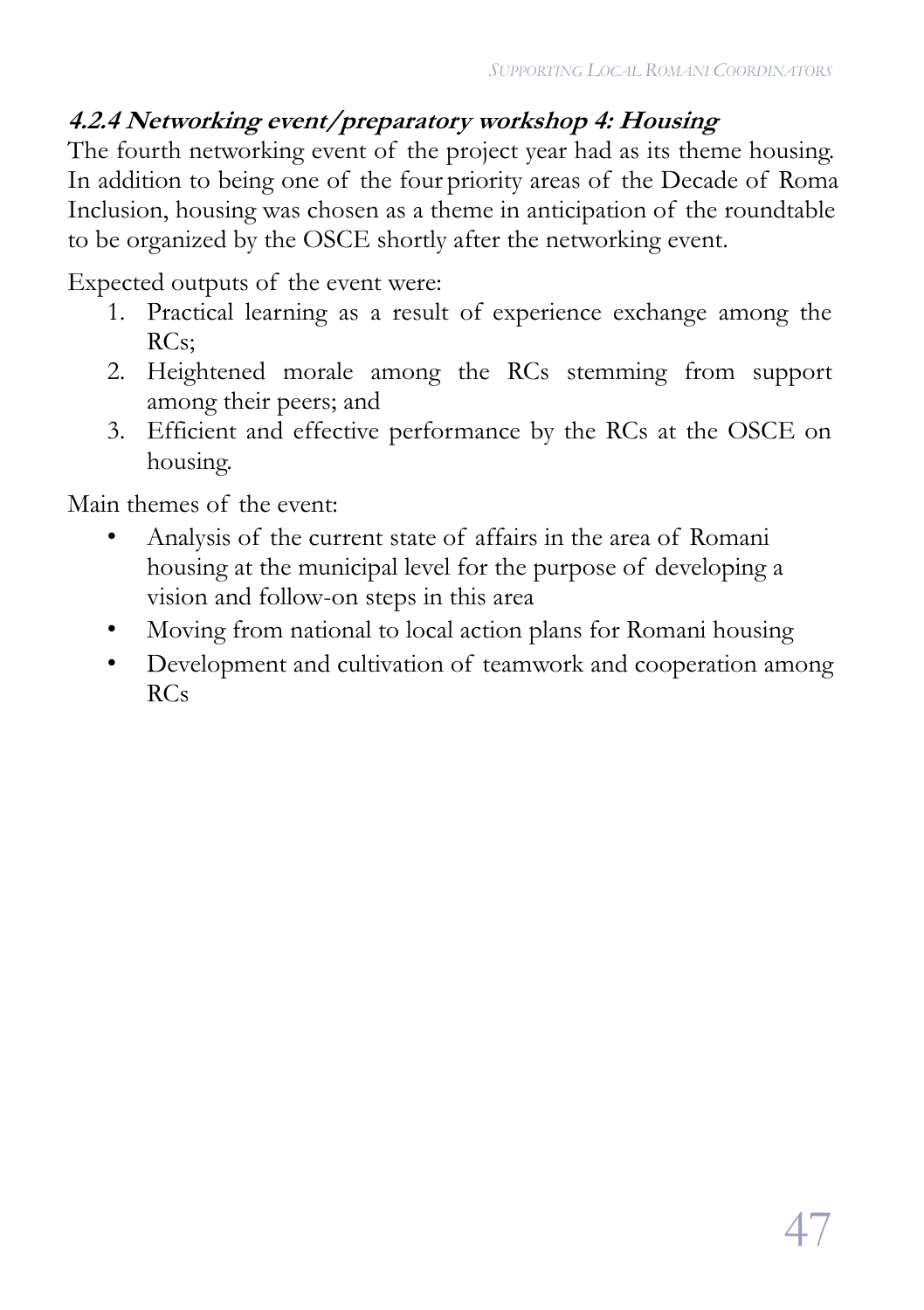#### *4.2.4 Networking event/preparatory workshop 4: Housing*

The fourth networking event of the project year had as its theme housing. In addition to being one of the four priority areas of the Decade of Roma Inclusion, housing was chosen as a theme in anticipation of the roundtable to be organized by the OSCE shortly after the networking event.

Expected outputs of the event were:

1. Practical learning as a result of experience exchange among the RCs;
2. Heightened morale among the RCs stemming from support among their peers; and
3. Efficient and effective performance by the RCs at the OSCE on housing.

Main themes of the event:

- Analysis of the current state of affairs in the area of Romani housing at the municipal level for the purpose of developing a vision and follow-on steps in this area
- Moving from national to local action plans for Romani housing
- Development and cultivation of teamwork and cooperation among RCs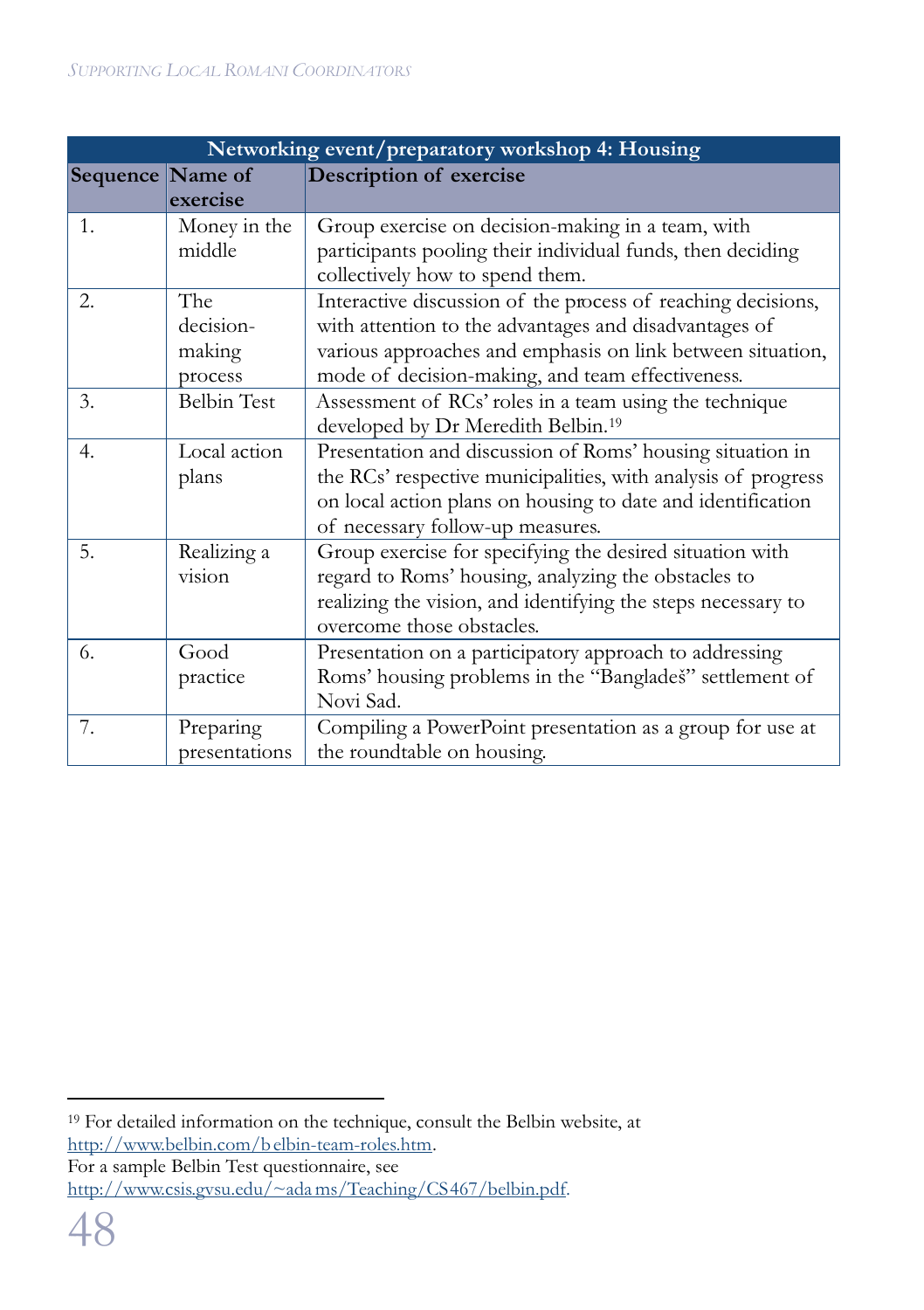| Networking event/preparatory workshop 4: Housing | | |
|---|---|---|
| **Sequence** | **Name of exercise** | **Description of exercise** |
| 1. | Money in the middle | Group exercise on decision-making in a team, with participants pooling their individual funds, then deciding collectively how to spend them. |
| 2. | The decision-making process | Interactive discussion of the process of reaching decisions, with attention to the advantages and disadvantages of various approaches and emphasis on link between situation, mode of decision-making, and team effectiveness. |
| 3. | Belbin Test | Assessment of RCs' roles in a team using the technique developed by Dr Meredith Belbin.[19] |
| 4. | Local action plans | Presentation and discussion of Roms' housing situation in the RCs' respective municipalities, with analysis of progress on local action plans on housing to date and identification of necessary follow-up measures. |
| 5. | Realizing a vision | Group exercise for specifying the desired situation with regard to Roms' housing, analyzing the obstacles to realizing the vision, and identifying the steps necessary to overcome those obstacles. |
| 6. | Good practice | Presentation on a participatory approach to addressing Roms' housing problems in the "Bangladeš" settlement of Novi Sad. |
| 7. | Preparing presentations | Compiling a PowerPoint presentation as a group for use at the roundtable on housing. |

[19] For detailed information on the technique, consult the Belbin website, at http://www.belbin.com/belbin-team-roles.htm.
For a sample Belbin Test questionnaire, see http://www.csis.gvsu.edu/~adams/Teaching/CS467/belbin.pdf.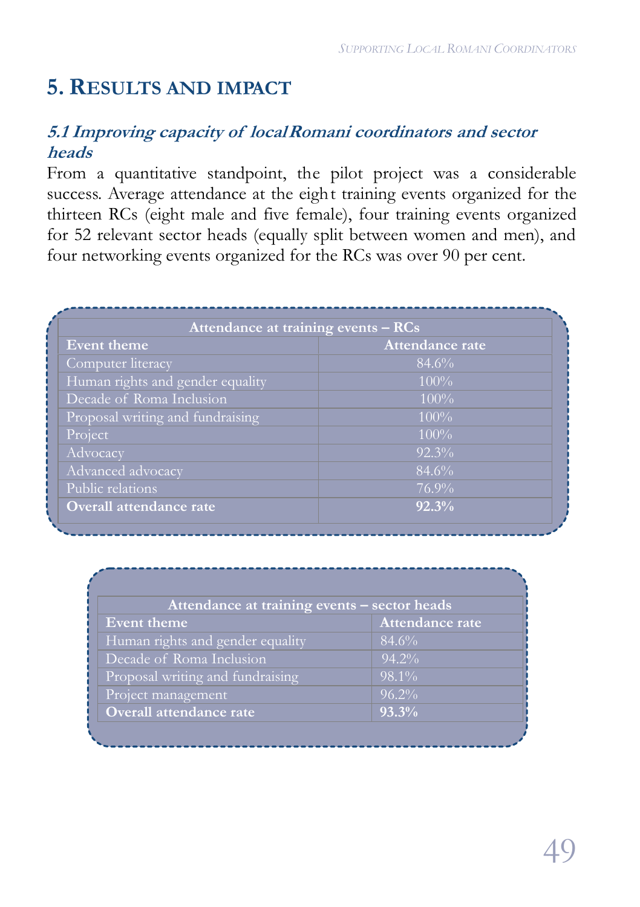# 5. Results and impact

### *5.1 Improving capacity of local Romani coordinators and sector heads*

From a quantitative standpoint, the pilot project was a considerable success. Average attendance at the eight training events organized for the thirteen RCs (eight male and five female), four training events organized for 52 relevant sector heads (equally split between women and men), and four networking events organized for the RCs was over 90 per cent.

| Attendance at training events – RCs | |
|---|---|
| **Event theme** | **Attendance rate** |
| Computer literacy | 84.6% |
| Human rights and gender equality | 100% |
| Decade of Roma Inclusion | 100% |
| Proposal writing and fundraising | 100% |
| Project | 100% |
| Advocacy | 92.3% |
| Advanced advocacy | 84.6% |
| Public relations | 76.9% |
| **Overall attendance rate** | **92.3%** |

| Attendance at training events – sector heads | |
|---|---|
| **Event theme** | **Attendance rate** |
| Human rights and gender equality | 84.6% |
| Decade of Roma Inclusion | 94.2% |
| Proposal writing and fundraising | 98.1% |
| Project management | 96.2% |
| **Overall attendance rate** | **93.3%** |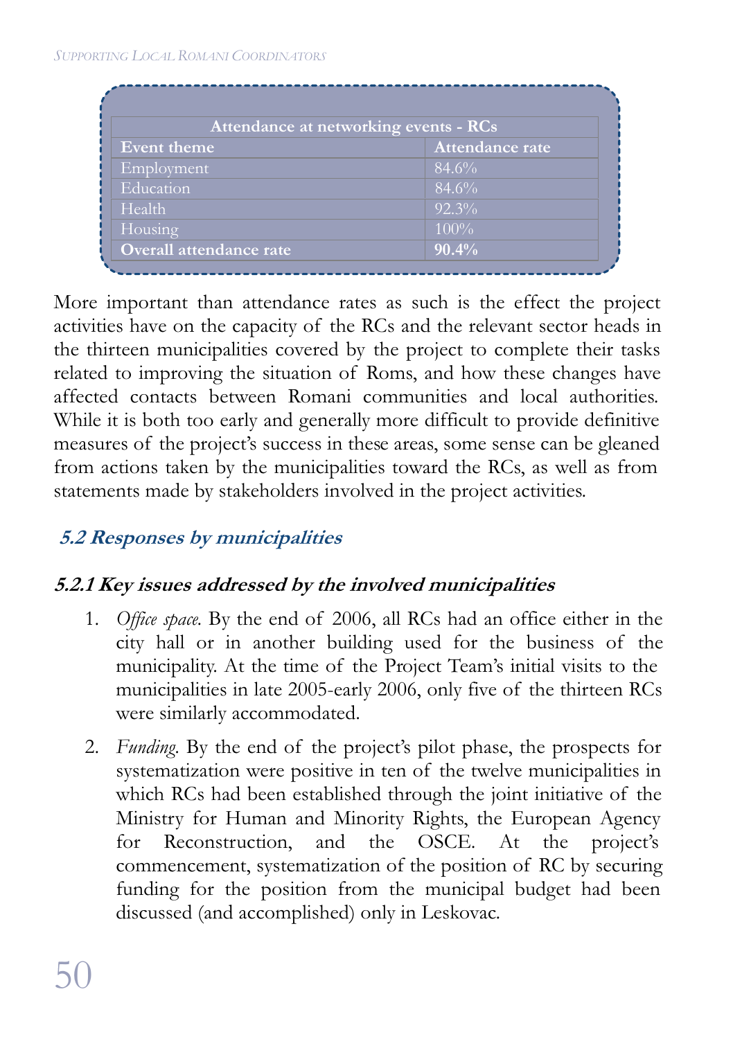| Attendance at networking events - RCs | |
|---|---|
| **Event theme** | **Attendance rate** |
| Employment | 84.6% |
| Education | 84.6% |
| Health | 92.3% |
| Housing | 100% |
| **Overall attendance rate** | **90.4%** |

More important than attendance rates as such is the effect the project activities have on the capacity of the RCs and the relevant sector heads in the thirteen municipalities covered by the project to complete their tasks related to improving the situation of Roms, and how these changes have affected contacts between Romani communities and local authorities. While it is both too early and generally more difficult to provide definitive measures of the project's success in these areas, some sense can be gleaned from actions taken by the municipalities toward the RCs, as well as from statements made by stakeholders involved in the project activities.

## 5.2 Responses by municipalities

### 5.2.1 Key issues addressed by the involved municipalities

1. *Office space.* By the end of 2006, all RCs had an office either in the city hall or in another building used for the business of the municipality. At the time of the Project Team's initial visits to the municipalities in late 2005-early 2006, only five of the thirteen RCs were similarly accommodated.

2. *Funding.* By the end of the project's pilot phase, the prospects for systematization were positive in ten of the twelve municipalities in which RCs had been established through the joint initiative of the Ministry for Human and Minority Rights, the European Agency for Reconstruction, and the OSCE. At the project's commencement, systematization of the position of RC by securing funding for the position from the municipal budget had been discussed (and accomplished) only in Leskovac.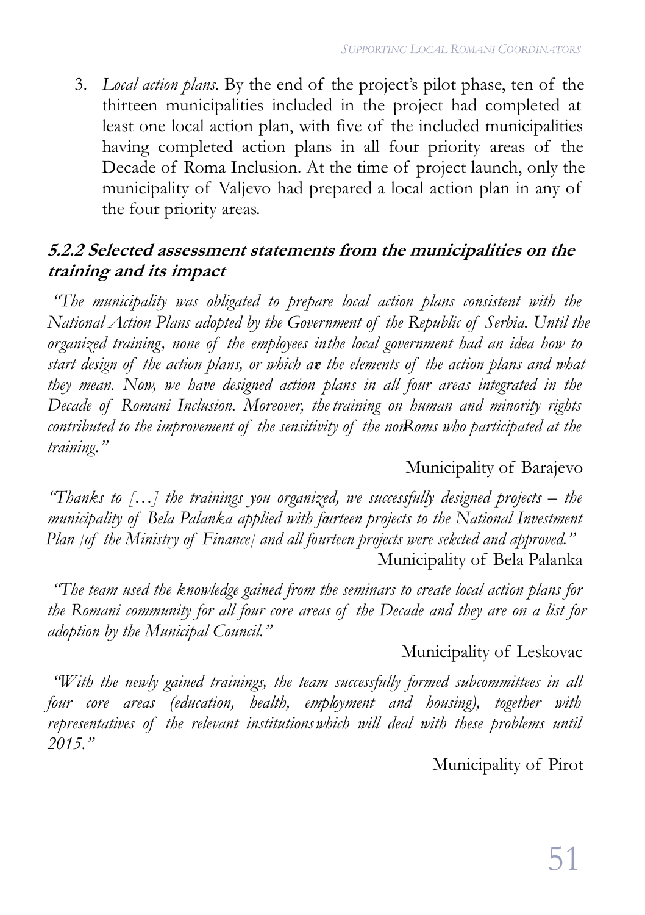3. *Local action plans.* By the end of the project's pilot phase, ten of the thirteen municipalities included in the project had completed at least one local action plan, with five of the included municipalities having completed action plans in all four priority areas of the Decade of Roma Inclusion. At the time of project launch, only the municipality of Valjevo had prepared a local action plan in any of the four priority areas.

### 5.2.2 Selected assessment statements from the municipalities on the training and its impact

*"The municipality was obligated to prepare local action plans consistent with the National Action Plans adopted by the Government of the Republic of Serbia. Until the organized training, none of the employees in the local government had an idea how to start design of the action plans, or which are the elements of the action plans and what they mean. Now, we have designed action plans in all four areas integrated in the Decade of Romani Inclusion. Moreover, the training on human and minority rights contributed to the improvement of the sensitivity of the non-Roms who participated at the training."*

Municipality of Barajevo

*"Thanks to […] the trainings you organized, we successfully designed projects – the municipality of Bela Palanka applied with fourteen projects to the National Investment Plan [of the Ministry of Finance] and all fourteen projects were selected and approved."*

Municipality of Bela Palanka

*"The team used the knowledge gained from the seminars to create local action plans for the Romani community for all four core areas of the Decade and they are on a list for adoption by the Municipal Council."*

Municipality of Leskovac

*"With the newly gained trainings, the team successfully formed subcommittees in all four core areas (education, health, employment and housing), together with representatives of the relevant institutions which will deal with these problems until 2015."*

Municipality of Pirot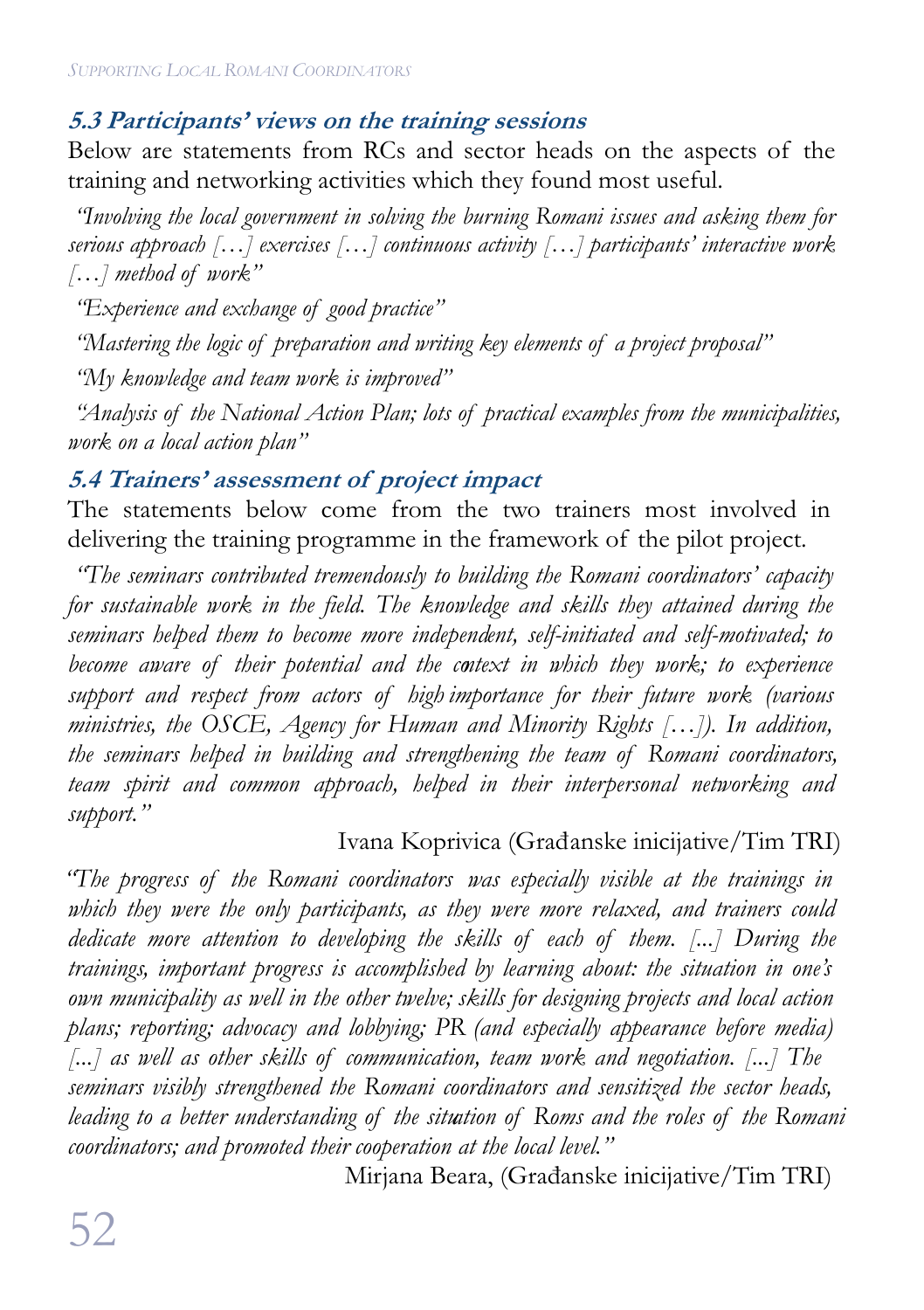### 5.3 Participants' views on the training sessions

Below are statements from RCs and sector heads on the aspects of the training and networking activities which they found most useful.

*"Involving the local government in solving the burning Romani issues and asking them for serious approach […] exercises […] continuous activity […] participants' interactive work […] method of work"*

*"Experience and exchange of good practice"*

*"Mastering the logic of preparation and writing key elements of a project proposal"*

*"My knowledge and team work is improved"*

*"Analysis of the National Action Plan; lots of practical examples from the municipalities, work on a local action plan"*

### 5.4 Trainers' assessment of project impact

The statements below come from the two trainers most involved in delivering the training programme in the framework of the pilot project.

*"The seminars contributed tremendously to building the Romani coordinators' capacity for sustainable work in the field. The knowledge and skills they attained during the seminars helped them to become more independent, self-initiated and self-motivated; to become aware of their potential and the context in which they work; to experience support and respect from actors of high importance for their future work (various ministries, the OSCE, Agency for Human and Minority Rights […]). In addition, the seminars helped in building and strengthening the team of Romani coordinators, team spirit and common approach, helped in their interpersonal networking and support."*

Ivana Koprivica (Građanske inicijative/Tim TRI)

*"The progress of the Romani coordinators was especially visible at the trainings in which they were the only participants, as they were more relaxed, and trainers could dedicate more attention to developing the skills of each of them. [...] During the trainings, important progress is accomplished by learning about: the situation in one's own municipality as well in the other twelve; skills for designing projects and local action plans; reporting; advocacy and lobbying; PR (and especially appearance before media) [...] as well as other skills of communication, team work and negotiation. [...] The seminars visibly strengthened the Romani coordinators and sensitized the sector heads, leading to a better understanding of the situation of Roms and the roles of the Romani coordinators; and promoted their cooperation at the local level."*

Mirjana Beara, (Građanske inicijative/Tim TRI)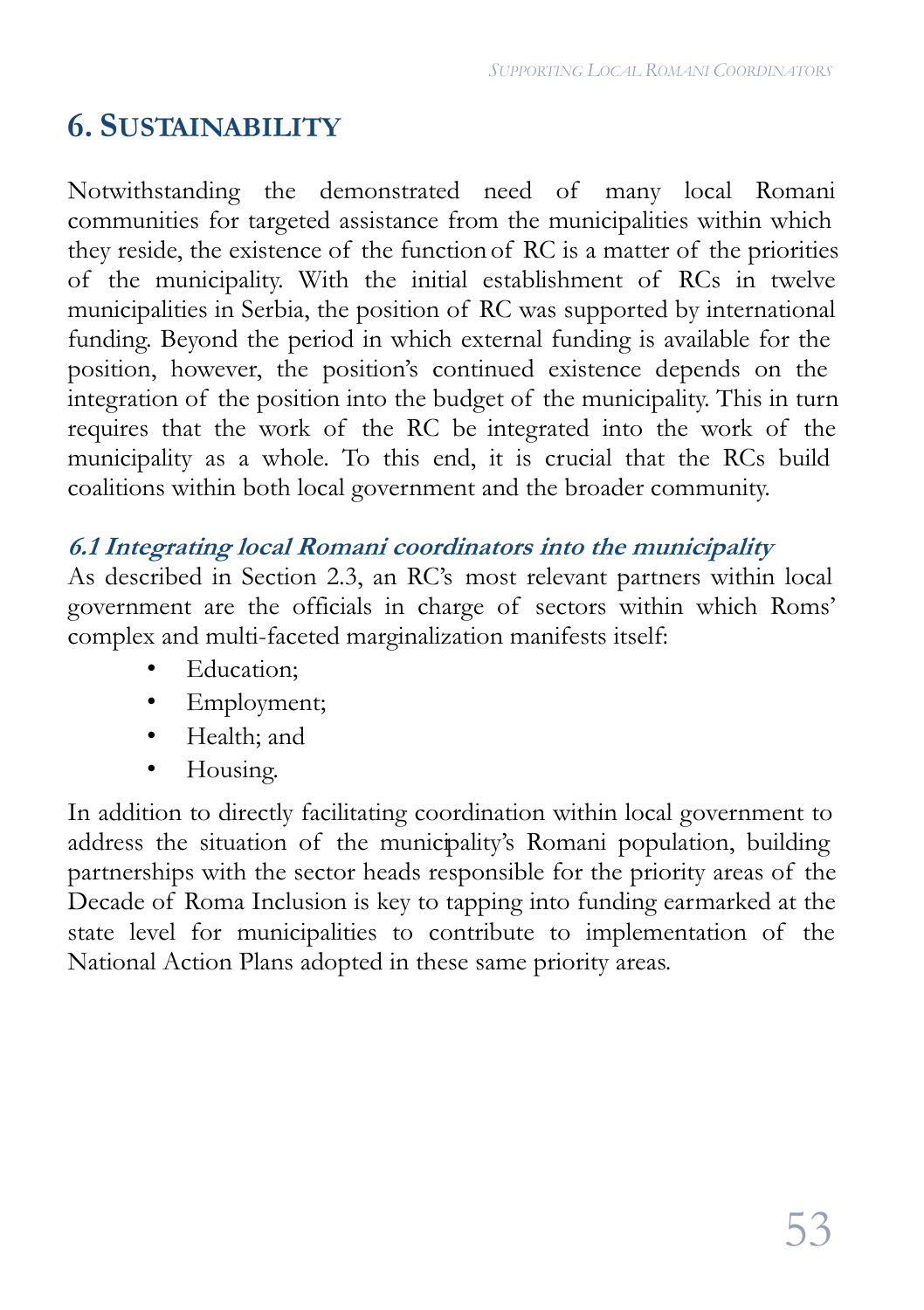# 6. Sustainability

Notwithstanding the demonstrated need of many local Romani communities for targeted assistance from the municipalities within which they reside, the existence of the function of RC is a matter of the priorities of the municipality. With the initial establishment of RCs in twelve municipalities in Serbia, the position of RC was supported by international funding. Beyond the period in which external funding is available for the position, however, the position's continued existence depends on the integration of the position into the budget of the municipality. This in turn requires that the work of the RC be integrated into the work of the municipality as a whole. To this end, it is crucial that the RCs build coalitions within both local government and the broader community.

## *6.1 Integrating local Romani coordinators into the municipality*

As described in Section 2.3, an RC's most relevant partners within local government are the officials in charge of sectors within which Roms' complex and multi-faceted marginalization manifests itself:

- Education;
- Employment;
- Health; and
- Housing.

In addition to directly facilitating coordination within local government to address the situation of the municipality's Romani population, building partnerships with the sector heads responsible for the priority areas of the Decade of Roma Inclusion is key to tapping into funding earmarked at the state level for municipalities to contribute to implementation of the National Action Plans adopted in these same priority areas.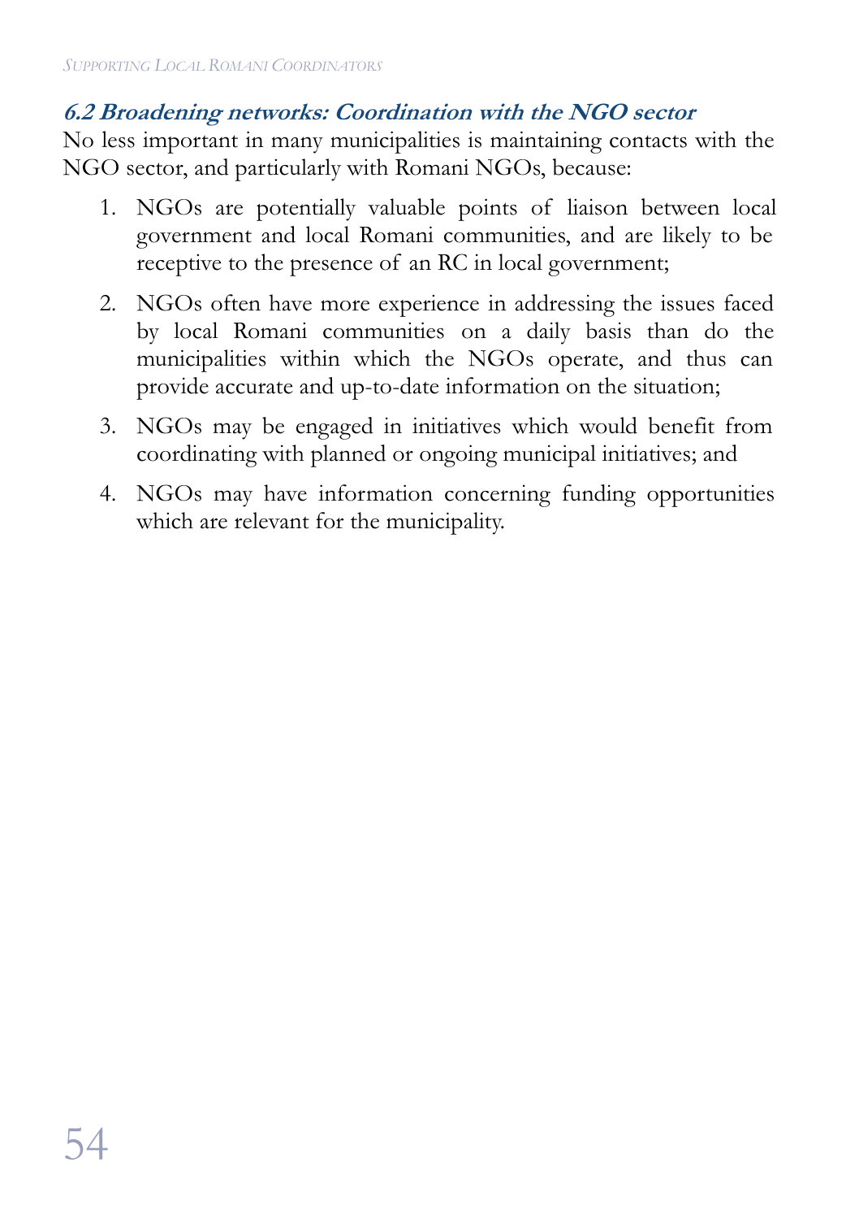### *6.2 Broadening networks: Coordination with the NGO sector*

No less important in many municipalities is maintaining contacts with the NGO sector, and particularly with Romani NGOs, because:

1. NGOs are potentially valuable points of liaison between local government and local Romani communities, and are likely to be receptive to the presence of an RC in local government;
2. NGOs often have more experience in addressing the issues faced by local Romani communities on a daily basis than do the municipalities within which the NGOs operate, and thus can provide accurate and up-to-date information on the situation;
3. NGOs may be engaged in initiatives which would benefit from coordinating with planned or ongoing municipal initiatives; and
4. NGOs may have information concerning funding opportunities which are relevant for the municipality.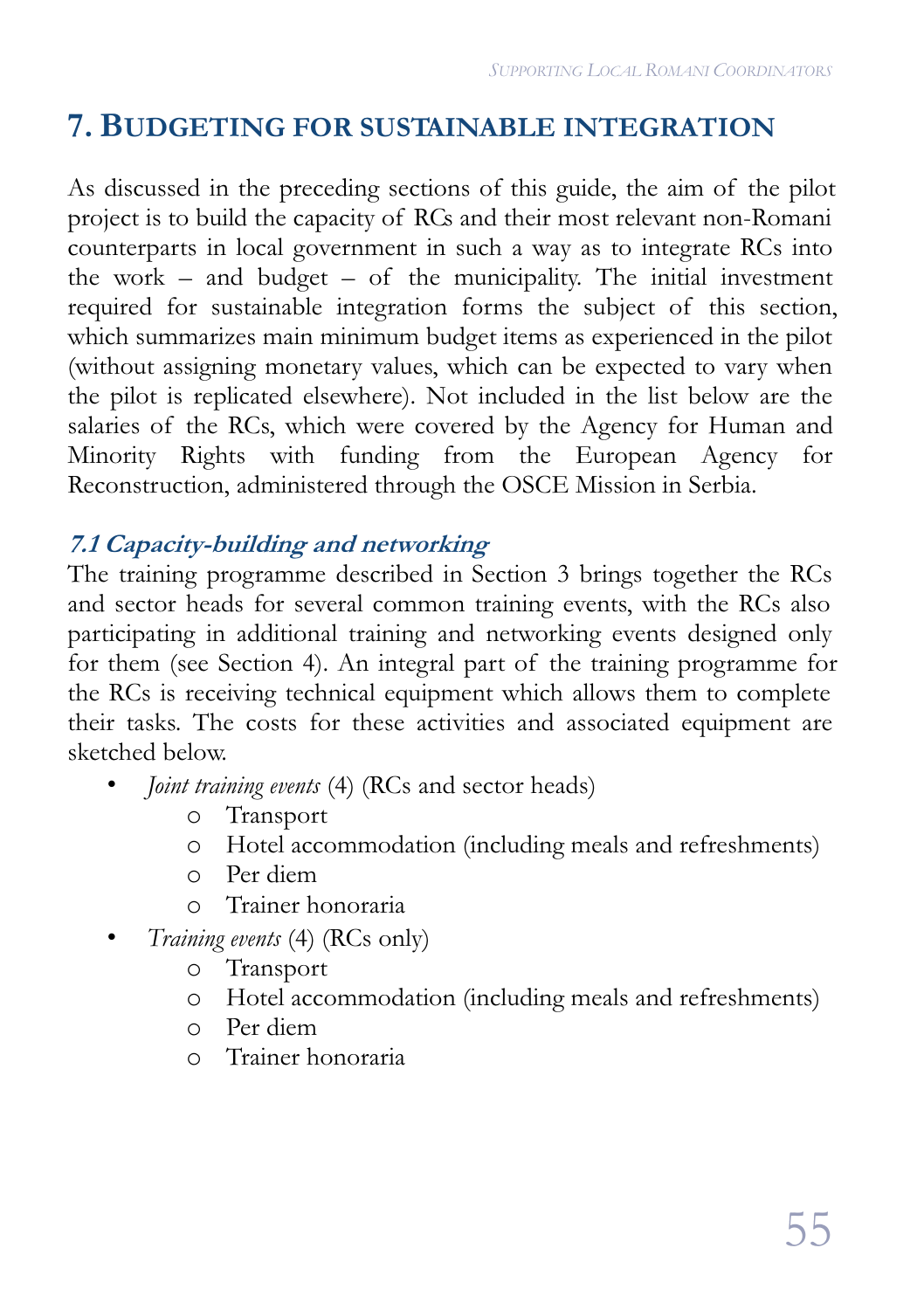# 7. Budgeting for sustainable integration

As discussed in the preceding sections of this guide, the aim of the pilot project is to build the capacity of RCs and their most relevant non-Romani counterparts in local government in such a way as to integrate RCs into the work – and budget – of the municipality. The initial investment required for sustainable integration forms the subject of this section, which summarizes main minimum budget items as experienced in the pilot (without assigning monetary values, which can be expected to vary when the pilot is replicated elsewhere). Not included in the list below are the salaries of the RCs, which were covered by the Agency for Human and Minority Rights with funding from the European Agency for Reconstruction, administered through the OSCE Mission in Serbia.

## *7.1 Capacity-building and networking*

The training programme described in Section 3 brings together the RCs and sector heads for several common training events, with the RCs also participating in additional training and networking events designed only for them (see Section 4). An integral part of the training programme for the RCs is receiving technical equipment which allows them to complete their tasks. The costs for these activities and associated equipment are sketched below.

- *Joint training events* (4) (RCs and sector heads)
  - Transport
  - Hotel accommodation (including meals and refreshments)
  - Per diem
  - Trainer honoraria
- *Training events* (4) (RCs only)
  - Transport
  - Hotel accommodation (including meals and refreshments)
  - Per diem
  - Trainer honoraria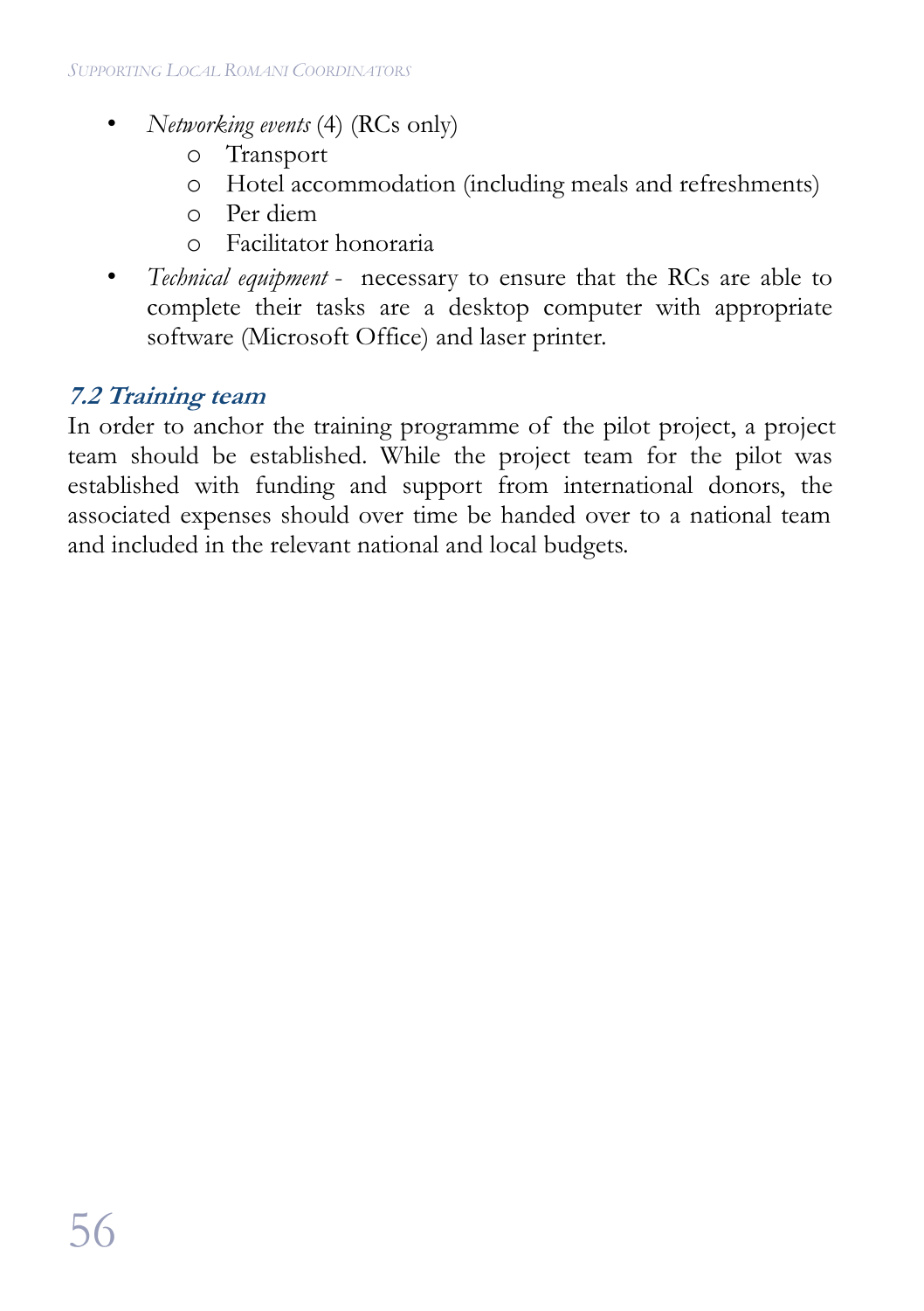- *Networking events* (4) (RCs only)
    - Transport
    - Hotel accommodation (including meals and refreshments)
    - Per diem
    - Facilitator honoraria
- *Technical equipment* - necessary to ensure that the RCs are able to complete their tasks are a desktop computer with appropriate software (Microsoft Office) and laser printer.

### 7.2 Training team

In order to anchor the training programme of the pilot project, a project team should be established. While the project team for the pilot was established with funding and support from international donors, the associated expenses should over time be handed over to a national team and included in the relevant national and local budgets.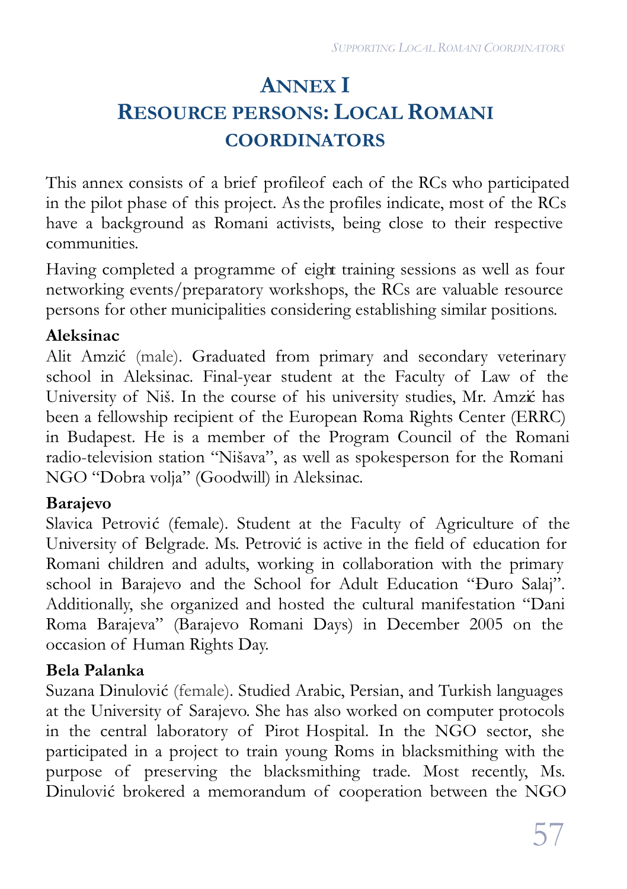# ANNEX I
# RESOURCE PERSONS: LOCAL ROMANI COORDINATORS

This annex consists of a brief profileof each of the RCs who participated in the pilot phase of this project. As the profiles indicate, most of the RCs have a background as Romani activists, being close to their respective communities.

Having completed a programme of eight training sessions as well as four networking events/preparatory workshops, the RCs are valuable resource persons for other municipalities considering establishing similar positions.

**Aleksinac**

Alit Amzić (male). Graduated from primary and secondary veterinary school in Aleksinac. Final-year student at the Faculty of Law of the University of Niš. In the course of his university studies, Mr. Amzić has been a fellowship recipient of the European Roma Rights Center (ERRC) in Budapest. He is a member of the Program Council of the Romani radio-television station "Nišava", as well as spokesperson for the Romani NGO "Dobra volja" (Goodwill) in Aleksinac.

**Barajevo**

Slavica Petrović (female). Student at the Faculty of Agriculture of the University of Belgrade. Ms. Petrović is active in the field of education for Romani children and adults, working in collaboration with the primary school in Barajevo and the School for Adult Education "Đuro Salaj". Additionally, she organized and hosted the cultural manifestation "Dani Roma Barajeva" (Barajevo Romani Days) in December 2005 on the occasion of Human Rights Day.

**Bela Palanka**

Suzana Dinulović (female). Studied Arabic, Persian, and Turkish languages at the University of Sarajevo. She has also worked on computer protocols in the central laboratory of Pirot Hospital. In the NGO sector, she participated in a project to train young Roms in blacksmithing with the purpose of preserving the blacksmithing trade. Most recently, Ms. Dinulović brokered a memorandum of cooperation between the NGO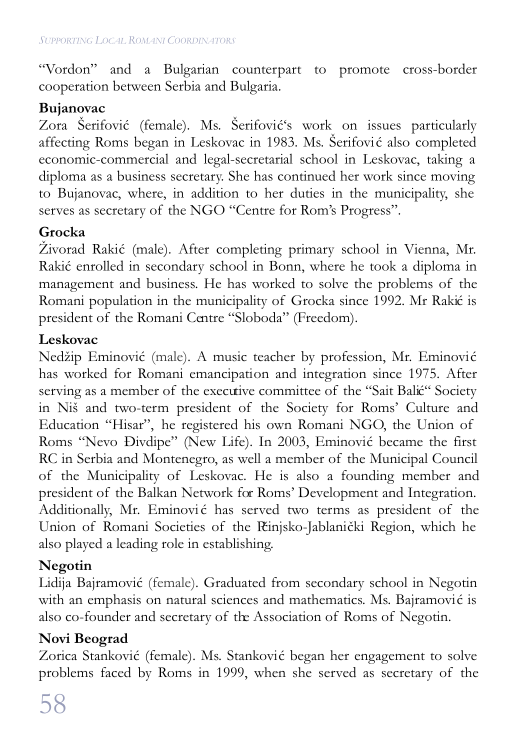"Vordon" and a Bulgarian counterpart to promote cross-border cooperation between Serbia and Bulgaria.

**Bujanovac**

Zora Šerifović (female). Ms. Šerifović's work on issues particularly affecting Roms began in Leskovac in 1983. Ms. Šerifović also completed economic-commercial and legal-secretarial school in Leskovac, taking a diploma as a business secretary. She has continued her work since moving to Bujanovac, where, in addition to her duties in the municipality, she serves as secretary of the NGO "Centre for Rom's Progress".

**Grocka**

Živorad Rakić (male). After completing primary school in Vienna, Mr. Rakić enrolled in secondary school in Bonn, where he took a diploma in management and business. He has worked to solve the problems of the Romani population in the municipality of Grocka since 1992. Mr Rakić is president of the Romani Centre "Sloboda" (Freedom).

**Leskovac**

Nedžip Eminović (male). A music teacher by profession, Mr. Eminović has worked for Romani emancipation and integration since 1975. After serving as a member of the executive committee of the "Sait Balić" Society in Niš and two-term president of the Society for Roms' Culture and Education "Hisar", he registered his own Romani NGO, the Union of Roms "Nevo Đivdipe" (New Life). In 2003, Eminović became the first RC in Serbia and Montenegro, as well a member of the Municipal Council of the Municipality of Leskovac. He is also a founding member and president of the Balkan Network for Roms' Development and Integration. Additionally, Mr. Eminović has served two terms as president of the Union of Romani Societies of the Pčinjsko-Jablanički Region, which he also played a leading role in establishing.

**Negotin**

Lidija Bajramović (female). Graduated from secondary school in Negotin with an emphasis on natural sciences and mathematics. Ms. Bajramović is also co-founder and secretary of the Association of Roms of Negotin.

**Novi Beograd**

Zorica Stanković (female). Ms. Stanković began her engagement to solve problems faced by Roms in 1999, when she served as secretary of the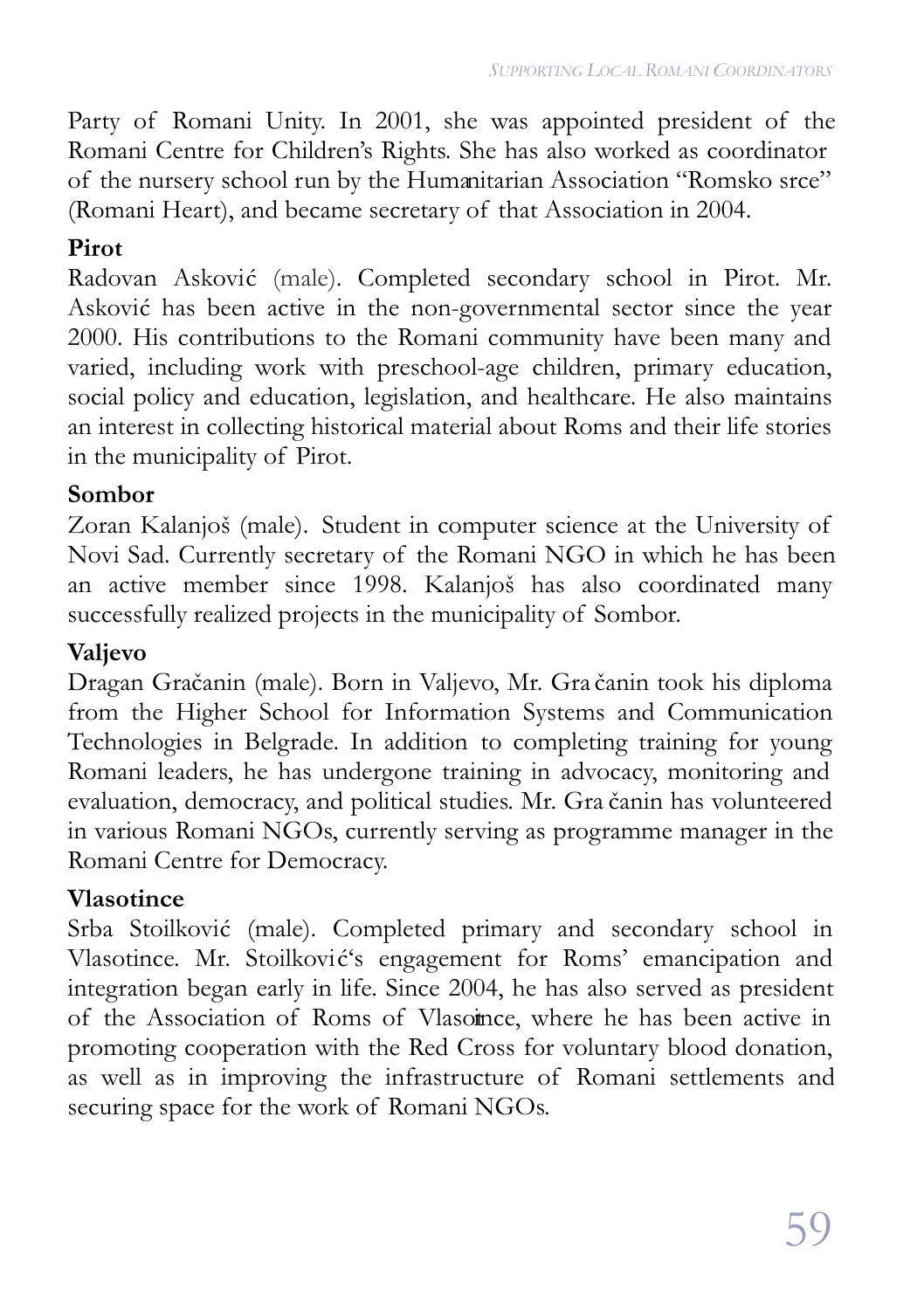Party of Romani Unity. In 2001, she was appointed president of the Romani Centre for Children's Rights. She has also worked as coordinator of the nursery school run by the Humanitarian Association "Romsko srce" (Romani Heart), and became secretary of that Association in 2004.

**Pirot**

Radovan Asković (male). Completed secondary school in Pirot. Mr. Asković has been active in the non-governmental sector since the year 2000. His contributions to the Romani community have been many and varied, including work with preschool-age children, primary education, social policy and education, legislation, and healthcare. He also maintains an interest in collecting historical material about Roms and their life stories in the municipality of Pirot.

**Sombor**

Zoran Kalanjoš (male). Student in computer science at the University of Novi Sad. Currently secretary of the Romani NGO in which he has been an active member since 1998. Kalanjoš has also coordinated many successfully realized projects in the municipality of Sombor.

**Valjevo**

Dragan Gračanin (male). Born in Valjevo, Mr. Gračanin took his diploma from the Higher School for Information Systems and Communication Technologies in Belgrade. In addition to completing training for young Romani leaders, he has undergone training in advocacy, monitoring and evaluation, democracy, and political studies. Mr. Gračanin has volunteered in various Romani NGOs, currently serving as programme manager in the Romani Centre for Democracy.

**Vlasotince**

Srba Stoilković (male). Completed primary and secondary school in Vlasotince. Mr. Stoilković's engagement for Roms' emancipation and integration began early in life. Since 2004, he has also served as president of the Association of Roms of Vlasotince, where he has been active in promoting cooperation with the Red Cross for voluntary blood donation, as well as in improving the infrastructure of Romani settlements and securing space for the work of Romani NGOs.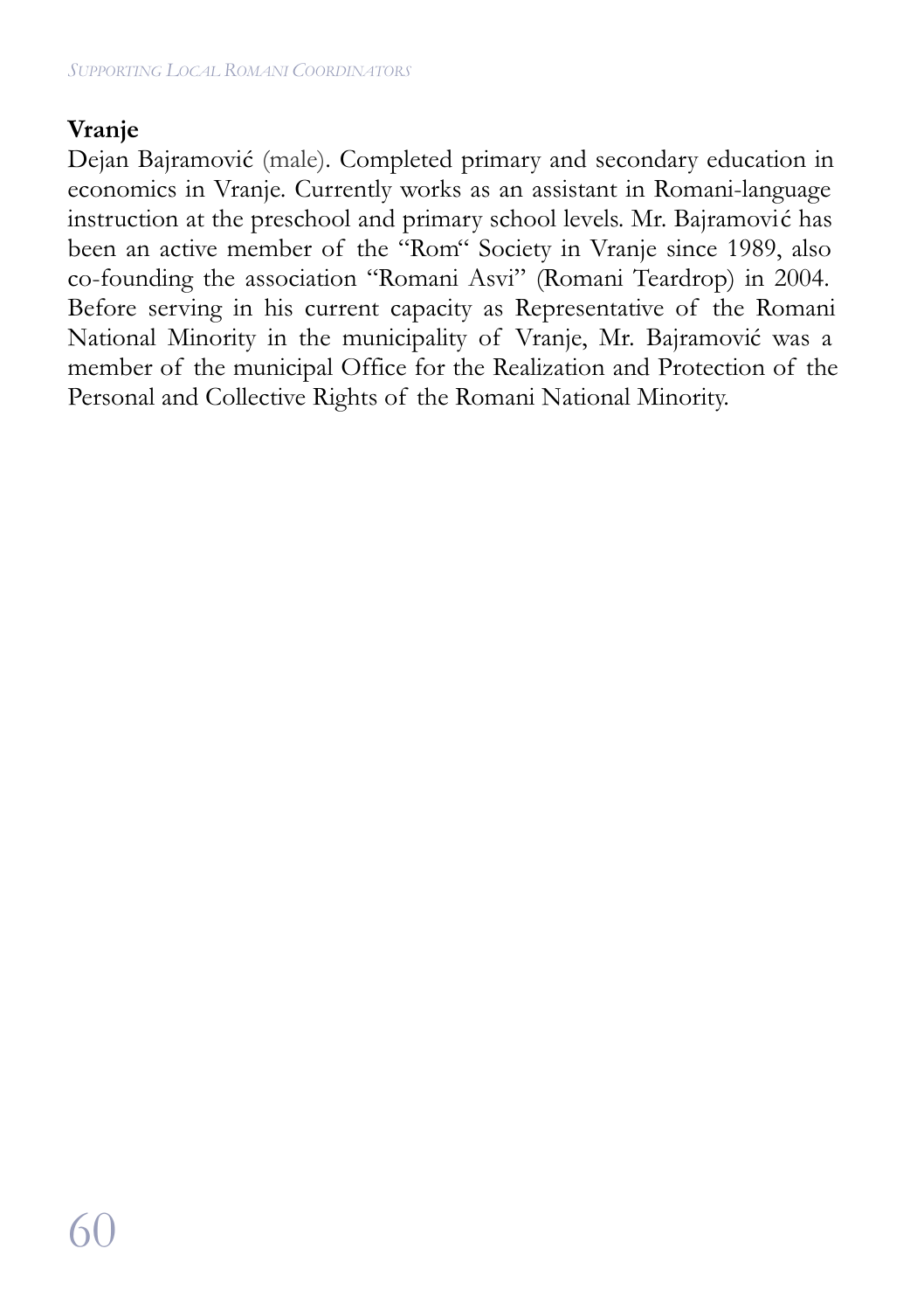**Vranje**

Dejan Bajramović (male). Completed primary and secondary education in economics in Vranje. Currently works as an assistant in Romani-language instruction at the preschool and primary school levels. Mr. Bajramović has been an active member of the "Rom" Society in Vranje since 1989, also co-founding the association "Romani Asvi" (Romani Teardrop) in 2004. Before serving in his current capacity as Representative of the Romani National Minority in the municipality of Vranje, Mr. Bajramović was a member of the municipal Office for the Realization and Protection of the Personal and Collective Rights of the Romani National Minority.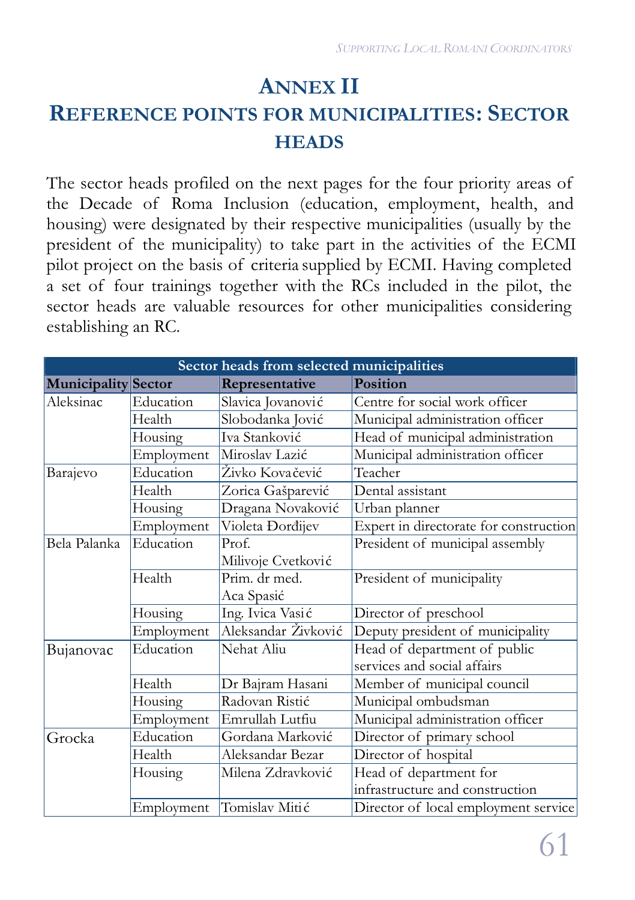# ANNEX II

## REFERENCE POINTS FOR MUNICIPALITIES: SECTOR HEADS

The sector heads profiled on the next pages for the four priority areas of the Decade of Roma Inclusion (education, employment, health, and housing) were designated by their respective municipalities (usually by the president of the municipality) to take part in the activities of the ECMI pilot project on the basis of criteria supplied by ECMI. Having completed a set of four trainings together with the RCs included in the pilot, the sector heads are valuable resources for other municipalities considering establishing an RC.

| Sector heads from selected municipalities | | | |
|---|---|---|---|
| **Municipality** | **Sector** | **Representative** | **Position** |
| Aleksinac | Education | Slavica Jovanović | Centre for social work officer |
| | Health | Slobodanka Jović | Municipal administration officer |
| | Housing | Iva Stanković | Head of municipal administration |
| | Employment | Miroslav Lazić | Municipal administration officer |
| Barajevo | Education | Živko Kovačević | Teacher |
| | Health | Zorica Gašparević | Dental assistant |
| | Housing | Dragana Novaković | Urban planner |
| | Employment | Violeta Đorđijev | Expert in directorate for construction |
| Bela Palanka | Education | Prof. Milivoje Cvetković | President of municipal assembly |
| | Health | Prim. dr med. Aca Spasić | President of municipality |
| | Housing | Ing. Ivica Vasić | Director of preschool |
| | Employment | Aleksandar Živković | Deputy president of municipality |
| Bujanovac | Education | Nehat Aliu | Head of department of public services and social affairs |
| | Health | Dr Bajram Hasani | Member of municipal council |
| | Housing | Radovan Ristić | Municipal ombudsman |
| | Employment | Emrullah Lutfiu | Municipal administration officer |
| Grocka | Education | Gordana Marković | Director of primary school |
| | Health | Aleksandar Bezar | Director of hospital |
| | Housing | Milena Zdravković | Head of department for infrastructure and construction |
| | Employment | Tomislav Mitić | Director of local employment service |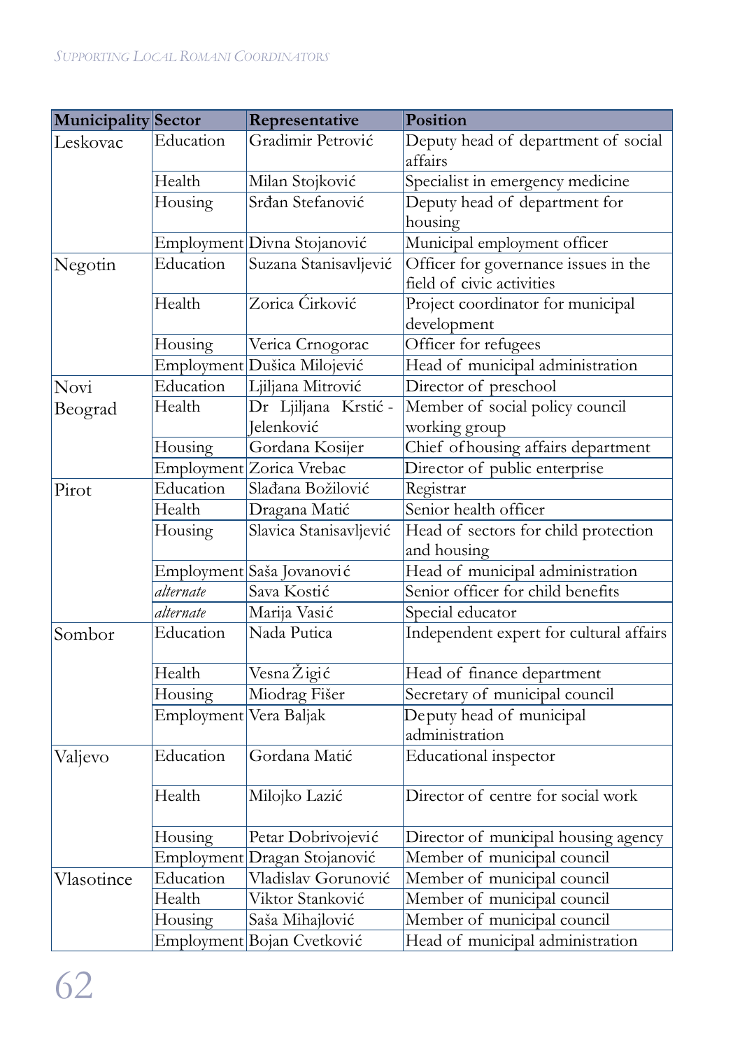| Municipality | Sector | Representative | Position |
|---|---|---|---|
| Leskovac | Education | Gradimir Petrović | Deputy head of department of social affairs |
| | Health | Milan Stojković | Specialist in emergency medicine |
| | Housing | Srđan Stefanović | Deputy head of department for housing |
| | Employment | Divna Stojanović | Municipal employment officer |
| Negotin | Education | Suzana Stanisavljević | Officer for governance issues in the field of civic activities |
| | Health | Zorica Ćirković | Project coordinator for municipal development |
| | Housing | Verica Crnogorac | Officer for refugees |
| | Employment | Dušica Milojević | Head of municipal administration |
| Novi Beograd | Education | Ljiljana Mitrović | Director of preschool |
| | Health | Dr Ljiljana Krstić - Jelenković | Member of social policy council working group |
| | Housing | Gordana Kosijer | Chief of housing affairs department |
| | Employment | Zorica Vrebac | Director of public enterprise |
| Pirot | Education | Slađana Božilović | Registrar |
| | Health | Dragana Matić | Senior health officer |
| | Housing | Slavica Stanisavljević | Head of sectors for child protection and housing |
| | Employment | Saša Jovanović | Head of municipal administration |
| | *alternate* | Sava Kostić | Senior officer for child benefits |
| | *alternate* | Marija Vasić | Special educator |
| Sombor | Education | Nada Putica | Independent expert for cultural affairs |
| | Health | Vesna Žigić | Head of finance department |
| | Housing | Miodrag Fišer | Secretary of municipal council |
| | Employment | Vera Baljak | Deputy head of municipal administration |
| Valjevo | Education | Gordana Matić | Educational inspector |
| | Health | Milojko Lazić | Director of centre for social work |
| | Housing | Petar Dobrivojević | Director of municipal housing agency |
| | Employment | Dragan Stojanović | Member of municipal council |
| Vlasotince | Education | Vladislav Gorunović | Member of municipal council |
| | Health | Viktor Stanković | Member of municipal council |
| | Housing | Saša Mihajlović | Member of municipal council |
| | Employment | Bojan Cvetković | Head of municipal administration |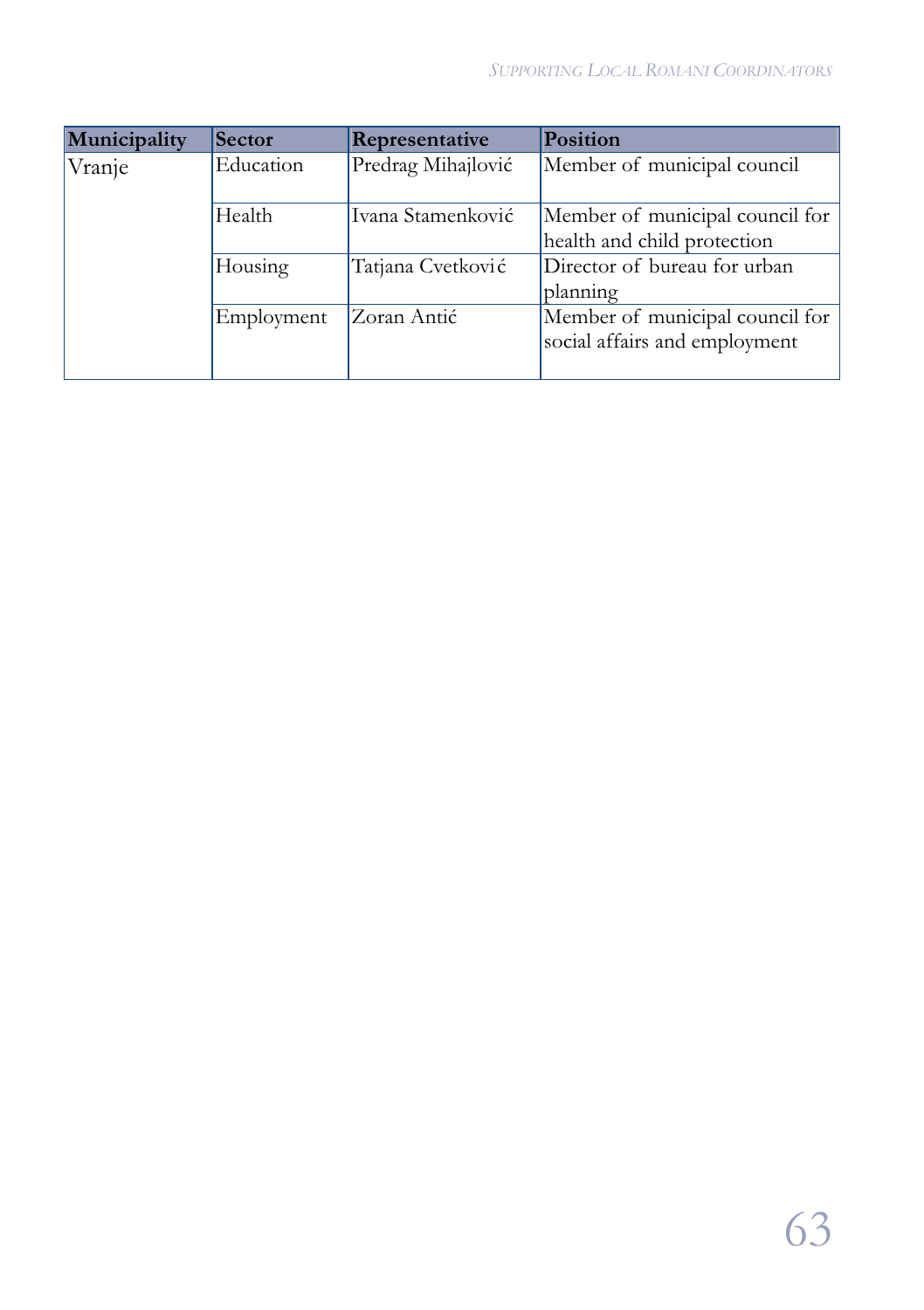| Municipality | Sector | Representative | Position |
|---|---|---|---|
| Vranje | Education | Predrag Mihajlović | Member of municipal council |
| | Health | Ivana Stamenković | Member of municipal council for health and child protection |
| | Housing | Tatjana Cvetković | Director of bureau for urban planning |
| | Employment | Zoran Antić | Member of municipal council for social affairs and employment |